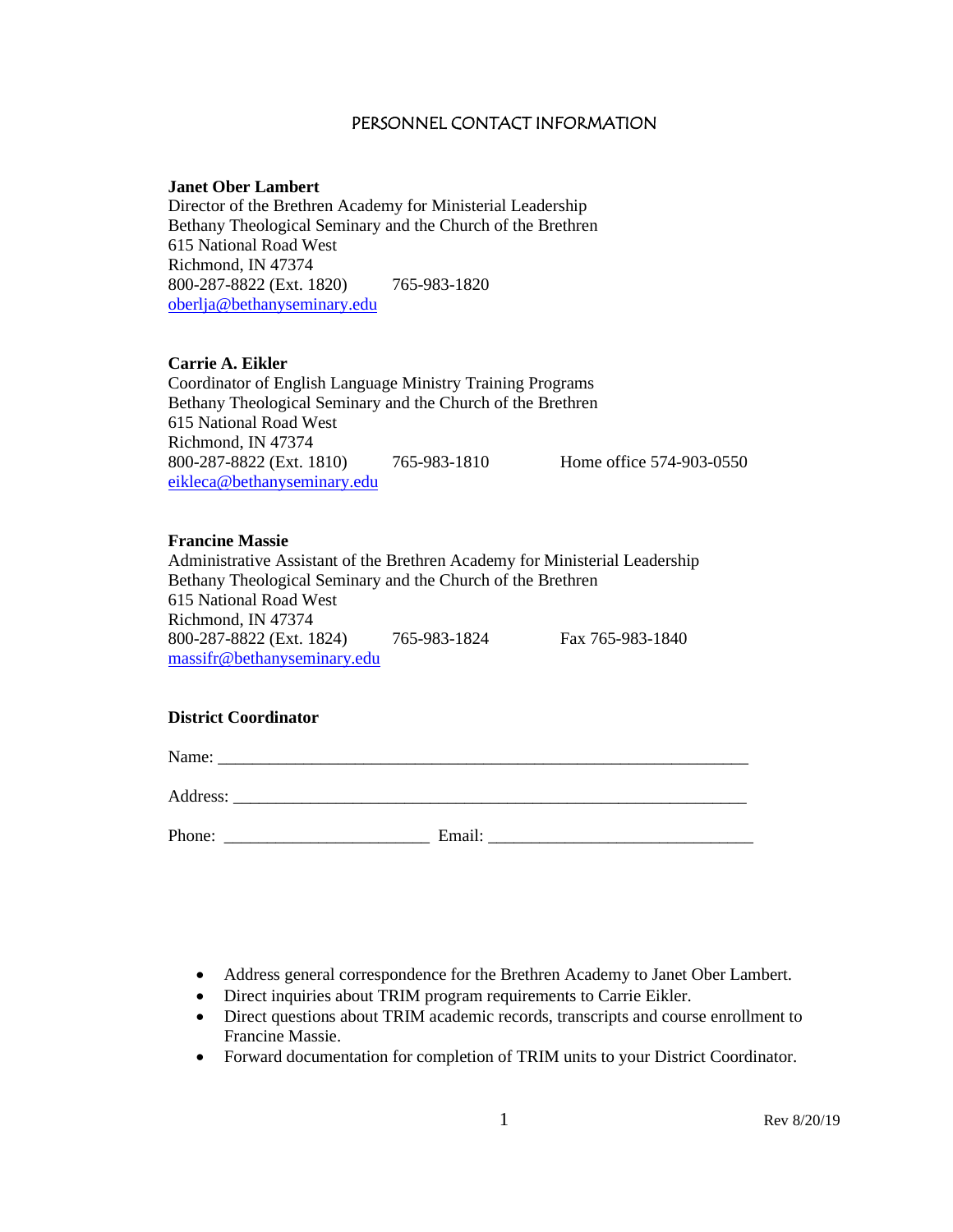# PERSONNEL CONTACT INFORMATION

**Janet Ober Lambert**
Director of the Brethren Academy for Ministerial Leadership
Bethany Theological Seminary and the Church of the Brethren
615 National Road West
Richmond, IN 47374
800-287-8822 (Ext. 1820) 765-983-1820
oberlja@bethanyseminary.edu

**Carrie A. Eikler**
Coordinator of English Language Ministry Training Programs
Bethany Theological Seminary and the Church of the Brethren
615 National Road West
Richmond, IN 47374
800-287-8822 (Ext. 1810) 765-983-1810 Home office 574-903-0550
eikleca@bethanyseminary.edu

**Francine Massie**
Administrative Assistant of the Brethren Academy for Ministerial Leadership
Bethany Theological Seminary and the Church of the Brethren
615 National Road West
Richmond, IN 47374
800-287-8822 (Ext. 1824) 765-983-1824 Fax 765-983-1840
massifr@bethanyseminary.edu

**District Coordinator**

Name: ______________________________________________________________

Address: ____________________________________________________________

Phone: ________________________ Email: ______________________________

- Address general correspondence for the Brethren Academy to Janet Ober Lambert.
- Direct inquiries about TRIM program requirements to Carrie Eikler.
- Direct questions about TRIM academic records, transcripts and course enrollment to Francine Massie.
- Forward documentation for completion of TRIM units to your District Coordinator.

Rev 8/20/19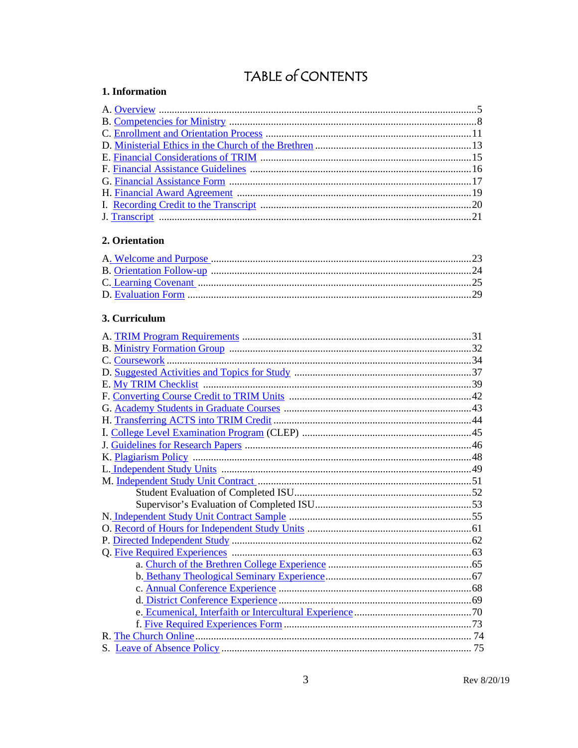# TABLE of CONTENTS

## 1. Information

A. Overview ........................................................................................................5
B. Competencies for Ministry ..............................................................................8
C. Enrollment and Orientation Process ...............................................................11
D. Ministerial Ethics in the Church of the Brethren .............................................13
E. Financial Considerations of TRIM .................................................................15
F. Financial Assistance Guidelines .....................................................................16
G. Financial Assistance Form .............................................................................17
H. Financial Award Agreement ..........................................................................19
I. Recording Credit to the Transcript ..................................................................20
J. Transcript .......................................................................................................21

## 2. Orientation

A. Welcome and Purpose ...................................................................................23
B. Orientation Follow-up ....................................................................................24
C. Learning Covenant .........................................................................................25
D. Evaluation Form .............................................................................................29

## 3. Curriculum

A. TRIM Program Requirements .......................................................................31
B. Ministry Formation Group .............................................................................32
C. Coursework .....................................................................................................34
D. Suggested Activities and Topics for Study .....................................................37
E. My TRIM Checklist .......................................................................................39
F. Converting Course Credit to TRIM Units ......................................................42
G. Academy Students in Graduate Courses ........................................................43
H. Transferring ACTS into TRIM Credit ............................................................44
I. College Level Examination Program (CLEP) .................................................45
J. Guidelines for Research Papers .......................................................................46
K. Plagiarism Policy ...........................................................................................48
L. Independent Study Units ................................................................................49
M. Independent Study Unit Contract ..................................................................51
- Student Evaluation of Completed ISU...................................................52
- Supervisor's Evaluation of Completed ISU...........................................53

N. Independent Study Unit Contract Sample ......................................................55
O. Record of Hours for Independent Study Units ...............................................61
P. Directed Independent Study ...........................................................................62
Q. Five Required Experiences ............................................................................63
- a. Church of the Brethren College Experience ......................................65
- b. Bethany Theological Seminary Experience.......................................67
- c. Annual Conference Experience .........................................................68
- d. District Conference Experience .........................................................69
- e. Ecumenical, Interfaith or Intercultural Experience ............................70
- f. Five Required Experiences Form .......................................................73

R. The Church Online ......................................................................................... 74
S. Leave of Absence Policy ................................................................................ 75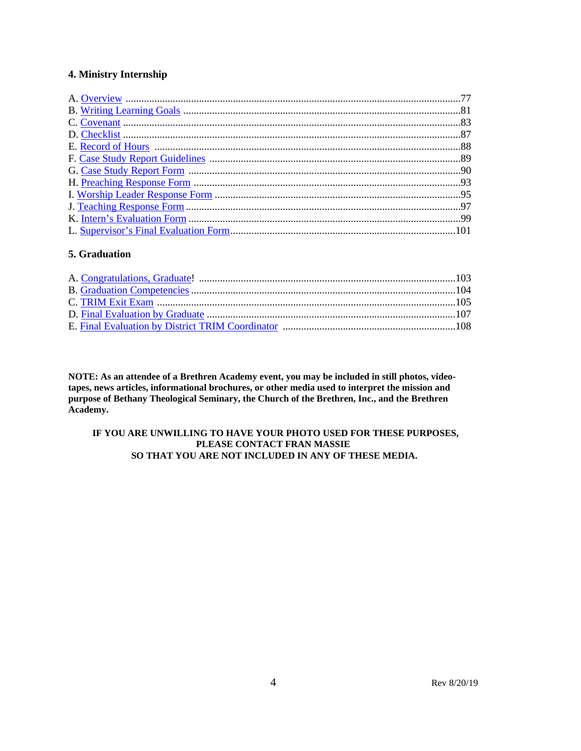### 4. Ministry Internship

A. Overview ....................................................................................................................77
B. Writing Learning Goals ...........................................................................................81
C. Covenant ..................................................................................................................83
D. Checklist ..................................................................................................................87
E. Record of Hours .......................................................................................................88
F. Case Study Report Guidelines ..................................................................................89
G. Case Study Report Form .........................................................................................90
H. Preaching Response Form .......................................................................................93
I. Worship Leader Response Form ...............................................................................95
J. Teaching Response Form ...........................................................................................97
K. Intern's Evaluation Form ..........................................................................................99
L. Supervisor's Final Evaluation Form.......................................................................101

### 5. Graduation

A. Congratulations, Graduate! ....................................................................................103
B. Graduation Competencies ......................................................................................104
C. TRIM Exit Exam ...................................................................................................105
D. Final Evaluation by Graduate .................................................................................107
E. Final Evaluation by District TRIM Coordinator ....................................................108

**NOTE: As an attendee of a Brethren Academy event, you may be included in still photos, video-tapes, news articles, informational brochures, or other media used to interpret the mission and purpose of Bethany Theological Seminary, the Church of the Brethren, Inc., and the Brethren Academy.**

**IF YOU ARE UNWILLING TO HAVE YOUR PHOTO USED FOR THESE PURPOSES, PLEASE CONTACT FRAN MASSIE SO THAT YOU ARE NOT INCLUDED IN ANY OF THESE MEDIA.**

Rev 8/20/19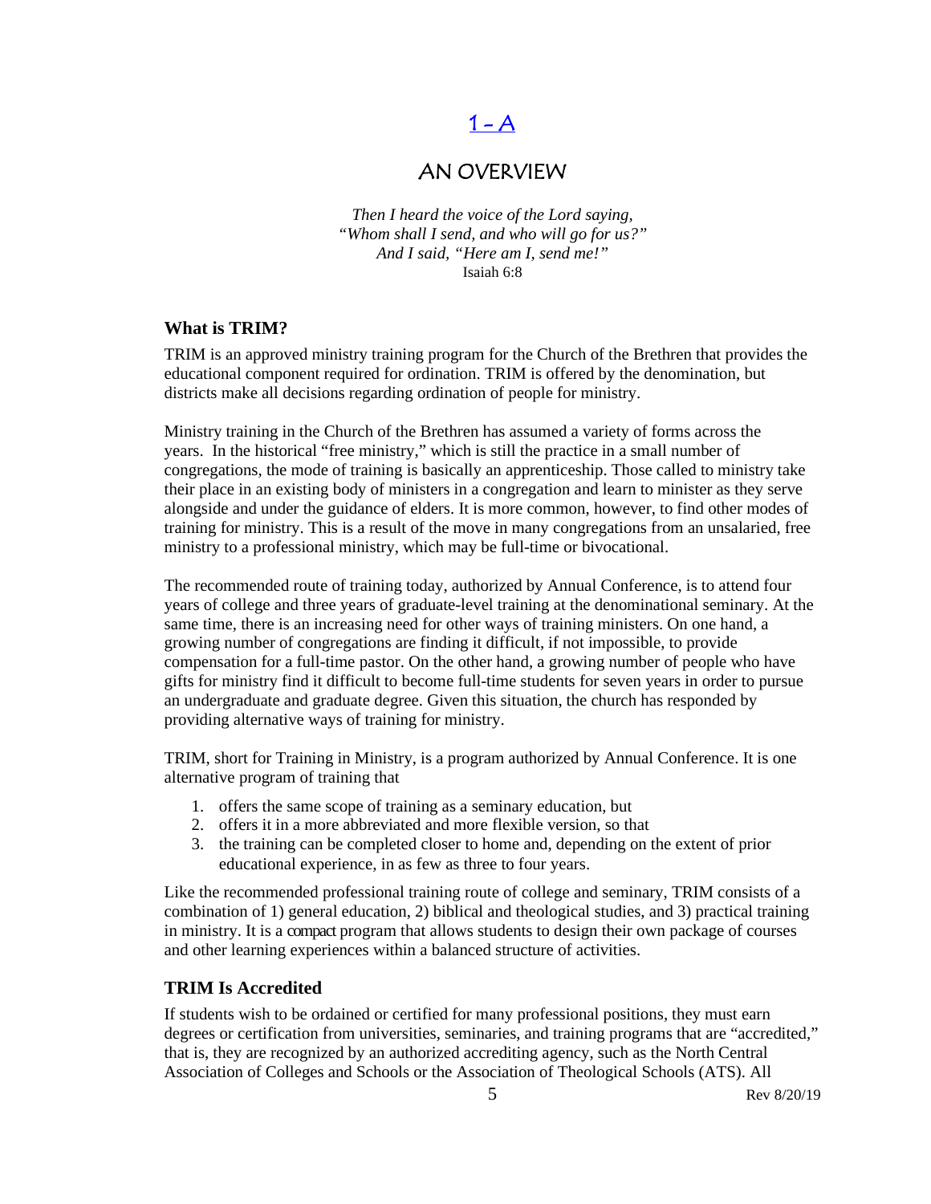# 1 - A

# AN OVERVIEW

*Then I heard the voice of the Lord saying,*
*"Whom shall I send, and who will go for us?"*
*And I said, "Here am I, send me!"*
Isaiah 6:8

### What is TRIM?

TRIM is an approved ministry training program for the Church of the Brethren that provides the educational component required for ordination. TRIM is offered by the denomination, but districts make all decisions regarding ordination of people for ministry.

Ministry training in the Church of the Brethren has assumed a variety of forms across the years. In the historical "free ministry," which is still the practice in a small number of congregations, the mode of training is basically an apprenticeship. Those called to ministry take their place in an existing body of ministers in a congregation and learn to minister as they serve alongside and under the guidance of elders. It is more common, however, to find other modes of training for ministry. This is a result of the move in many congregations from an unsalaried, free ministry to a professional ministry, which may be full-time or bivocational.

The recommended route of training today, authorized by Annual Conference, is to attend four years of college and three years of graduate-level training at the denominational seminary. At the same time, there is an increasing need for other ways of training ministers. On one hand, a growing number of congregations are finding it difficult, if not impossible, to provide compensation for a full-time pastor. On the other hand, a growing number of people who have gifts for ministry find it difficult to become full-time students for seven years in order to pursue an undergraduate and graduate degree. Given this situation, the church has responded by providing alternative ways of training for ministry.

TRIM, short for Training in Ministry, is a program authorized by Annual Conference. It is one alternative program of training that

1. offers the same scope of training as a seminary education, but
2. offers it in a more abbreviated and more flexible version, so that
3. the training can be completed closer to home and, depending on the extent of prior educational experience, in as few as three to four years.

Like the recommended professional training route of college and seminary, TRIM consists of a combination of 1) general education, 2) biblical and theological studies, and 3) practical training in ministry. It is a compact program that allows students to design their own package of courses and other learning experiences within a balanced structure of activities.

### TRIM Is Accredited

If students wish to be ordained or certified for many professional positions, they must earn degrees or certification from universities, seminaries, and training programs that are "accredited," that is, they are recognized by an authorized accrediting agency, such as the North Central Association of Colleges and Schools or the Association of Theological Schools (ATS). All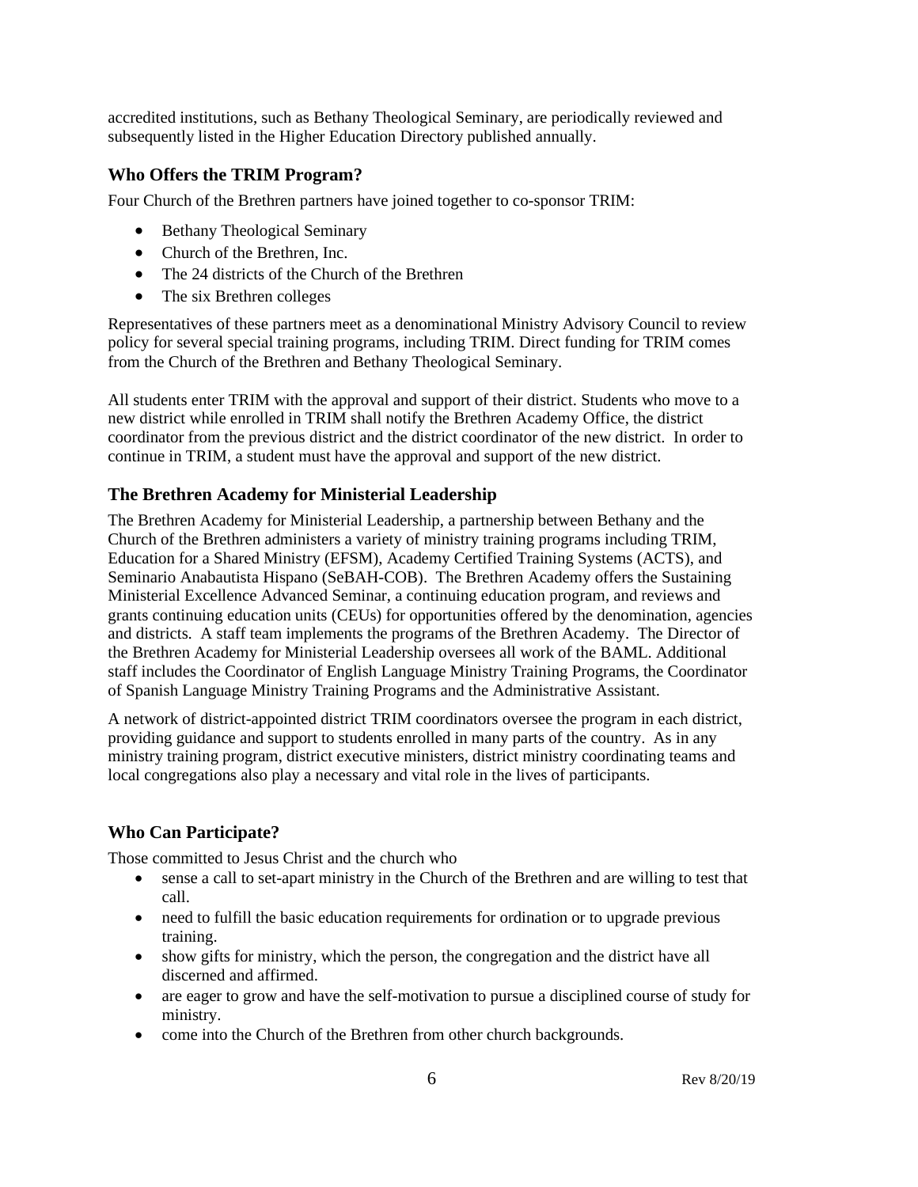accredited institutions, such as Bethany Theological Seminary, are periodically reviewed and subsequently listed in the Higher Education Directory published annually.

### Who Offers the TRIM Program?

Four Church of the Brethren partners have joined together to co-sponsor TRIM:

- Bethany Theological Seminary
- Church of the Brethren, Inc.
- The 24 districts of the Church of the Brethren
- The six Brethren colleges

Representatives of these partners meet as a denominational Ministry Advisory Council to review policy for several special training programs, including TRIM. Direct funding for TRIM comes from the Church of the Brethren and Bethany Theological Seminary.

All students enter TRIM with the approval and support of their district. Students who move to a new district while enrolled in TRIM shall notify the Brethren Academy Office, the district coordinator from the previous district and the district coordinator of the new district. In order to continue in TRIM, a student must have the approval and support of the new district.

### The Brethren Academy for Ministerial Leadership

The Brethren Academy for Ministerial Leadership, a partnership between Bethany and the Church of the Brethren administers a variety of ministry training programs including TRIM, Education for a Shared Ministry (EFSM), Academy Certified Training Systems (ACTS), and Seminario Anabautista Hispano (SeBAH-COB). The Brethren Academy offers the Sustaining Ministerial Excellence Advanced Seminar, a continuing education program, and reviews and grants continuing education units (CEUs) for opportunities offered by the denomination, agencies and districts. A staff team implements the programs of the Brethren Academy. The Director of the Brethren Academy for Ministerial Leadership oversees all work of the BAML. Additional staff includes the Coordinator of English Language Ministry Training Programs, the Coordinator of Spanish Language Ministry Training Programs and the Administrative Assistant.

A network of district-appointed district TRIM coordinators oversee the program in each district, providing guidance and support to students enrolled in many parts of the country. As in any ministry training program, district executive ministers, district ministry coordinating teams and local congregations also play a necessary and vital role in the lives of participants.

### Who Can Participate?

Those committed to Jesus Christ and the church who

- sense a call to set-apart ministry in the Church of the Brethren and are willing to test that call.
- need to fulfill the basic education requirements for ordination or to upgrade previous training.
- show gifts for ministry, which the person, the congregation and the district have all discerned and affirmed.
- are eager to grow and have the self-motivation to pursue a disciplined course of study for ministry.
- come into the Church of the Brethren from other church backgrounds.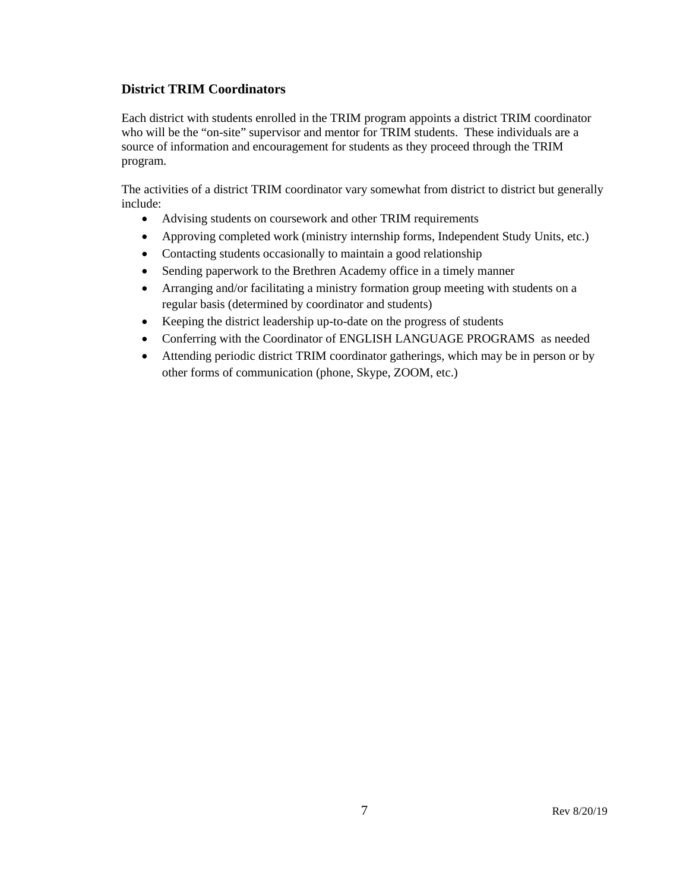### District TRIM Coordinators

Each district with students enrolled in the TRIM program appoints a district TRIM coordinator who will be the "on-site" supervisor and mentor for TRIM students. These individuals are a source of information and encouragement for students as they proceed through the TRIM program.

The activities of a district TRIM coordinator vary somewhat from district to district but generally include:

- Advising students on coursework and other TRIM requirements
- Approving completed work (ministry internship forms, Independent Study Units, etc.)
- Contacting students occasionally to maintain a good relationship
- Sending paperwork to the Brethren Academy office in a timely manner
- Arranging and/or facilitating a ministry formation group meeting with students on a regular basis (determined by coordinator and students)
- Keeping the district leadership up-to-date on the progress of students
- Conferring with the Coordinator of ENGLISH LANGUAGE PROGRAMS as needed
- Attending periodic district TRIM coordinator gatherings, which may be in person or by other forms of communication (phone, Skype, ZOOM, etc.)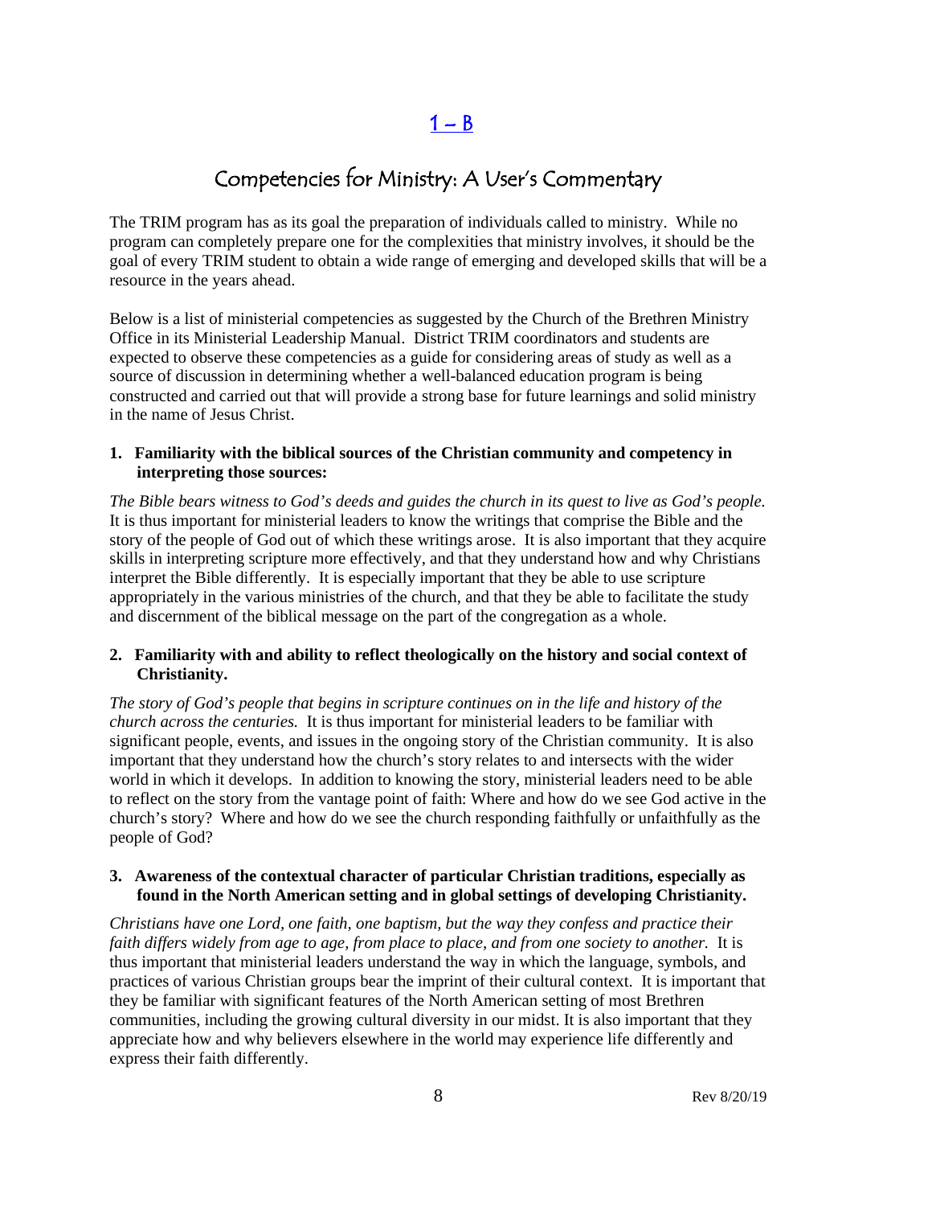## 1 – B

# Competencies for Ministry: A User's Commentary

The TRIM program has as its goal the preparation of individuals called to ministry. While no program can completely prepare one for the complexities that ministry involves, it should be the goal of every TRIM student to obtain a wide range of emerging and developed skills that will be a resource in the years ahead.

Below is a list of ministerial competencies as suggested by the Church of the Brethren Ministry Office in its Ministerial Leadership Manual. District TRIM coordinators and students are expected to observe these competencies as a guide for considering areas of study as well as a source of discussion in determining whether a well-balanced education program is being constructed and carried out that will provide a strong base for future learnings and solid ministry in the name of Jesus Christ.

**1. Familiarity with the biblical sources of the Christian community and competency in interpreting those sources:**

*The Bible bears witness to God's deeds and guides the church in its quest to live as God's people.* It is thus important for ministerial leaders to know the writings that comprise the Bible and the story of the people of God out of which these writings arose. It is also important that they acquire skills in interpreting scripture more effectively, and that they understand how and why Christians interpret the Bible differently. It is especially important that they be able to use scripture appropriately in the various ministries of the church, and that they be able to facilitate the study and discernment of the biblical message on the part of the congregation as a whole.

**2. Familiarity with and ability to reflect theologically on the history and social context of Christianity.**

*The story of God's people that begins in scripture continues on in the life and history of the church across the centuries.* It is thus important for ministerial leaders to be familiar with significant people, events, and issues in the ongoing story of the Christian community. It is also important that they understand how the church's story relates to and intersects with the wider world in which it develops. In addition to knowing the story, ministerial leaders need to be able to reflect on the story from the vantage point of faith: Where and how do we see God active in the church's story? Where and how do we see the church responding faithfully or unfaithfully as the people of God?

**3. Awareness of the contextual character of particular Christian traditions, especially as found in the North American setting and in global settings of developing Christianity.**

*Christians have one Lord, one faith, one baptism, but the way they confess and practice their faith differs widely from age to age, from place to place, and from one society to another.* It is thus important that ministerial leaders understand the way in which the language, symbols, and practices of various Christian groups bear the imprint of their cultural context. It is important that they be familiar with significant features of the North American setting of most Brethren communities, including the growing cultural diversity in our midst. It is also important that they appreciate how and why believers elsewhere in the world may experience life differently and express their faith differently.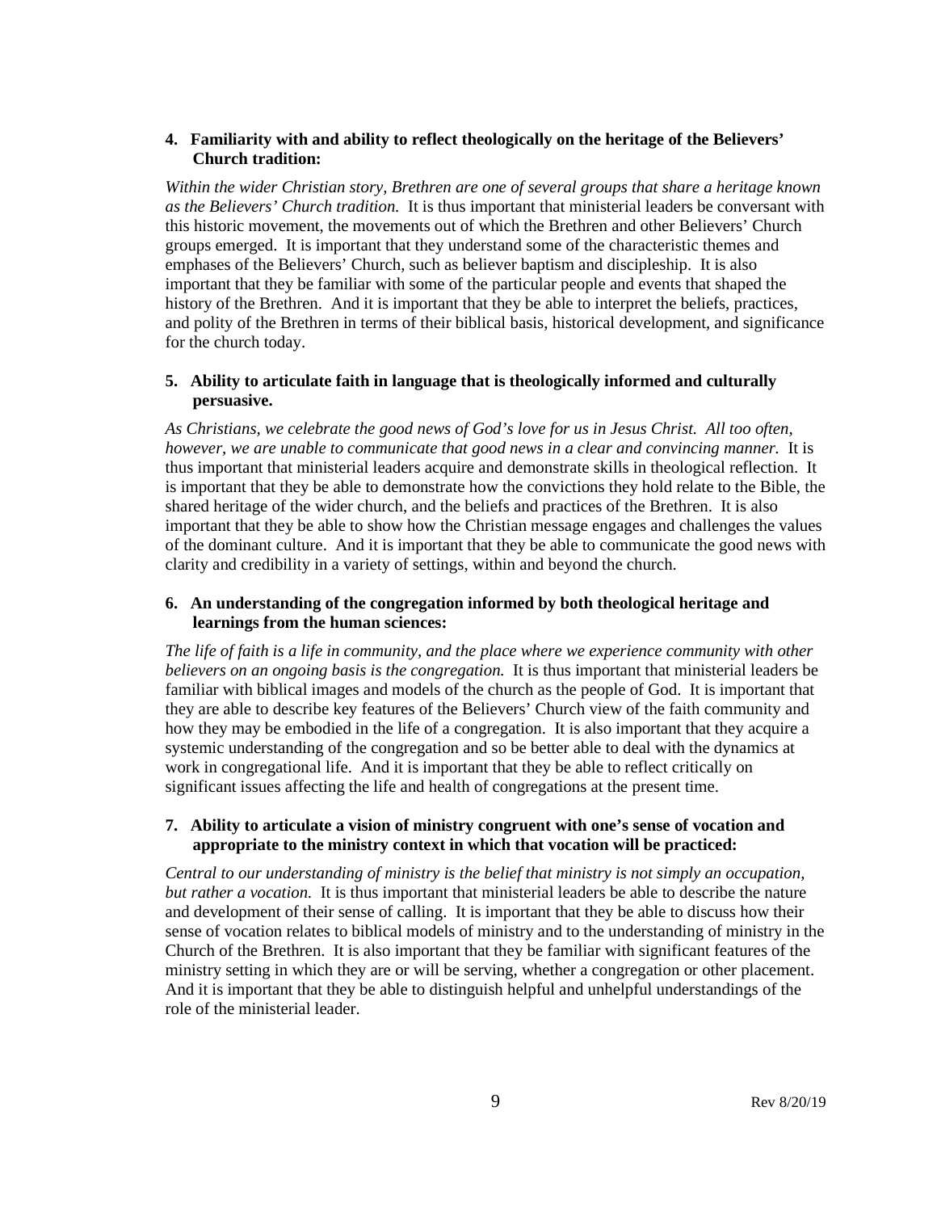**4. Familiarity with and ability to reflect theologically on the heritage of the Believers' Church tradition:**

*Within the wider Christian story, Brethren are one of several groups that share a heritage known as the Believers' Church tradition.* It is thus important that ministerial leaders be conversant with this historic movement, the movements out of which the Brethren and other Believers' Church groups emerged. It is important that they understand some of the characteristic themes and emphases of the Believers' Church, such as believer baptism and discipleship. It is also important that they be familiar with some of the particular people and events that shaped the history of the Brethren. And it is important that they be able to interpret the beliefs, practices, and polity of the Brethren in terms of their biblical basis, historical development, and significance for the church today.

**5. Ability to articulate faith in language that is theologically informed and culturally persuasive.**

*As Christians, we celebrate the good news of God's love for us in Jesus Christ. All too often, however, we are unable to communicate that good news in a clear and convincing manner.* It is thus important that ministerial leaders acquire and demonstrate skills in theological reflection. It is important that they be able to demonstrate how the convictions they hold relate to the Bible, the shared heritage of the wider church, and the beliefs and practices of the Brethren. It is also important that they be able to show how the Christian message engages and challenges the values of the dominant culture. And it is important that they be able to communicate the good news with clarity and credibility in a variety of settings, within and beyond the church.

**6. An understanding of the congregation informed by both theological heritage and learnings from the human sciences:**

*The life of faith is a life in community, and the place where we experience community with other believers on an ongoing basis is the congregation.* It is thus important that ministerial leaders be familiar with biblical images and models of the church as the people of God. It is important that they are able to describe key features of the Believers' Church view of the faith community and how they may be embodied in the life of a congregation. It is also important that they acquire a systemic understanding of the congregation and so be better able to deal with the dynamics at work in congregational life. And it is important that they be able to reflect critically on significant issues affecting the life and health of congregations at the present time.

**7. Ability to articulate a vision of ministry congruent with one's sense of vocation and appropriate to the ministry context in which that vocation will be practiced:**

*Central to our understanding of ministry is the belief that ministry is not simply an occupation, but rather a vocation.* It is thus important that ministerial leaders be able to describe the nature and development of their sense of calling. It is important that they be able to discuss how their sense of vocation relates to biblical models of ministry and to the understanding of ministry in the Church of the Brethren. It is also important that they be familiar with significant features of the ministry setting in which they are or will be serving, whether a congregation or other placement. And it is important that they be able to distinguish helpful and unhelpful understandings of the role of the ministerial leader.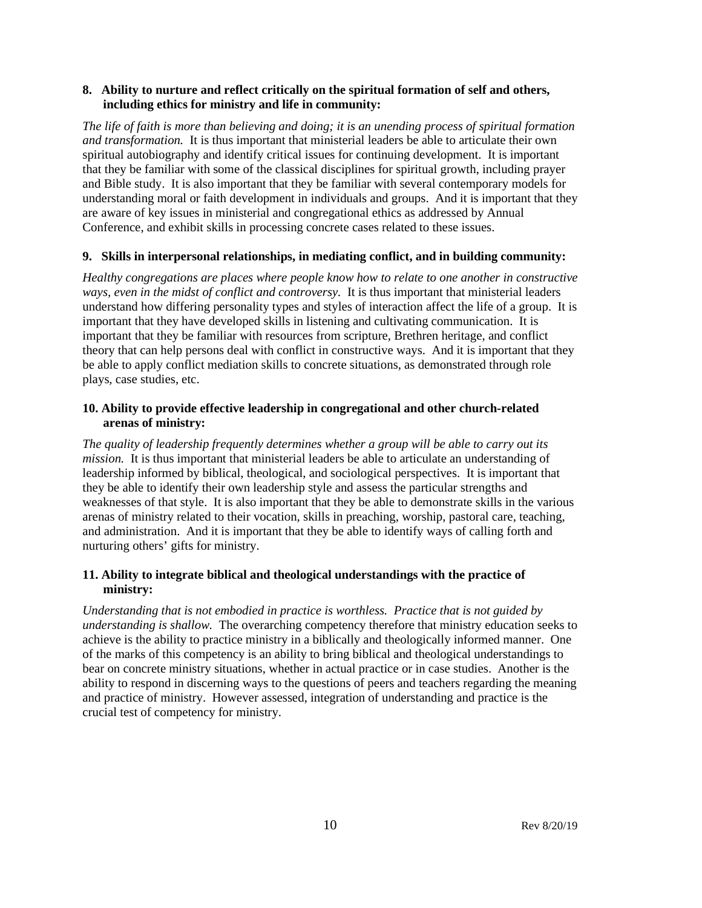**8. Ability to nurture and reflect critically on the spiritual formation of self and others, including ethics for ministry and life in community:**

*The life of faith is more than believing and doing; it is an unending process of spiritual formation and transformation.* It is thus important that ministerial leaders be able to articulate their own spiritual autobiography and identify critical issues for continuing development. It is important that they be familiar with some of the classical disciplines for spiritual growth, including prayer and Bible study. It is also important that they be familiar with several contemporary models for understanding moral or faith development in individuals and groups. And it is important that they are aware of key issues in ministerial and congregational ethics as addressed by Annual Conference, and exhibit skills in processing concrete cases related to these issues.

**9. Skills in interpersonal relationships, in mediating conflict, and in building community:**

*Healthy congregations are places where people know how to relate to one another in constructive ways, even in the midst of conflict and controversy.* It is thus important that ministerial leaders understand how differing personality types and styles of interaction affect the life of a group. It is important that they have developed skills in listening and cultivating communication. It is important that they be familiar with resources from scripture, Brethren heritage, and conflict theory that can help persons deal with conflict in constructive ways. And it is important that they be able to apply conflict mediation skills to concrete situations, as demonstrated through role plays, case studies, etc.

**10. Ability to provide effective leadership in congregational and other church-related arenas of ministry:**

*The quality of leadership frequently determines whether a group will be able to carry out its mission.* It is thus important that ministerial leaders be able to articulate an understanding of leadership informed by biblical, theological, and sociological perspectives. It is important that they be able to identify their own leadership style and assess the particular strengths and weaknesses of that style. It is also important that they be able to demonstrate skills in the various arenas of ministry related to their vocation, skills in preaching, worship, pastoral care, teaching, and administration. And it is important that they be able to identify ways of calling forth and nurturing others' gifts for ministry.

**11. Ability to integrate biblical and theological understandings with the practice of ministry:**

*Understanding that is not embodied in practice is worthless. Practice that is not guided by understanding is shallow.* The overarching competency therefore that ministry education seeks to achieve is the ability to practice ministry in a biblically and theologically informed manner. One of the marks of this competency is an ability to bring biblical and theological understandings to bear on concrete ministry situations, whether in actual practice or in case studies. Another is the ability to respond in discerning ways to the questions of peers and teachers regarding the meaning and practice of ministry. However assessed, integration of understanding and practice is the crucial test of competency for ministry.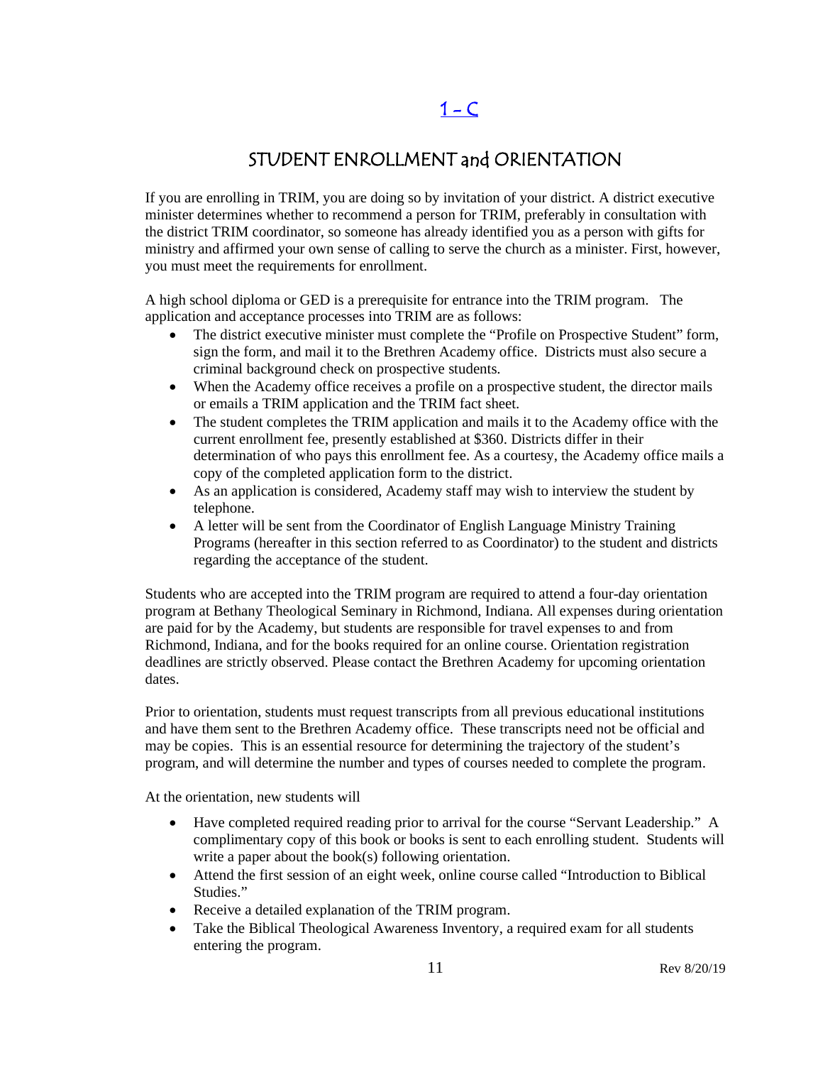## 1 – C

## STUDENT ENROLLMENT and ORIENTATION

If you are enrolling in TRIM, you are doing so by invitation of your district. A district executive minister determines whether to recommend a person for TRIM, preferably in consultation with the district TRIM coordinator, so someone has already identified you as a person with gifts for ministry and affirmed your own sense of calling to serve the church as a minister. First, however, you must meet the requirements for enrollment.

A high school diploma or GED is a prerequisite for entrance into the TRIM program. The application and acceptance processes into TRIM are as follows:

- The district executive minister must complete the "Profile on Prospective Student" form, sign the form, and mail it to the Brethren Academy office. Districts must also secure a criminal background check on prospective students.
- When the Academy office receives a profile on a prospective student, the director mails or emails a TRIM application and the TRIM fact sheet.
- The student completes the TRIM application and mails it to the Academy office with the current enrollment fee, presently established at $360. Districts differ in their determination of who pays this enrollment fee. As a courtesy, the Academy office mails a copy of the completed application form to the district.
- As an application is considered, Academy staff may wish to interview the student by telephone.
- A letter will be sent from the Coordinator of English Language Ministry Training Programs (hereafter in this section referred to as Coordinator) to the student and districts regarding the acceptance of the student.

Students who are accepted into the TRIM program are required to attend a four-day orientation program at Bethany Theological Seminary in Richmond, Indiana. All expenses during orientation are paid for by the Academy, but students are responsible for travel expenses to and from Richmond, Indiana, and for the books required for an online course. Orientation registration deadlines are strictly observed. Please contact the Brethren Academy for upcoming orientation dates.

Prior to orientation, students must request transcripts from all previous educational institutions and have them sent to the Brethren Academy office. These transcripts need not be official and may be copies. This is an essential resource for determining the trajectory of the student's program, and will determine the number and types of courses needed to complete the program.

At the orientation, new students will

- Have completed required reading prior to arrival for the course "Servant Leadership." A complimentary copy of this book or books is sent to each enrolling student. Students will write a paper about the book(s) following orientation.
- Attend the first session of an eight week, online course called "Introduction to Biblical Studies."
- Receive a detailed explanation of the TRIM program.
- Take the Biblical Theological Awareness Inventory, a required exam for all students entering the program.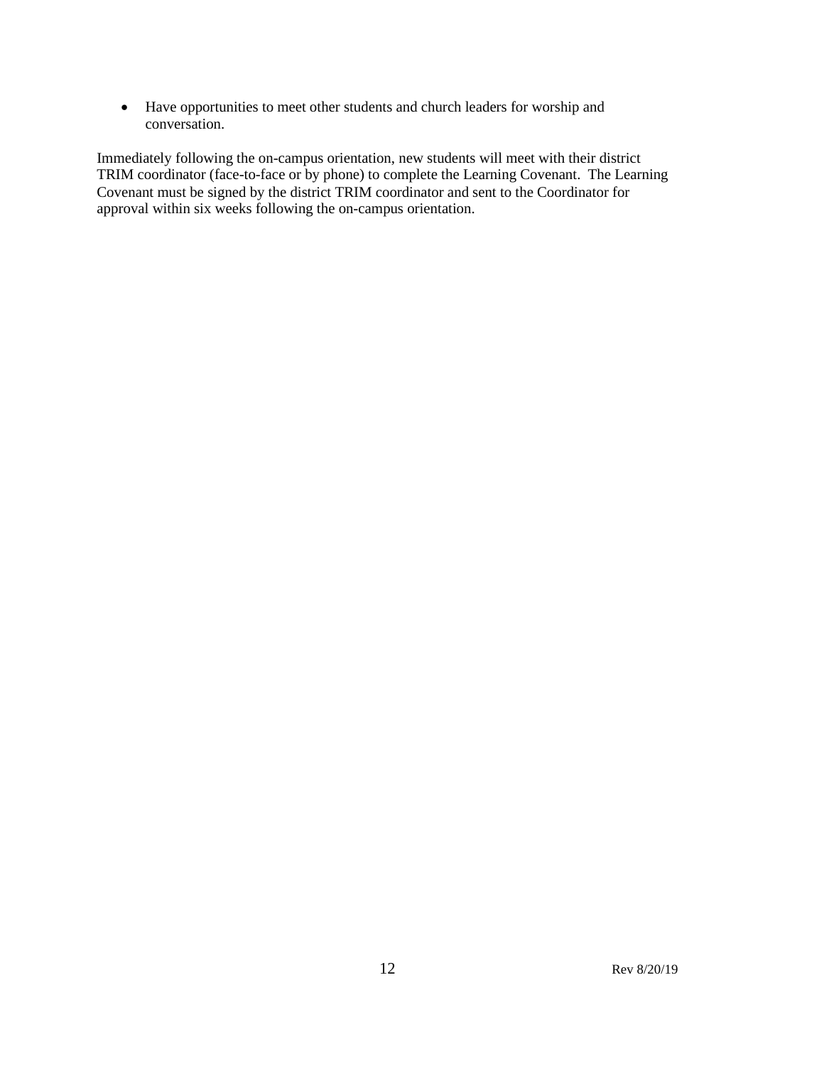- Have opportunities to meet other students and church leaders for worship and conversation.

Immediately following the on-campus orientation, new students will meet with their district TRIM coordinator (face-to-face or by phone) to complete the Learning Covenant. The Learning Covenant must be signed by the district TRIM coordinator and sent to the Coordinator for approval within six weeks following the on-campus orientation.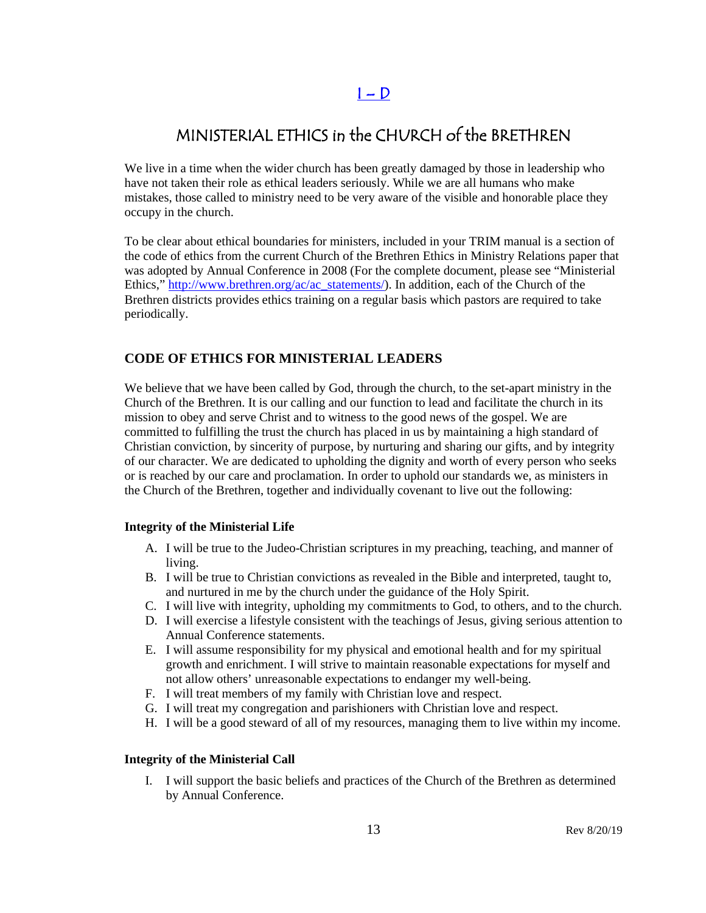# I – D

# MINISTERIAL ETHICS in the CHURCH of the BRETHREN

We live in a time when the wider church has been greatly damaged by those in leadership who have not taken their role as ethical leaders seriously. While we are all humans who make mistakes, those called to ministry need to be very aware of the visible and honorable place they occupy in the church.

To be clear about ethical boundaries for ministers, included in your TRIM manual is a section of the code of ethics from the current Church of the Brethren Ethics in Ministry Relations paper that was adopted by Annual Conference in 2008 (For the complete document, please see "Ministerial Ethics," http://www.brethren.org/ac/ac_statements/). In addition, each of the Church of the Brethren districts provides ethics training on a regular basis which pastors are required to take periodically.

## CODE OF ETHICS FOR MINISTERIAL LEADERS

We believe that we have been called by God, through the church, to the set-apart ministry in the Church of the Brethren. It is our calling and our function to lead and facilitate the church in its mission to obey and serve Christ and to witness to the good news of the gospel. We are committed to fulfilling the trust the church has placed in us by maintaining a high standard of Christian conviction, by sincerity of purpose, by nurturing and sharing our gifts, and by integrity of our character. We are dedicated to upholding the dignity and worth of every person who seeks or is reached by our care and proclamation. In order to uphold our standards we, as ministers in the Church of the Brethren, together and individually covenant to live out the following:

### Integrity of the Ministerial Life

A. I will be true to the Judeo-Christian scriptures in my preaching, teaching, and manner of living.
B. I will be true to Christian convictions as revealed in the Bible and interpreted, taught to, and nurtured in me by the church under the guidance of the Holy Spirit.
C. I will live with integrity, upholding my commitments to God, to others, and to the church.
D. I will exercise a lifestyle consistent with the teachings of Jesus, giving serious attention to Annual Conference statements.
E. I will assume responsibility for my physical and emotional health and for my spiritual growth and enrichment. I will strive to maintain reasonable expectations for myself and not allow others' unreasonable expectations to endanger my well-being.
F. I will treat members of my family with Christian love and respect.
G. I will treat my congregation and parishioners with Christian love and respect.
H. I will be a good steward of all of my resources, managing them to live within my income.

### Integrity of the Ministerial Call

I. I will support the basic beliefs and practices of the Church of the Brethren as determined by Annual Conference.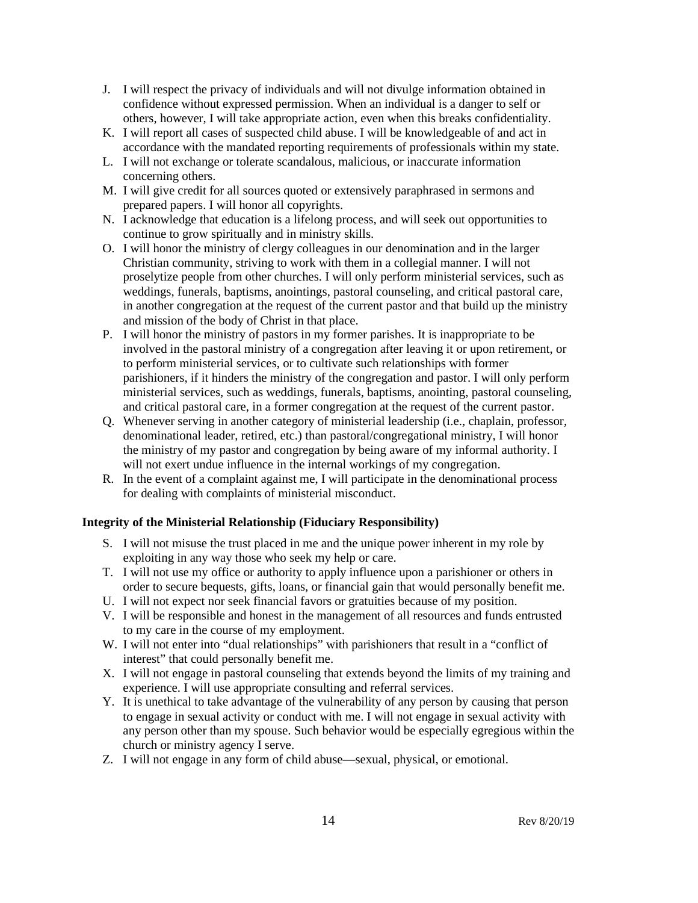J. I will respect the privacy of individuals and will not divulge information obtained in confidence without expressed permission. When an individual is a danger to self or others, however, I will take appropriate action, even when this breaks confidentiality.
K. I will report all cases of suspected child abuse. I will be knowledgeable of and act in accordance with the mandated reporting requirements of professionals within my state.
L. I will not exchange or tolerate scandalous, malicious, or inaccurate information concerning others.
M. I will give credit for all sources quoted or extensively paraphrased in sermons and prepared papers. I will honor all copyrights.
N. I acknowledge that education is a lifelong process, and will seek out opportunities to continue to grow spiritually and in ministry skills.
O. I will honor the ministry of clergy colleagues in our denomination and in the larger Christian community, striving to work with them in a collegial manner. I will not proselytize people from other churches. I will only perform ministerial services, such as weddings, funerals, baptisms, anointings, pastoral counseling, and critical pastoral care, in another congregation at the request of the current pastor and that build up the ministry and mission of the body of Christ in that place.
P. I will honor the ministry of pastors in my former parishes. It is inappropriate to be involved in the pastoral ministry of a congregation after leaving it or upon retirement, or to perform ministerial services, or to cultivate such relationships with former parishioners, if it hinders the ministry of the congregation and pastor. I will only perform ministerial services, such as weddings, funerals, baptisms, anointing, pastoral counseling, and critical pastoral care, in a former congregation at the request of the current pastor.
Q. Whenever serving in another category of ministerial leadership (i.e., chaplain, professor, denominational leader, retired, etc.) than pastoral/congregational ministry, I will honor the ministry of my pastor and congregation by being aware of my informal authority. I will not exert undue influence in the internal workings of my congregation.
R. In the event of a complaint against me, I will participate in the denominational process for dealing with complaints of ministerial misconduct.

**Integrity of the Ministerial Relationship (Fiduciary Responsibility)**

S. I will not misuse the trust placed in me and the unique power inherent in my role by exploiting in any way those who seek my help or care.
T. I will not use my office or authority to apply influence upon a parishioner or others in order to secure bequests, gifts, loans, or financial gain that would personally benefit me.
U. I will not expect nor seek financial favors or gratuities because of my position.
V. I will be responsible and honest in the management of all resources and funds entrusted to my care in the course of my employment.
W. I will not enter into "dual relationships" with parishioners that result in a "conflict of interest" that could personally benefit me.
X. I will not engage in pastoral counseling that extends beyond the limits of my training and experience. I will use appropriate consulting and referral services.
Y. It is unethical to take advantage of the vulnerability of any person by causing that person to engage in sexual activity or conduct with me. I will not engage in sexual activity with any person other than my spouse. Such behavior would be especially egregious within the church or ministry agency I serve.
Z. I will not engage in any form of child abuse—sexual, physical, or emotional.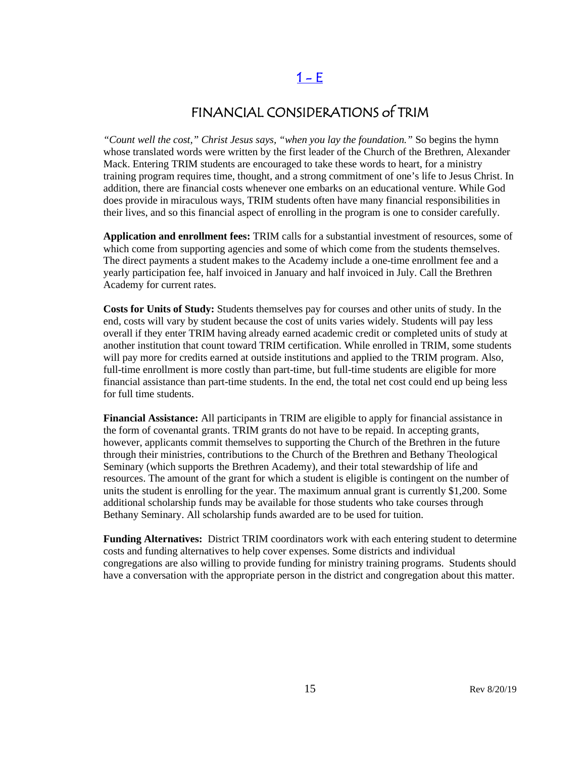## 1 – E

# FINANCIAL CONSIDERATIONS of TRIM

*"Count well the cost," Christ Jesus says, "when you lay the foundation."* So begins the hymn whose translated words were written by the first leader of the Church of the Brethren, Alexander Mack. Entering TRIM students are encouraged to take these words to heart, for a ministry training program requires time, thought, and a strong commitment of one's life to Jesus Christ. In addition, there are financial costs whenever one embarks on an educational venture. While God does provide in miraculous ways, TRIM students often have many financial responsibilities in their lives, and so this financial aspect of enrolling in the program is one to consider carefully.

**Application and enrollment fees:** TRIM calls for a substantial investment of resources, some of which come from supporting agencies and some of which come from the students themselves. The direct payments a student makes to the Academy include a one-time enrollment fee and a yearly participation fee, half invoiced in January and half invoiced in July. Call the Brethren Academy for current rates.

**Costs for Units of Study:** Students themselves pay for courses and other units of study. In the end, costs will vary by student because the cost of units varies widely. Students will pay less overall if they enter TRIM having already earned academic credit or completed units of study at another institution that count toward TRIM certification. While enrolled in TRIM, some students will pay more for credits earned at outside institutions and applied to the TRIM program. Also, full-time enrollment is more costly than part-time, but full-time students are eligible for more financial assistance than part-time students. In the end, the total net cost could end up being less for full time students.

**Financial Assistance:** All participants in TRIM are eligible to apply for financial assistance in the form of covenantal grants. TRIM grants do not have to be repaid. In accepting grants, however, applicants commit themselves to supporting the Church of the Brethren in the future through their ministries, contributions to the Church of the Brethren and Bethany Theological Seminary (which supports the Brethren Academy), and their total stewardship of life and resources. The amount of the grant for which a student is eligible is contingent on the number of units the student is enrolling for the year. The maximum annual grant is currently $1,200. Some additional scholarship funds may be available for those students who take courses through Bethany Seminary. All scholarship funds awarded are to be used for tuition.

**Funding Alternatives:** District TRIM coordinators work with each entering student to determine costs and funding alternatives to help cover expenses. Some districts and individual congregations are also willing to provide funding for ministry training programs. Students should have a conversation with the appropriate person in the district and congregation about this matter.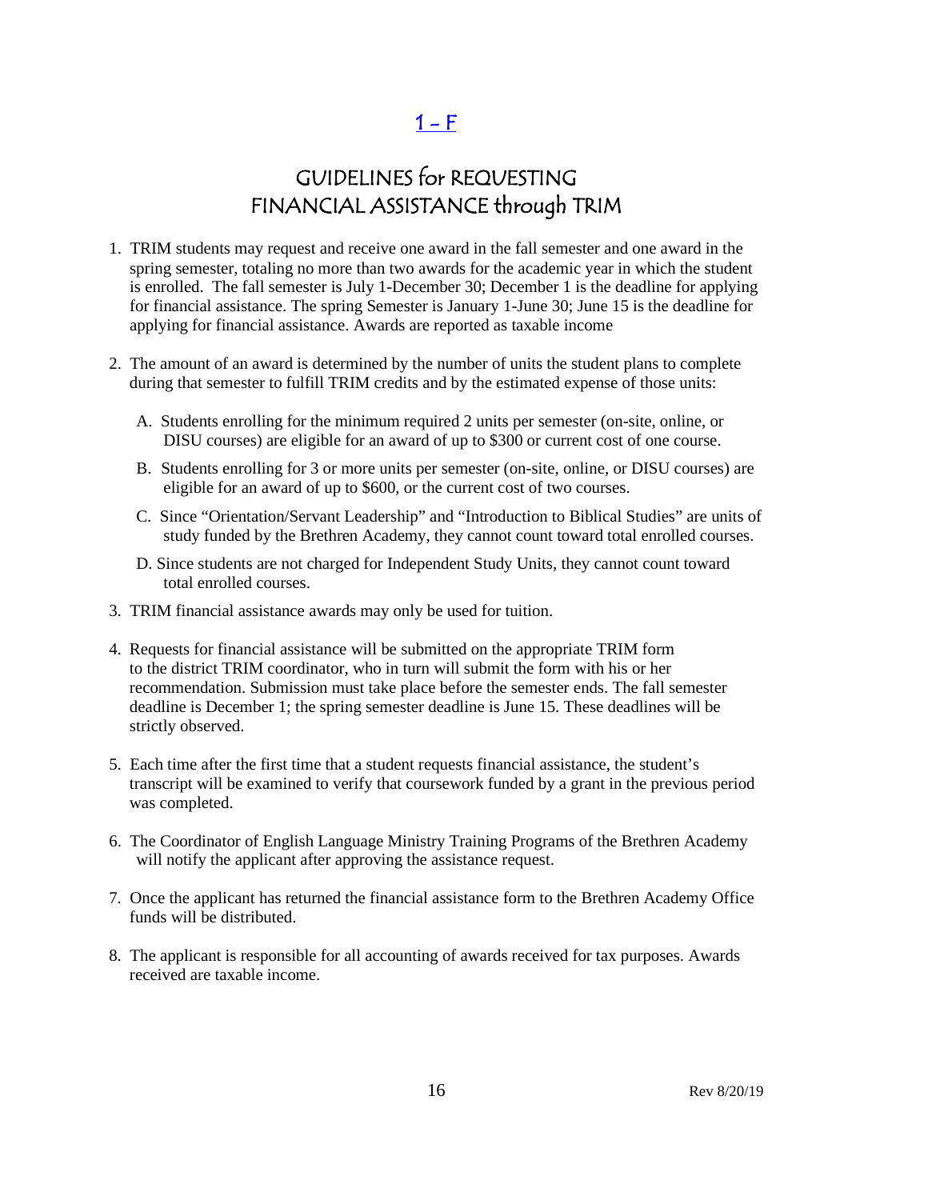## 1 – F

# GUIDELINES for REQUESTING FINANCIAL ASSISTANCE through TRIM

1. TRIM students may request and receive one award in the fall semester and one award in the spring semester, totaling no more than two awards for the academic year in which the student is enrolled. The fall semester is July 1-December 30; December 1 is the deadline for applying for financial assistance. The spring Semester is January 1-June 30; June 15 is the deadline for applying for financial assistance. Awards are reported as taxable income

2. The amount of an award is determined by the number of units the student plans to complete during that semester to fulfill TRIM credits and by the estimated expense of those units:

   A. Students enrolling for the minimum required 2 units per semester (on-site, online, or DISU courses) are eligible for an award of up to $300 or current cost of one course.

   B. Students enrolling for 3 or more units per semester (on-site, online, or DISU courses) are eligible for an award of up to $600, or the current cost of two courses.

   C. Since "Orientation/Servant Leadership" and "Introduction to Biblical Studies" are units of study funded by the Brethren Academy, they cannot count toward total enrolled courses.

   D. Since students are not charged for Independent Study Units, they cannot count toward total enrolled courses.

3. TRIM financial assistance awards may only be used for tuition.

4. Requests for financial assistance will be submitted on the appropriate TRIM form to the district TRIM coordinator, who in turn will submit the form with his or her recommendation. Submission must take place before the semester ends. The fall semester deadline is December 1; the spring semester deadline is June 15. These deadlines will be strictly observed.

5. Each time after the first time that a student requests financial assistance, the student's transcript will be examined to verify that coursework funded by a grant in the previous period was completed.

6. The Coordinator of English Language Ministry Training Programs of the Brethren Academy will notify the applicant after approving the assistance request.

7. Once the applicant has returned the financial assistance form to the Brethren Academy Office funds will be distributed.

8. The applicant is responsible for all accounting of awards received for tax purposes. Awards received are taxable income.

Rev 8/20/19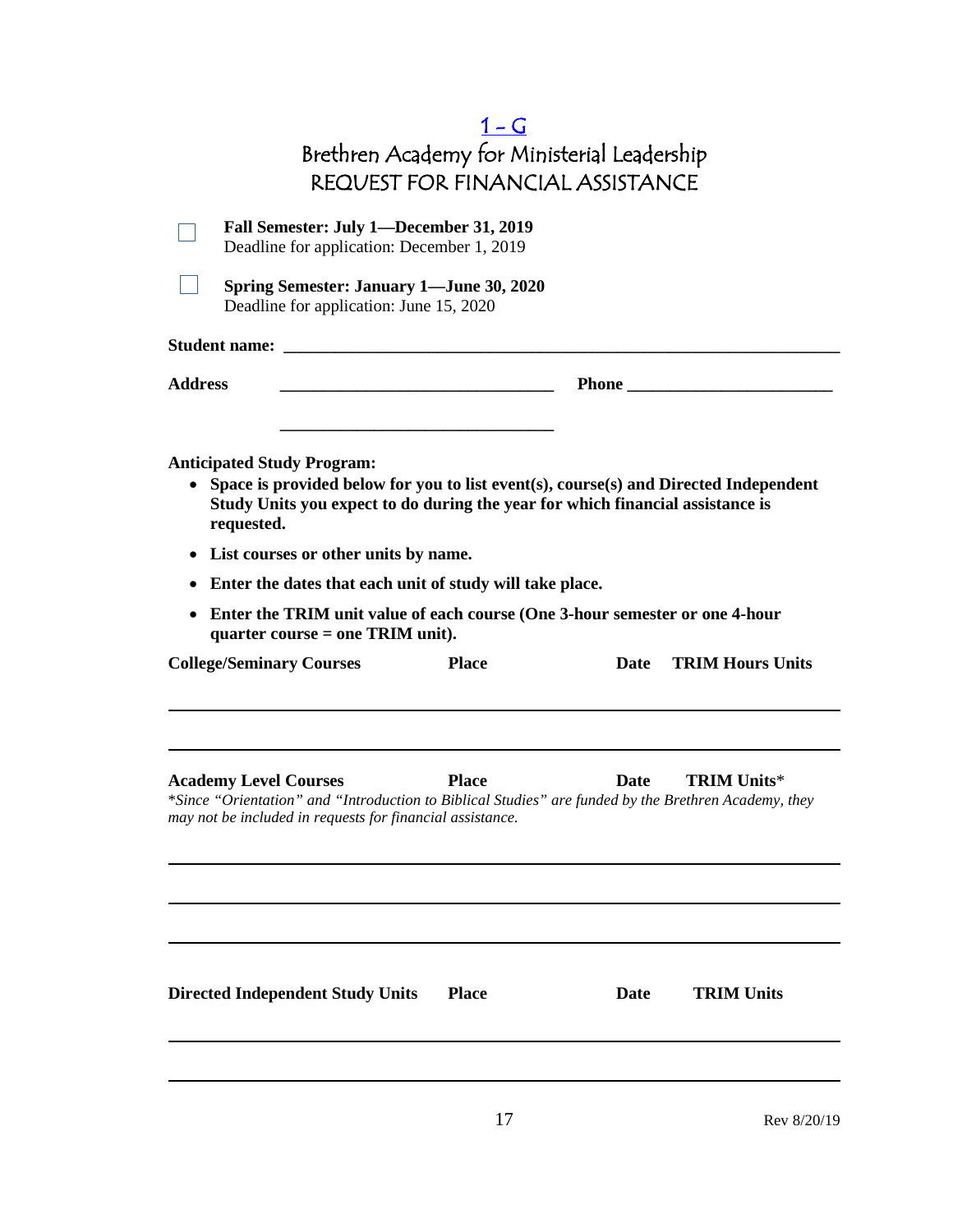# 1 – G

# Brethren Academy for Ministerial Leadership

## REQUEST FOR FINANCIAL ASSISTANCE

☐ **Fall Semester: July 1—December 31, 2019**
Deadline for application: December 1, 2019

☐ **Spring Semester: January 1—June 30, 2020**
Deadline for application: June 15, 2020

**Student name:** ________________________________________________________________

**Address** ________________________________ **Phone** ________________________

________________________________

**Anticipated Study Program:**

- **Space is provided below for you to list event(s), course(s) and Directed Independent Study Units you expect to do during the year for which financial assistance is requested.**
- **List courses or other units by name.**
- **Enter the dates that each unit of study will take place.**
- **Enter the TRIM unit value of each course (One 3-hour semester or one 4-hour quarter course = one TRIM unit).**

| College/Seminary Courses | Place | Date | TRIM Hours Units |
|---|---|---|---|
| | | | |
| | | | |

| Academy Level Courses | Place | Date | TRIM Units* |
|---|---|---|---|
| | | | |
| | | | |
| | | | |

*\*Since "Orientation" and "Introduction to Biblical Studies" are funded by the Brethren Academy, they may not be included in requests for financial assistance.*

| Directed Independent Study Units | Place | Date | TRIM Units |
|---|---|---|---|
| | | | |
| | | | |

Rev 8/20/19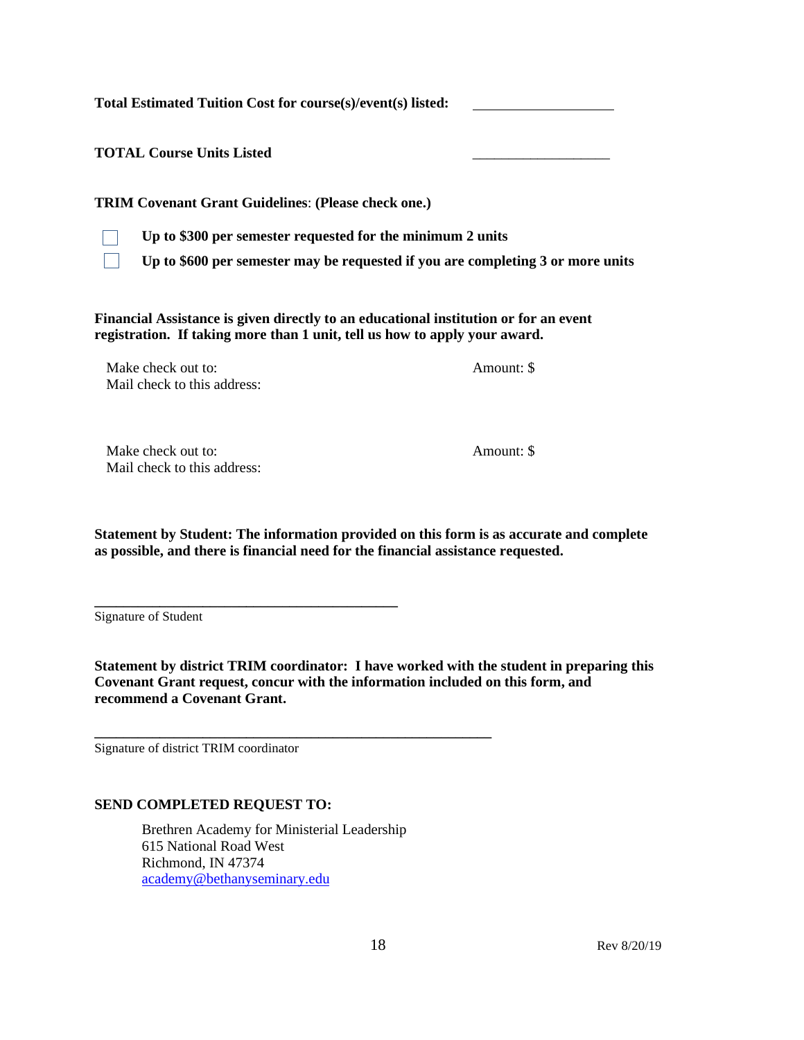**Total Estimated Tuition Cost for course(s)/event(s) listed:** ____________________

**TOTAL Course Units Listed** ____________________

**TRIM Covenant Grant Guidelines**: **(Please check one.)**

- ☐ **Up to $300 per semester requested for the minimum 2 units**
- ☐ **Up to $600 per semester may be requested if you are completing 3 or more units**

**Financial Assistance is given directly to an educational institution or for an event registration. If taking more than 1 unit, tell us how to apply your award.**

Make check out to: Amount: $
Mail check to this address:

Make check out to: Amount: $
Mail check to this address:

**Statement by Student: The information provided on this form is as accurate and complete as possible, and there is financial need for the financial assistance requested.**

____________________________________________
Signature of Student

**Statement by district TRIM coordinator: I have worked with the student in preparing this Covenant Grant request, concur with the information included on this form, and recommend a Covenant Grant.**

__________________________________________________________
Signature of district TRIM coordinator

**SEND COMPLETED REQUEST TO:**

Brethren Academy for Ministerial Leadership
615 National Road West
Richmond, IN 47374
academy@bethanyseminary.edu

Rev 8/20/19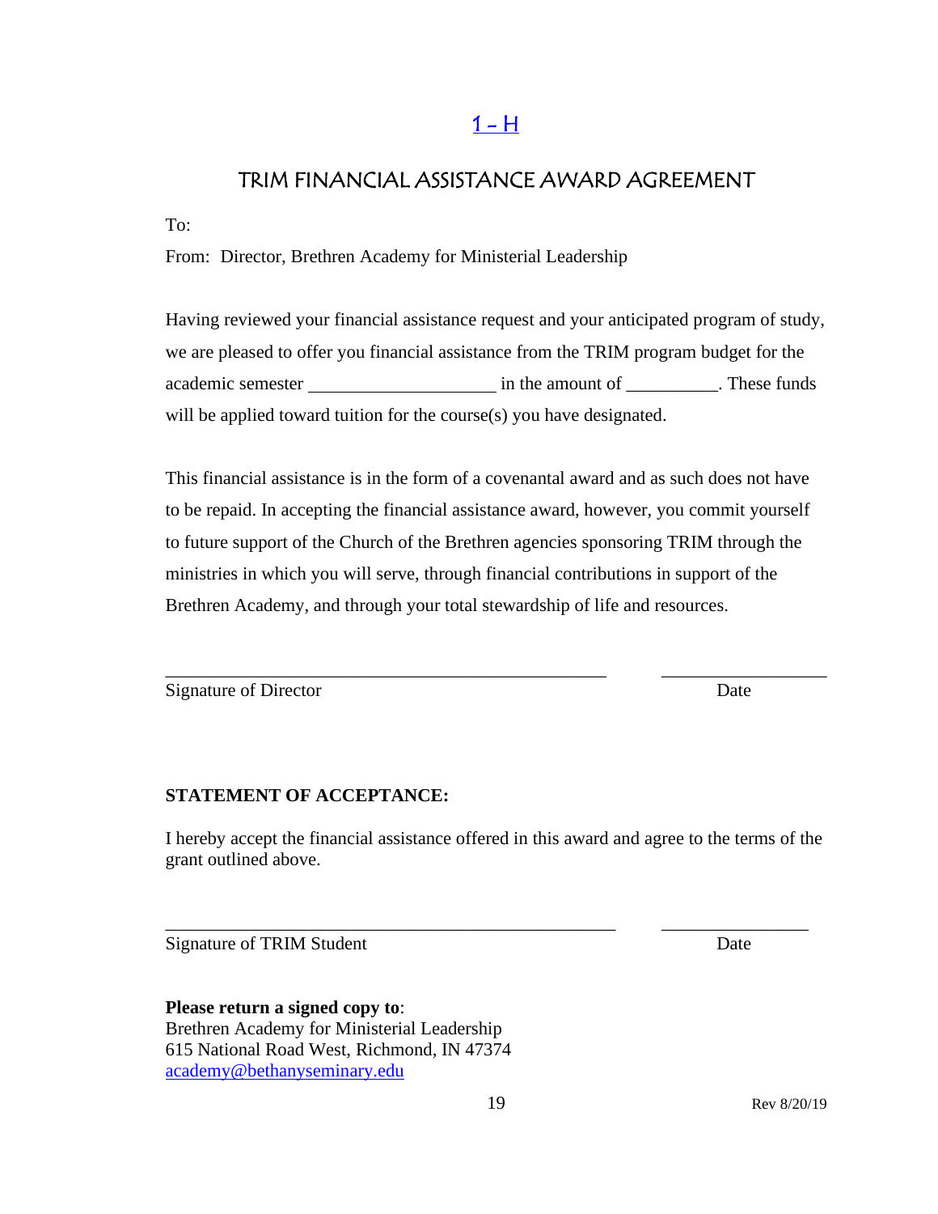[1 – H]

## TRIM FINANCIAL ASSISTANCE AWARD AGREEMENT

To:

From: Director, Brethren Academy for Ministerial Leadership

Having reviewed your financial assistance request and your anticipated program of study, we are pleased to offer you financial assistance from the TRIM program budget for the academic semester ____________________ in the amount of __________. These funds will be applied toward tuition for the course(s) you have designated.

This financial assistance is in the form of a covenantal award and as such does not have to be repaid. In accepting the financial assistance award, however, you commit yourself to future support of the Church of the Brethren agencies sponsoring TRIM through the ministries in which you will serve, through financial contributions in support of the Brethren Academy, and through your total stewardship of life and resources.

_______________________________________________ ________________

Signature of Director Date

**STATEMENT OF ACCEPTANCE:**

I hereby accept the financial assistance offered in this award and agree to the terms of the grant outlined above.

_______________________________________________ ________________

Signature of TRIM Student Date

**Please return a signed copy to**:
Brethren Academy for Ministerial Leadership
615 National Road West, Richmond, IN 47374
academy@bethanyseminary.edu

Rev 8/20/19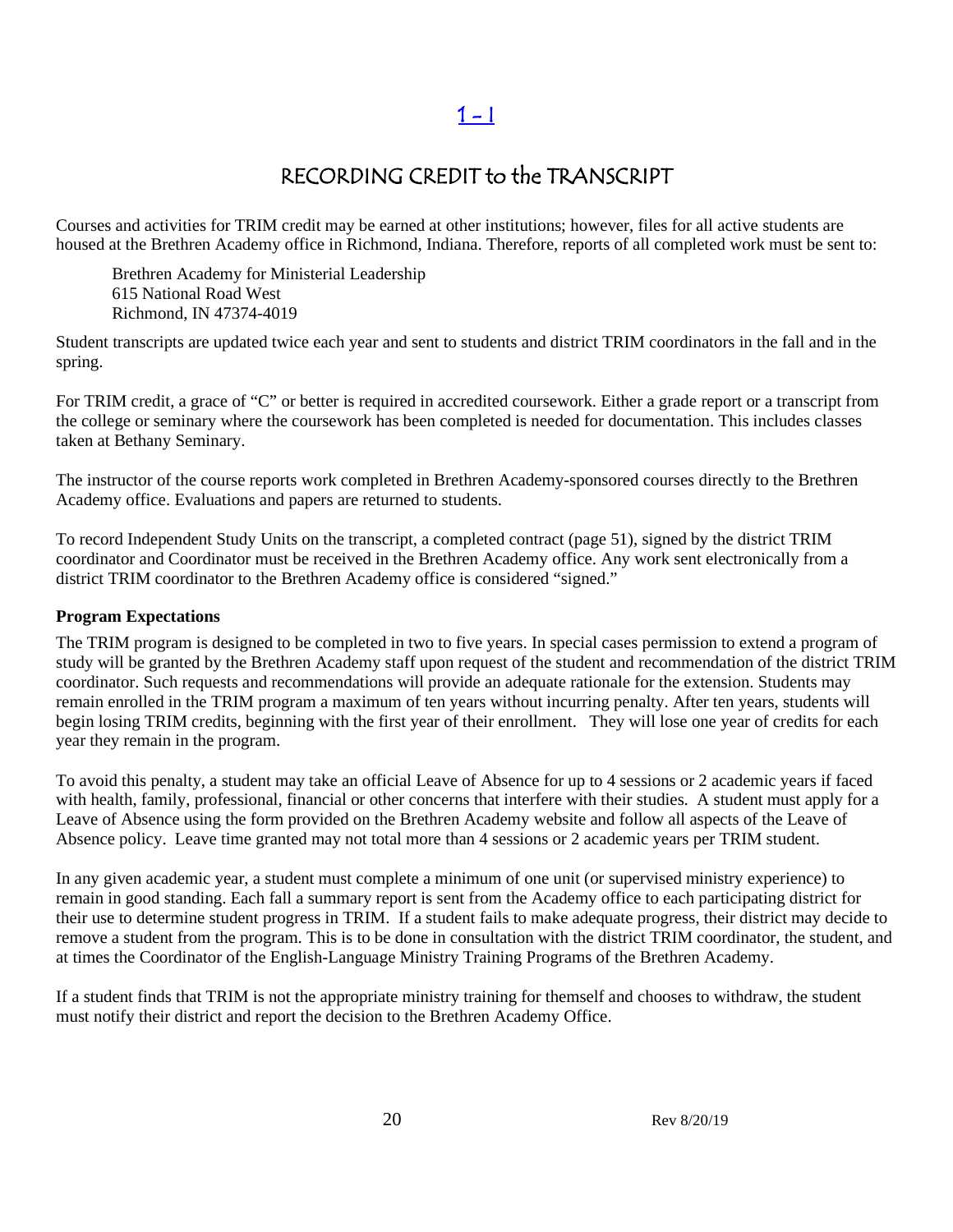# 1 - 1

## RECORDING CREDIT to the TRANSCRIPT

Courses and activities for TRIM credit may be earned at other institutions; however, files for all active students are housed at the Brethren Academy office in Richmond, Indiana. Therefore, reports of all completed work must be sent to:

Brethren Academy for Ministerial Leadership
615 National Road West
Richmond, IN 47374-4019

Student transcripts are updated twice each year and sent to students and district TRIM coordinators in the fall and in the spring.

For TRIM credit, a grace of "C" or better is required in accredited coursework. Either a grade report or a transcript from the college or seminary where the coursework has been completed is needed for documentation. This includes classes taken at Bethany Seminary.

The instructor of the course reports work completed in Brethren Academy-sponsored courses directly to the Brethren Academy office. Evaluations and papers are returned to students.

To record Independent Study Units on the transcript, a completed contract (page 51), signed by the district TRIM coordinator and Coordinator must be received in the Brethren Academy office. Any work sent electronically from a district TRIM coordinator to the Brethren Academy office is considered "signed."

**Program Expectations**

The TRIM program is designed to be completed in two to five years. In special cases permission to extend a program of study will be granted by the Brethren Academy staff upon request of the student and recommendation of the district TRIM coordinator. Such requests and recommendations will provide an adequate rationale for the extension. Students may remain enrolled in the TRIM program a maximum of ten years without incurring penalty. After ten years, students will begin losing TRIM credits, beginning with the first year of their enrollment. They will lose one year of credits for each year they remain in the program.

To avoid this penalty, a student may take an official Leave of Absence for up to 4 sessions or 2 academic years if faced with health, family, professional, financial or other concerns that interfere with their studies. A student must apply for a Leave of Absence using the form provided on the Brethren Academy website and follow all aspects of the Leave of Absence policy. Leave time granted may not total more than 4 sessions or 2 academic years per TRIM student.

In any given academic year, a student must complete a minimum of one unit (or supervised ministry experience) to remain in good standing. Each fall a summary report is sent from the Academy office to each participating district for their use to determine student progress in TRIM. If a student fails to make adequate progress, their district may decide to remove a student from the program. This is to be done in consultation with the district TRIM coordinator, the student, and at times the Coordinator of the English-Language Ministry Training Programs of the Brethren Academy.

If a student finds that TRIM is not the appropriate ministry training for themself and chooses to withdraw, the student must notify their district and report the decision to the Brethren Academy Office.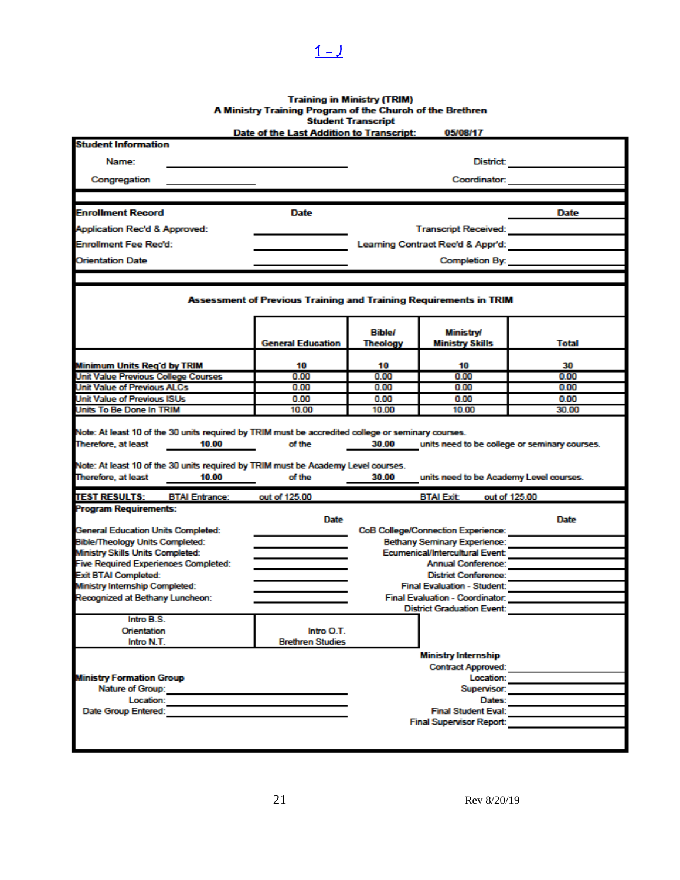1 - J

**Training in Ministry (TRIM)**
**A Ministry Training Program of the Church of the Brethren**
**Student Transcript**
**Date of the Last Addition to Transcript: 05/08/17**

**Student Information**

Name: ______________________ District: ______________

Congregation ______________ Coordinator: ______________

| **Enrollment Record** | **Date** | | **Date** |
|---|---|---|---|
| Application Rec'd & Approved: | | Transcript Received: | |
| Enrollment Fee Rec'd: | | Learning Contract Rec'd & Appr'd: | |
| Orientation Date | | Completion By: | |

**Assessment of Previous Training and Training Requirements in TRIM**

| | General Education | Bible/ Theology | Ministry/ Ministry Skills | Total |
|---|---|---|---|---|
| Minimum Units Req'd by TRIM | 10 | 10 | 10 | 30 |
| Unit Value Previous College Courses | 0.00 | 0.00 | 0.00 | 0.00 |
| Unit Value of Previous ALCs | 0.00 | 0.00 | 0.00 | 0.00 |
| Unit Value of Previous ISUs | 0.00 | 0.00 | 0.00 | 0.00 |
| Units To Be Done In TRIM | 10.00 | 10.00 | 10.00 | 30.00 |

Note: At least 10 of the 30 units required by TRIM must be accredited college or seminary courses.
Therefore, at least 10.00 of the 30.00 units need to be college or seminary courses.

Note: At least 10 of the 30 units required by TRIM must be Academy Level courses.
Therefore, at least 10.00 of the 30.00 units need to be Academy Level courses.

**TEST RESULTS:** BTAI Entrance: out of 125.00 BTAI Exit: out of 125.00

**Program Requirements:**

| | Date | | Date |
|---|---|---|---|
| General Education Units Completed: | | CoB College/Connection Experience: | |
| Bible/Theology Units Completed: | | Bethany Seminary Experience: | |
| Ministry Skills Units Completed: | | Ecumenical/Intercultural Event: | |
| Five Required Experiences Completed: | | Annual Conference: | |
| Exit BTAI Completed: | | District Conference: | |
| Ministry Internship Completed: | | Final Evaluation - Student: | |
| Recognized at Bethany Luncheon: | | Final Evaluation - Coordinator: | |
| | | District Graduation Event: | |

| | |
|---|---|
| Intro B.S. | |
| Orientation | Intro O.T. |
| Intro N.T. | Brethren Studies |

**Ministry Formation Group**

Nature of Group: ______________

Location: ______________

Date Group Entered: ______________

**Ministry Internship**

Contract Approved: ______________

Location: ______________

Supervisor: ______________

Dates: ______________

Final Student Eval: ______________

Final Supervisor Report: ______________

Rev 8/20/19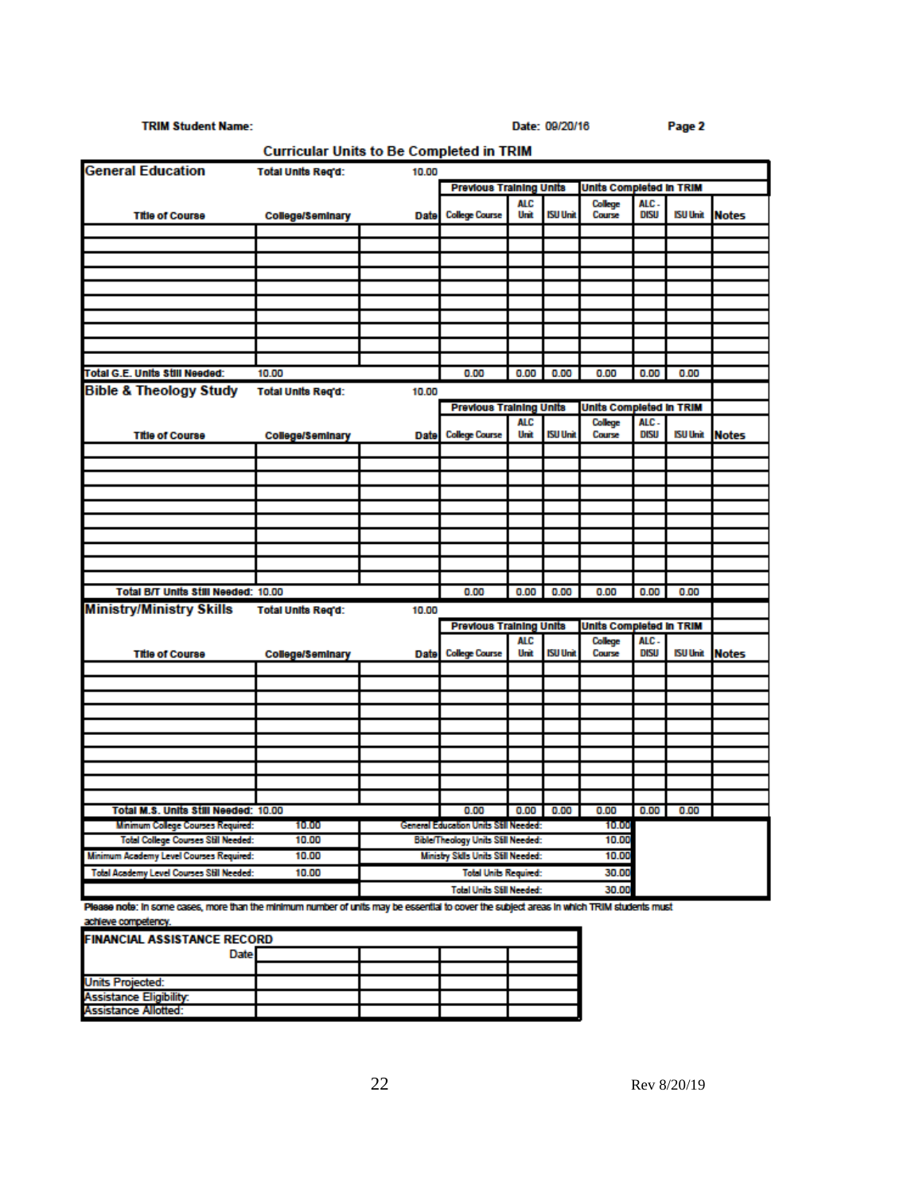**TRIM Student Name:** Date: 09/20/16 Page 2

## Curricular Units to Be Completed in TRIM

| General Education | Total Units Req'd: | 10.00 | | | | | | | |
|---|---|---|---|---|---|---|---|---|---|
| | | | Previous Training Units | | | Units Completed in TRIM | | | |
| Title of Course | College/Seminary | Date | College Course | ALC Unit | ISU Unit | College Course | ALC - DISU | ISU Unit | Notes |
| | | | | | | | | | |
| | | | | | | | | | |
| | | | | | | | | | |
| | | | | | | | | | |
| | | | | | | | | | |
| | | | | | | | | | |
| | | | | | | | | | |
| | | | | | | | | | |
| | | | | | | | | | |
| | | | | | | | | | |
| Total G.E. Units Still Needed: | 10.00 | | 0.00 | 0.00 | 0.00 | 0.00 | 0.00 | 0.00 | |

| Bible & Theology Study | Total Units Req'd: | 10.00 | | | | | | | |
|---|---|---|---|---|---|---|---|---|---|
| | | | Previous Training Units | | | Units Completed in TRIM | | | |
| Title of Course | College/Seminary | Date | College Course | ALC Unit | ISU Unit | College Course | ALC - DISU | ISU Unit | Notes |
| | | | | | | | | | |
| | | | | | | | | | |
| | | | | | | | | | |
| | | | | | | | | | |
| | | | | | | | | | |
| | | | | | | | | | |
| | | | | | | | | | |
| | | | | | | | | | |
| | | | | | | | | | |
| | | | | | | | | | |
| Total B/T Units Still Needed: 10.00 | | | 0.00 | 0.00 | 0.00 | 0.00 | 0.00 | 0.00 | |

| Ministry/Ministry Skills | Total Units Req'd: | 10.00 | | | | | | | |
|---|---|---|---|---|---|---|---|---|---|
| | | | Previous Training Units | | | Units Completed in TRIM | | | |
| Title of Course | College/Seminary | Date | College Course | ALC Unit | ISU Unit | College Course | ALC - DISU | ISU Unit | Notes |
| | | | | | | | | | |
| | | | | | | | | | |
| | | | | | | | | | |
| | | | | | | | | | |
| | | | | | | | | | |
| | | | | | | | | | |
| | | | | | | | | | |
| | | | | | | | | | |
| | | | | | | | | | |
| Total M.S. Units Still Needed: 10.00 | | | 0.00 | 0.00 | 0.00 | 0.00 | 0.00 | 0.00 | |

| | | | |
|---|---|---|---|
| Minimum College Courses Required: | 10.00 | General Education Units Still Needed: | 10.00 |
| Total College Courses Still Needed: | 10.00 | Bible/Theology Units Still Needed: | 10.00 |
| Minimum Academy Level Courses Required: | 10.00 | Ministry Skills Units Still Needed: | 10.00 |
| Total Academy Level Courses Still Needed: | 10.00 | Total Units Required: | 30.00 |
| | | Total Units Still Needed: | 30.00 |

Please note: In some cases, more than the minimum number of units may be essential to cover the subject areas in which TRIM students must achieve competency.

| FINANCIAL ASSISTANCE RECORD | | | | |
|---|---|---|---|---|
| Date | | | | |
| | | | | |
| Units Projected: | | | | |
| Assistance Eligibility: | | | | |
| Assistance Allotted: | | | | |

Rev 8/20/19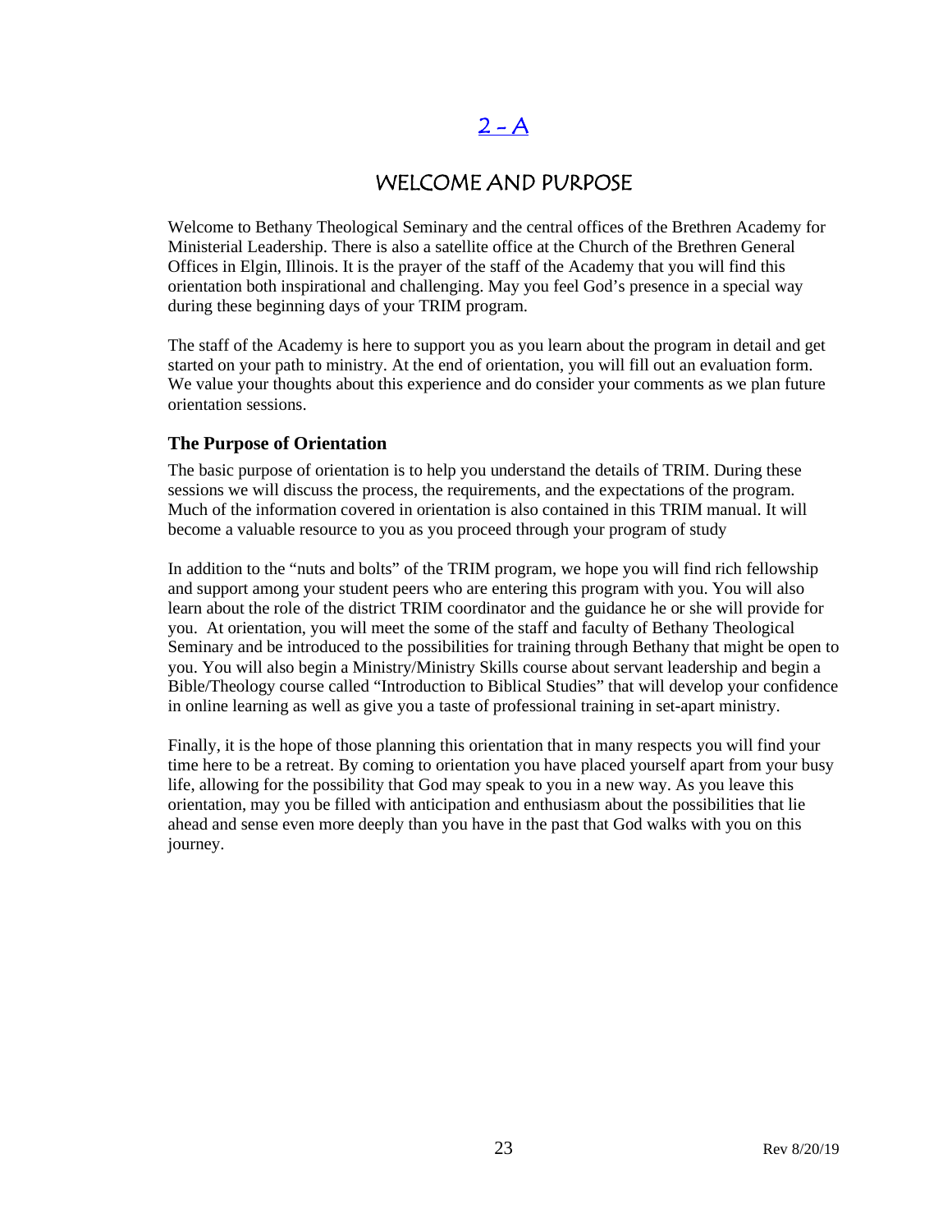# 2 - A

## WELCOME AND PURPOSE

Welcome to Bethany Theological Seminary and the central offices of the Brethren Academy for Ministerial Leadership. There is also a satellite office at the Church of the Brethren General Offices in Elgin, Illinois. It is the prayer of the staff of the Academy that you will find this orientation both inspirational and challenging. May you feel God's presence in a special way during these beginning days of your TRIM program.

The staff of the Academy is here to support you as you learn about the program in detail and get started on your path to ministry. At the end of orientation, you will fill out an evaluation form. We value your thoughts about this experience and do consider your comments as we plan future orientation sessions.

### The Purpose of Orientation

The basic purpose of orientation is to help you understand the details of TRIM. During these sessions we will discuss the process, the requirements, and the expectations of the program. Much of the information covered in orientation is also contained in this TRIM manual. It will become a valuable resource to you as you proceed through your program of study

In addition to the "nuts and bolts" of the TRIM program, we hope you will find rich fellowship and support among your student peers who are entering this program with you. You will also learn about the role of the district TRIM coordinator and the guidance he or she will provide for you. At orientation, you will meet the some of the staff and faculty of Bethany Theological Seminary and be introduced to the possibilities for training through Bethany that might be open to you. You will also begin a Ministry/Ministry Skills course about servant leadership and begin a Bible/Theology course called "Introduction to Biblical Studies" that will develop your confidence in online learning as well as give you a taste of professional training in set-apart ministry.

Finally, it is the hope of those planning this orientation that in many respects you will find your time here to be a retreat. By coming to orientation you have placed yourself apart from your busy life, allowing for the possibility that God may speak to you in a new way. As you leave this orientation, may you be filled with anticipation and enthusiasm about the possibilities that lie ahead and sense even more deeply than you have in the past that God walks with you on this journey.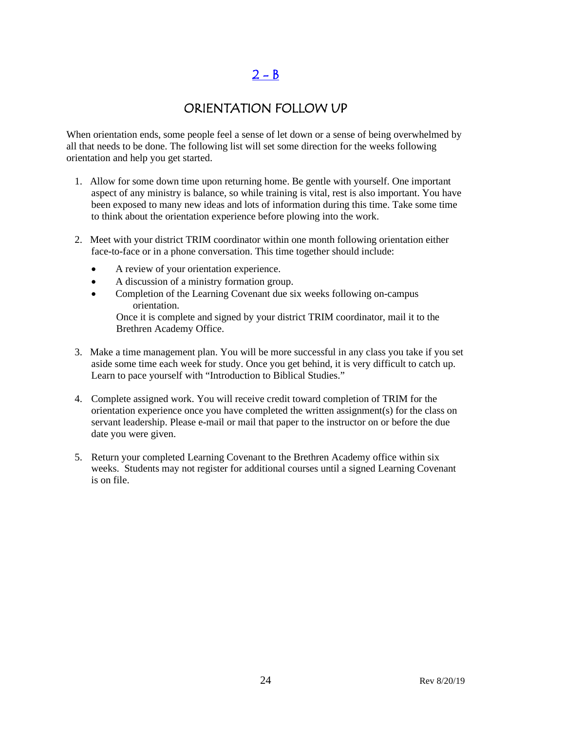## 2 – B

## ORIENTATION FOLLOW UP

When orientation ends, some people feel a sense of let down or a sense of being overwhelmed by all that needs to be done. The following list will set some direction for the weeks following orientation and help you get started.

1. Allow for some down time upon returning home. Be gentle with yourself. One important aspect of any ministry is balance, so while training is vital, rest is also important. You have been exposed to many new ideas and lots of information during this time. Take some time to think about the orientation experience before plowing into the work.

2. Meet with your district TRIM coordinator within one month following orientation either face-to-face or in a phone conversation. This time together should include:

   - A review of your orientation experience.
   - A discussion of a ministry formation group.
   - Completion of the Learning Covenant due six weeks following on-campus orientation.

   Once it is complete and signed by your district TRIM coordinator, mail it to the Brethren Academy Office.

3. Make a time management plan. You will be more successful in any class you take if you set aside some time each week for study. Once you get behind, it is very difficult to catch up. Learn to pace yourself with "Introduction to Biblical Studies."

4. Complete assigned work. You will receive credit toward completion of TRIM for the orientation experience once you have completed the written assignment(s) for the class on servant leadership. Please e-mail or mail that paper to the instructor on or before the due date you were given.

5. Return your completed Learning Covenant to the Brethren Academy office within six weeks. Students may not register for additional courses until a signed Learning Covenant is on file.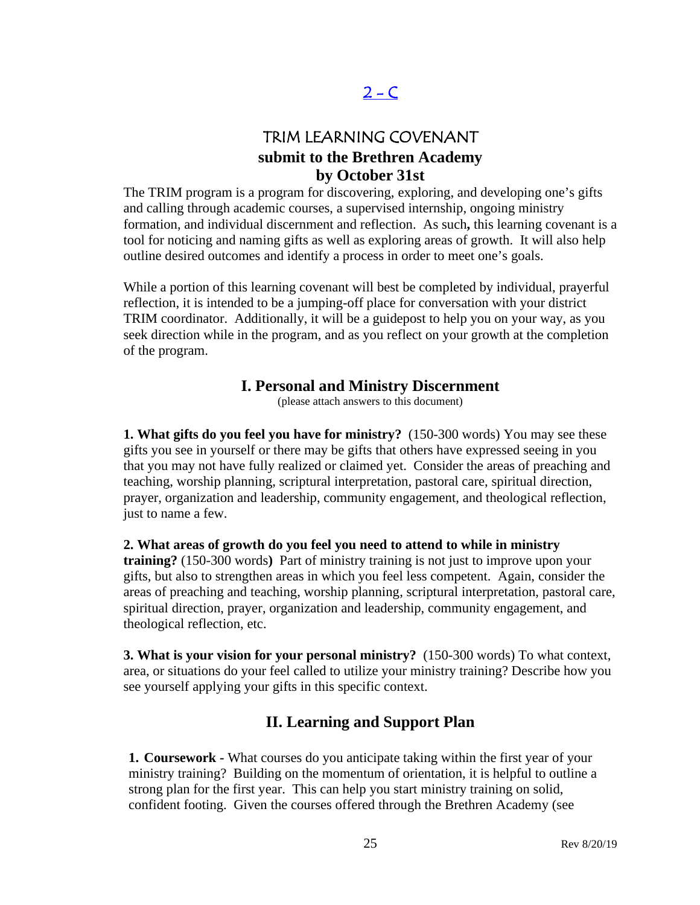## 2 – C

# TRIM LEARNING COVENANT

**submit to the Brethren Academy by October 31st**

The TRIM program is a program for discovering, exploring, and developing one's gifts and calling through academic courses, a supervised internship, ongoing ministry formation, and individual discernment and reflection. As such**,** this learning covenant is a tool for noticing and naming gifts as well as exploring areas of growth. It will also help outline desired outcomes and identify a process in order to meet one's goals.

While a portion of this learning covenant will best be completed by individual, prayerful reflection, it is intended to be a jumping-off place for conversation with your district TRIM coordinator. Additionally, it will be a guidepost to help you on your way, as you seek direction while in the program, and as you reflect on your growth at the completion of the program.

## I. Personal and Ministry Discernment

(please attach answers to this document)

**1. What gifts do you feel you have for ministry?** (150-300 words) You may see these gifts you see in yourself or there may be gifts that others have expressed seeing in you that you may not have fully realized or claimed yet. Consider the areas of preaching and teaching, worship planning, scriptural interpretation, pastoral care, spiritual direction, prayer, organization and leadership, community engagement, and theological reflection, just to name a few.

**2. What areas of growth do you feel you need to attend to while in ministry training?** (150-300 words**)** Part of ministry training is not just to improve upon your gifts, but also to strengthen areas in which you feel less competent. Again, consider the areas of preaching and teaching, worship planning, scriptural interpretation, pastoral care, spiritual direction, prayer, organization and leadership, community engagement, and theological reflection, etc.

**3. What is your vision for your personal ministry?** (150-300 words) To what context, area, or situations do your feel called to utilize your ministry training? Describe how you see yourself applying your gifts in this specific context.

## II. Learning and Support Plan

**1. Coursework -** What courses do you anticipate taking within the first year of your ministry training? Building on the momentum of orientation, it is helpful to outline a strong plan for the first year. This can help you start ministry training on solid, confident footing. Given the courses offered through the Brethren Academy (see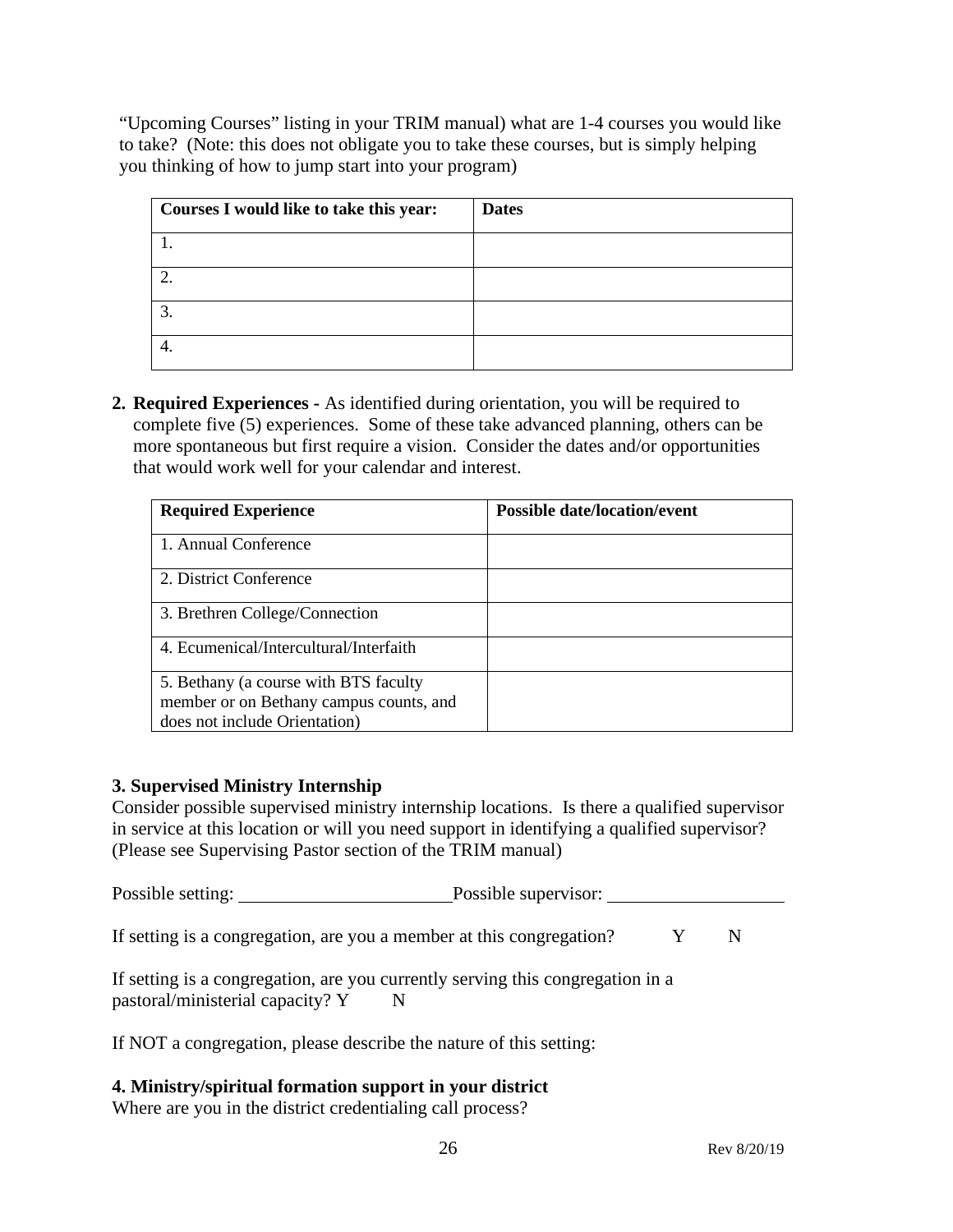"Upcoming Courses" listing in your TRIM manual) what are 1-4 courses you would like to take? (Note: this does not obligate you to take these courses, but is simply helping you thinking of how to jump start into your program)

| **Courses I would like to take this year:** | **Dates** |
|---|---|
| 1. | |
| 2. | |
| 3. | |
| 4. | |

2. **Required Experiences -** As identified during orientation, you will be required to complete five (5) experiences. Some of these take advanced planning, others can be more spontaneous but first require a vision. Consider the dates and/or opportunities that would work well for your calendar and interest.

| **Required Experience** | **Possible date/location/event** |
|---|---|
| 1. Annual Conference | |
| 2. District Conference | |
| 3. Brethren College/Connection | |
| 4. Ecumenical/Intercultural/Interfaith | |
| 5. Bethany (a course with BTS faculty member or on Bethany campus counts, and does not include Orientation) | |

**3. Supervised Ministry Internship**

Consider possible supervised ministry internship locations. Is there a qualified supervisor in service at this location or will you need support in identifying a qualified supervisor? (Please see Supervising Pastor section of the TRIM manual)

Possible setting: ________________________ Possible supervisor: ____________________

If setting is a congregation, are you a member at this congregation? Y N

If setting is a congregation, are you currently serving this congregation in a pastoral/ministerial capacity? Y N

If NOT a congregation, please describe the nature of this setting:

**4. Ministry/spiritual formation support in your district**

Where are you in the district credentialing call process?

Rev 8/20/19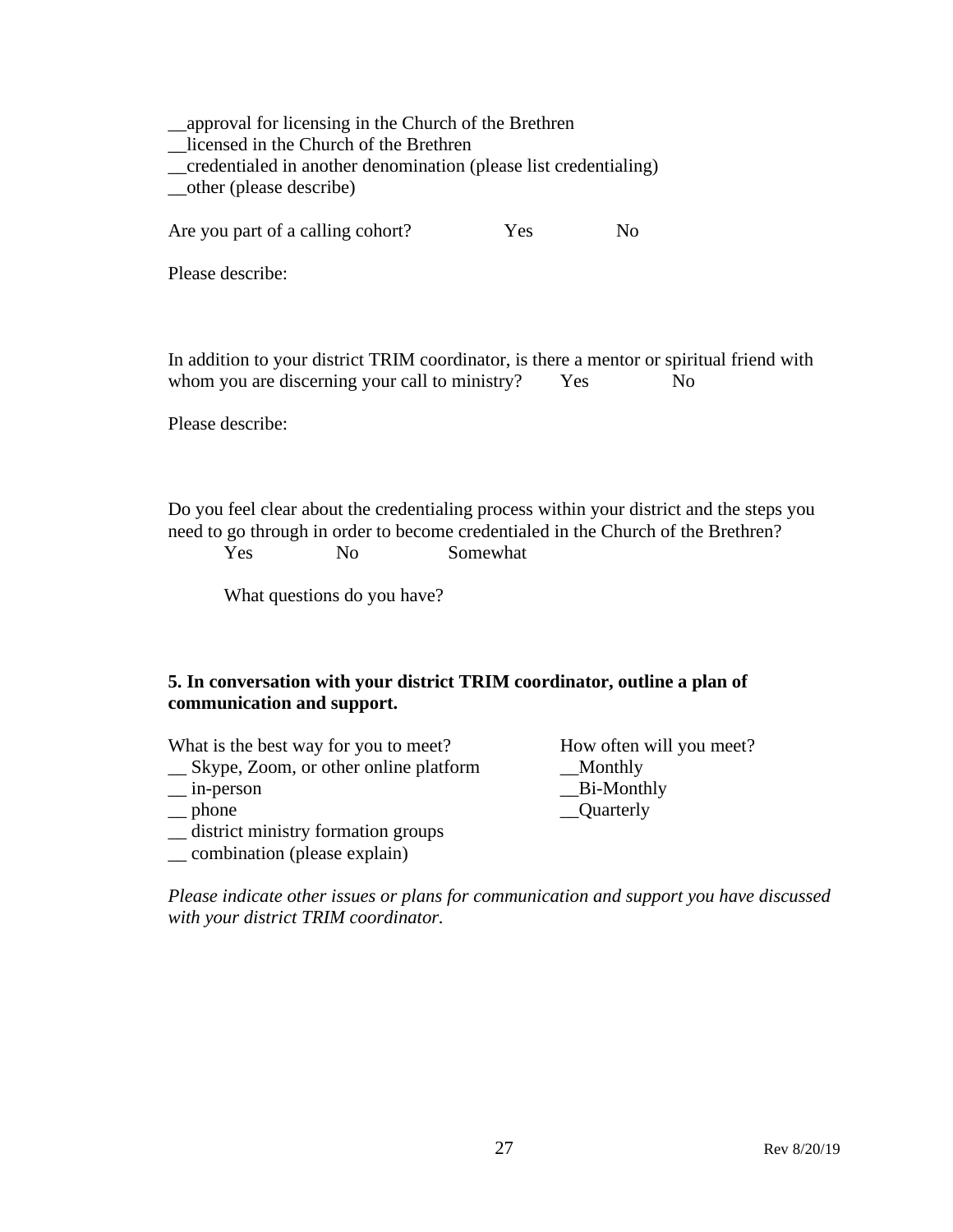__approval for licensing in the Church of the Brethren
__licensed in the Church of the Brethren
__credentialed in another denomination (please list credentialing)
__other (please describe)

Are you part of a calling cohort? Yes No

Please describe:

In addition to your district TRIM coordinator, is there a mentor or spiritual friend with whom you are discerning your call to ministry? Yes No

Please describe:

Do you feel clear about the credentialing process within your district and the steps you need to go through in order to become credentialed in the Church of the Brethren?

Yes No Somewhat

What questions do you have?

**5. In conversation with your district TRIM coordinator, outline a plan of communication and support.**

What is the best way for you to meet?
__ Skype, Zoom, or other online platform
__ in-person
__ phone
__ district ministry formation groups
__ combination (please explain)

How often will you meet?
__Monthly
__Bi-Monthly
__Quarterly

*Please indicate other issues or plans for communication and support you have discussed with your district TRIM coordinator.*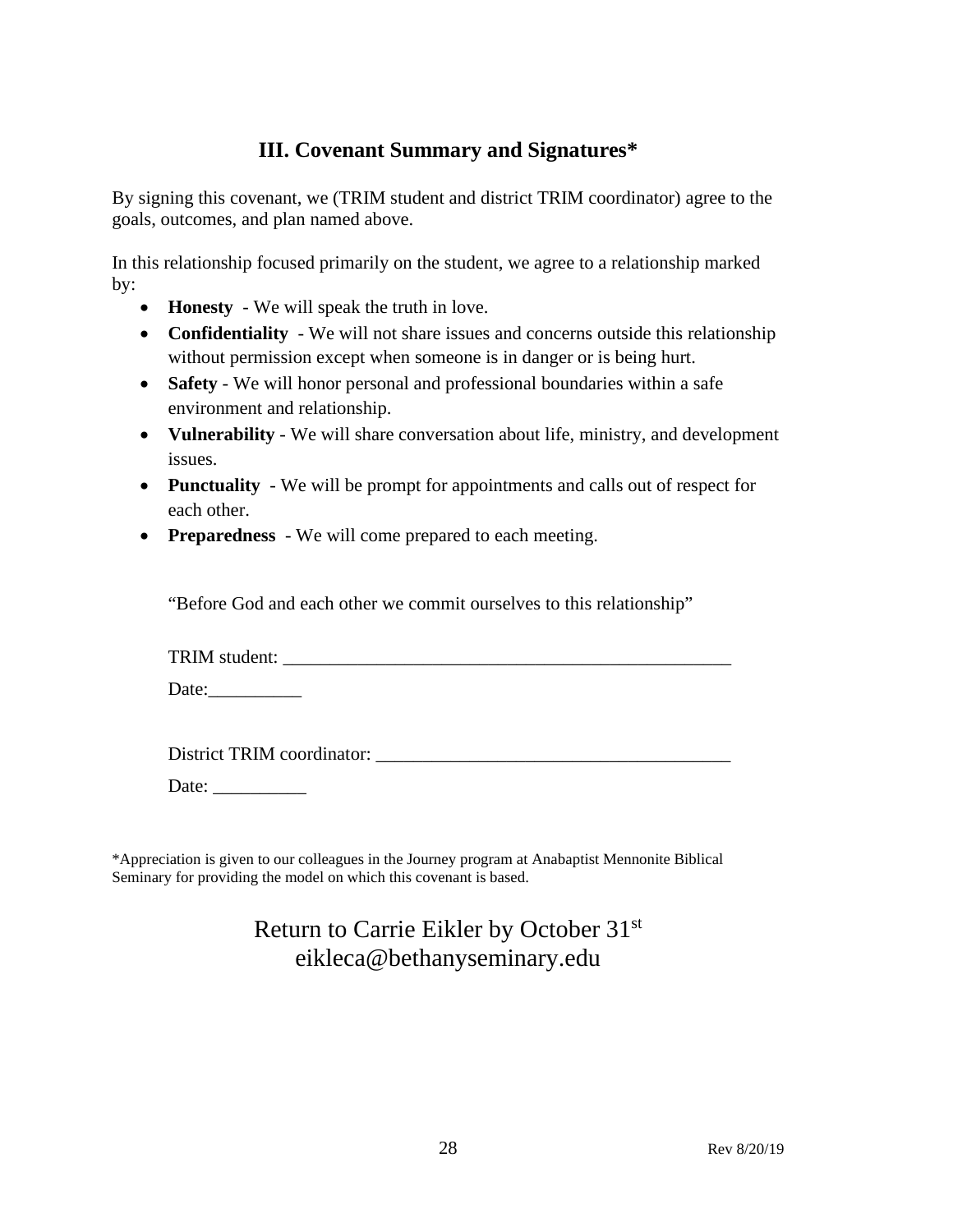## III. Covenant Summary and Signatures*

By signing this covenant, we (TRIM student and district TRIM coordinator) agree to the goals, outcomes, and plan named above.

In this relationship focused primarily on the student, we agree to a relationship marked by:

- **Honesty** - We will speak the truth in love.
- **Confidentiality** - We will not share issues and concerns outside this relationship without permission except when someone is in danger or is being hurt.
- **Safety** - We will honor personal and professional boundaries within a safe environment and relationship.
- **Vulnerability** - We will share conversation about life, ministry, and development issues.
- **Punctuality** - We will be prompt for appointments and calls out of respect for each other.
- **Preparedness** - We will come prepared to each meeting.

"Before God and each other we commit ourselves to this relationship"

TRIM student: ___________________________________________________

Date:__________

District TRIM coordinator: _______________________________________

Date: __________

*Appreciation is given to our colleagues in the Journey program at Anabaptist Mennonite Biblical Seminary for providing the model on which this covenant is based.

Return to Carrie Eikler by October 31st
eikleca@bethanyseminary.edu

Rev 8/20/19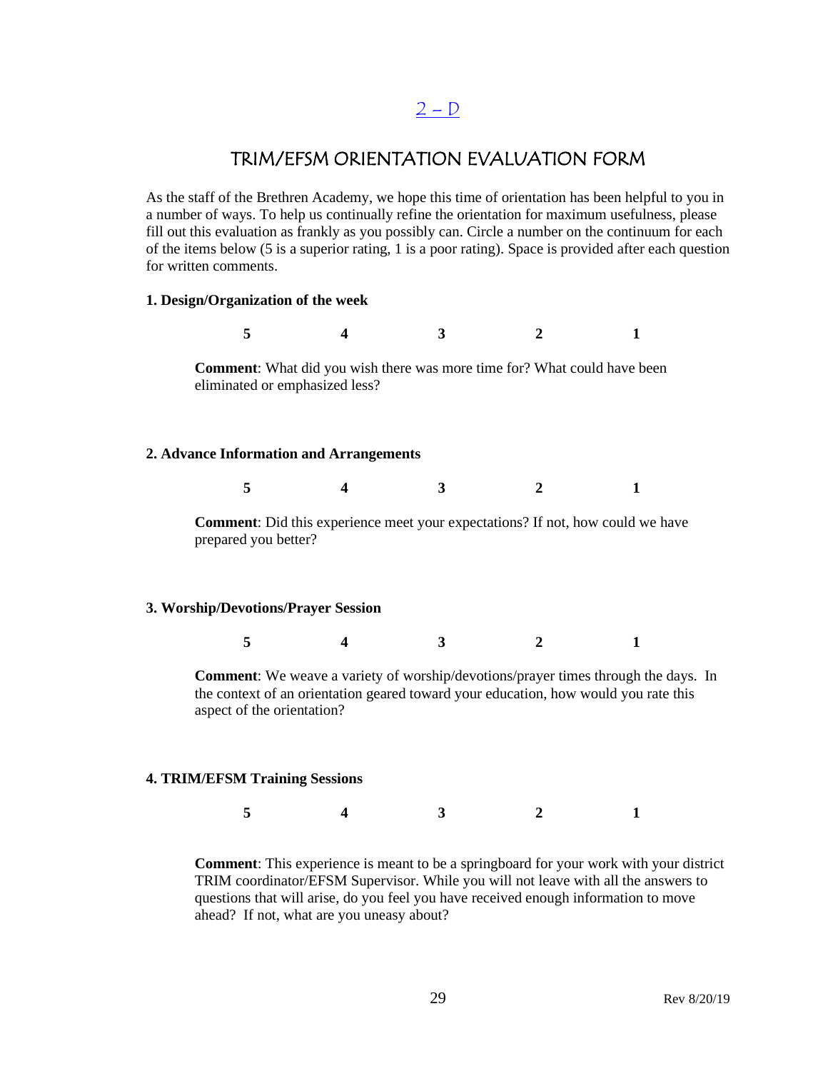2 – D

# TRIM/EFSM ORIENTATION EVALUATION FORM

As the staff of the Brethren Academy, we hope this time of orientation has been helpful to you in a number of ways. To help us continually refine the orientation for maximum usefulness, please fill out this evaluation as frankly as you possibly can. Circle a number on the continuum for each of the items below (5 is a superior rating, 1 is a poor rating). Space is provided after each question for written comments.

**1. Design/Organization of the week**

**5 4 3 2 1**

**Comment**: What did you wish there was more time for? What could have been eliminated or emphasized less?

**2. Advance Information and Arrangements**

**5 4 3 2 1**

**Comment**: Did this experience meet your expectations? If not, how could we have prepared you better?

**3. Worship/Devotions/Prayer Session**

**5 4 3 2 1**

**Comment**: We weave a variety of worship/devotions/prayer times through the days. In the context of an orientation geared toward your education, how would you rate this aspect of the orientation?

**4. TRIM/EFSM Training Sessions**

**5 4 3 2 1**

**Comment**: This experience is meant to be a springboard for your work with your district TRIM coordinator/EFSM Supervisor. While you will not leave with all the answers to questions that will arise, do you feel you have received enough information to move ahead? If not, what are you uneasy about?

Rev 8/20/19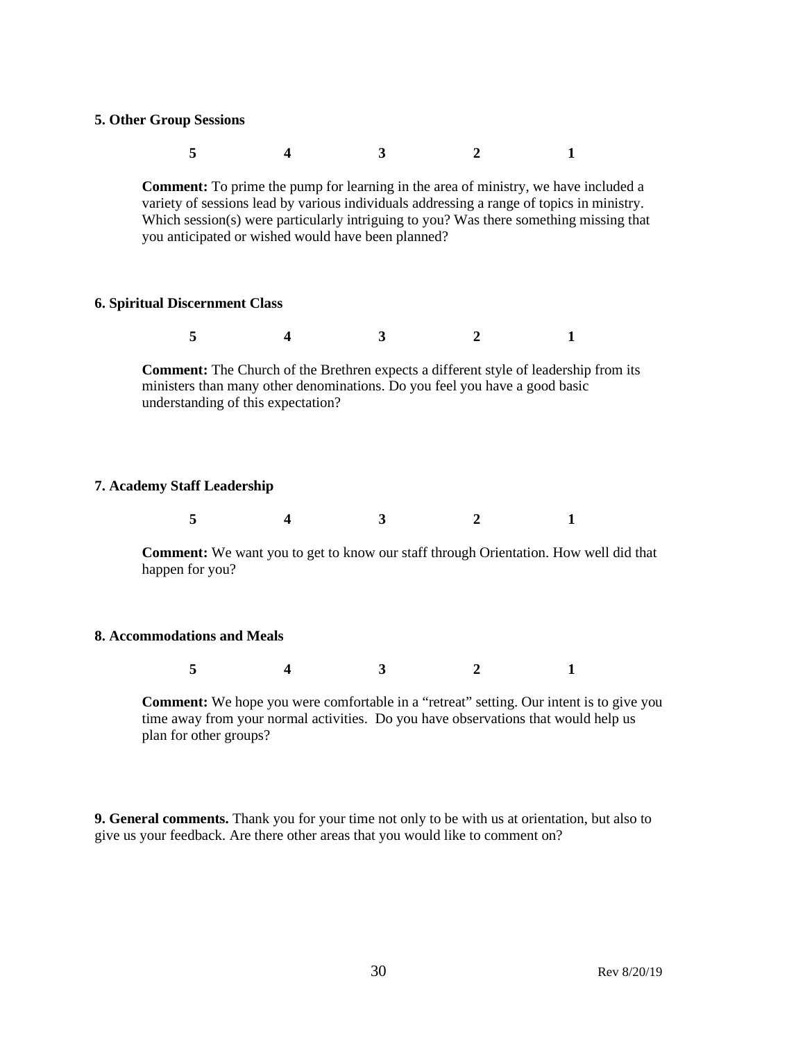**5. Other Group Sessions**

**5 4 3 2 1**

**Comment:** To prime the pump for learning in the area of ministry, we have included a variety of sessions lead by various individuals addressing a range of topics in ministry. Which session(s) were particularly intriguing to you? Was there something missing that you anticipated or wished would have been planned?

**6. Spiritual Discernment Class**

**5 4 3 2 1**

**Comment:** The Church of the Brethren expects a different style of leadership from its ministers than many other denominations. Do you feel you have a good basic understanding of this expectation?

**7. Academy Staff Leadership**

**5 4 3 2 1**

**Comment:** We want you to get to know our staff through Orientation. How well did that happen for you?

**8. Accommodations and Meals**

**5 4 3 2 1**

**Comment:** We hope you were comfortable in a "retreat" setting. Our intent is to give you time away from your normal activities. Do you have observations that would help us plan for other groups?

**9. General comments.** Thank you for your time not only to be with us at orientation, but also to give us your feedback. Are there other areas that you would like to comment on?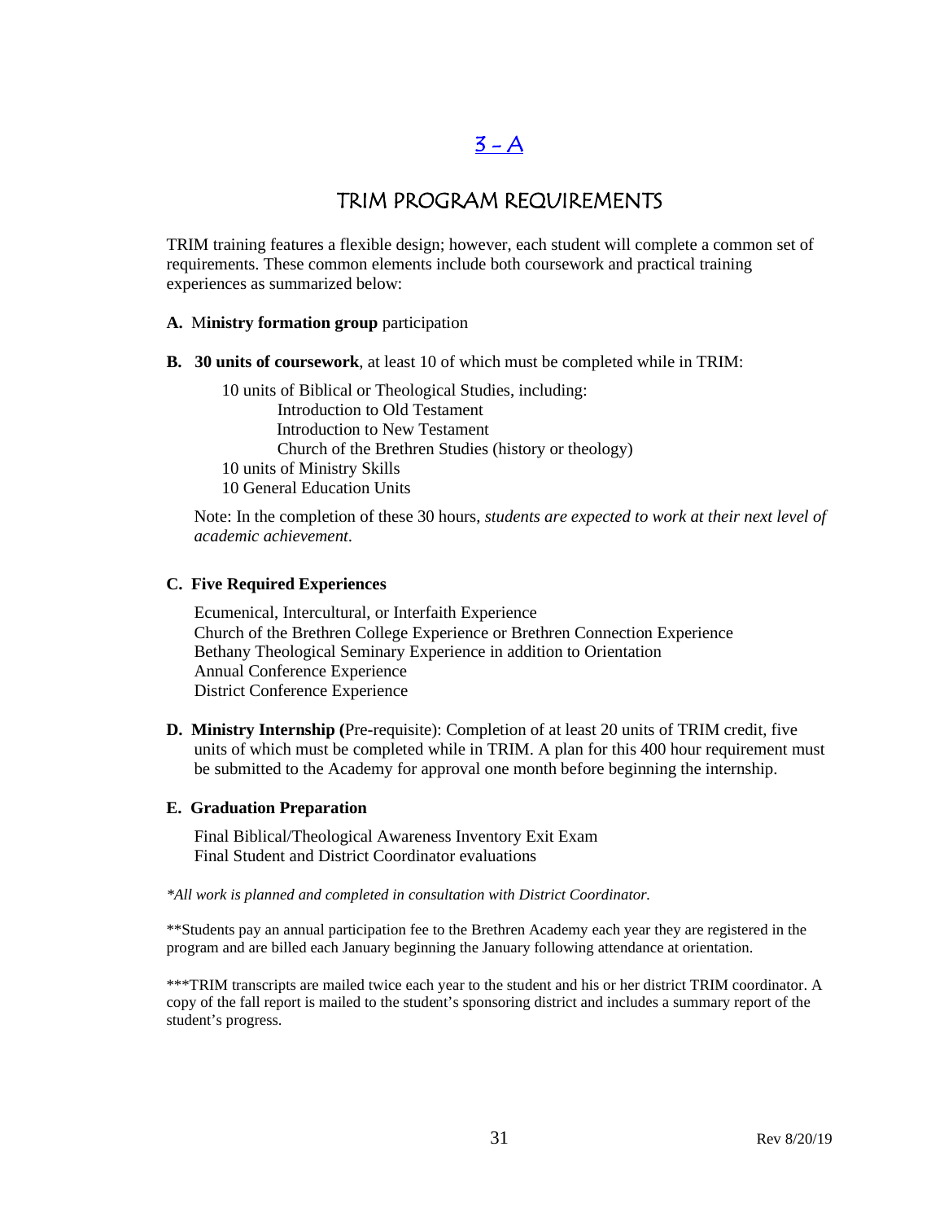# 3 - A

## TRIM PROGRAM REQUIREMENTS

TRIM training features a flexible design; however, each student will complete a common set of requirements. These common elements include both coursework and practical training experiences as summarized below:

**A.** M**inistry formation group** participation

**B. 30 units of coursework**, at least 10 of which must be completed while in TRIM:

10 units of Biblical or Theological Studies, including:
- Introduction to Old Testament
- Introduction to New Testament
- Church of the Brethren Studies (history or theology)

10 units of Ministry Skills
10 General Education Units

Note: In the completion of these 30 hours, *students are expected to work at their next level of academic achievement*.

**C. Five Required Experiences**

Ecumenical, Intercultural, or Interfaith Experience
Church of the Brethren College Experience or Brethren Connection Experience
Bethany Theological Seminary Experience in addition to Orientation
Annual Conference Experience
District Conference Experience

**D. Ministry Internship (**Pre-requisite): Completion of at least 20 units of TRIM credit, five units of which must be completed while in TRIM. A plan for this 400 hour requirement must be submitted to the Academy for approval one month before beginning the internship.

**E. Graduation Preparation**

Final Biblical/Theological Awareness Inventory Exit Exam
Final Student and District Coordinator evaluations

*\*All work is planned and completed in consultation with District Coordinator.*

**Students pay an annual participation fee to the Brethren Academy each year they are registered in the program and are billed each January beginning the January following attendance at orientation.

***TRIM transcripts are mailed twice each year to the student and his or her district TRIM coordinator. A copy of the fall report is mailed to the student's sponsoring district and includes a summary report of the student's progress.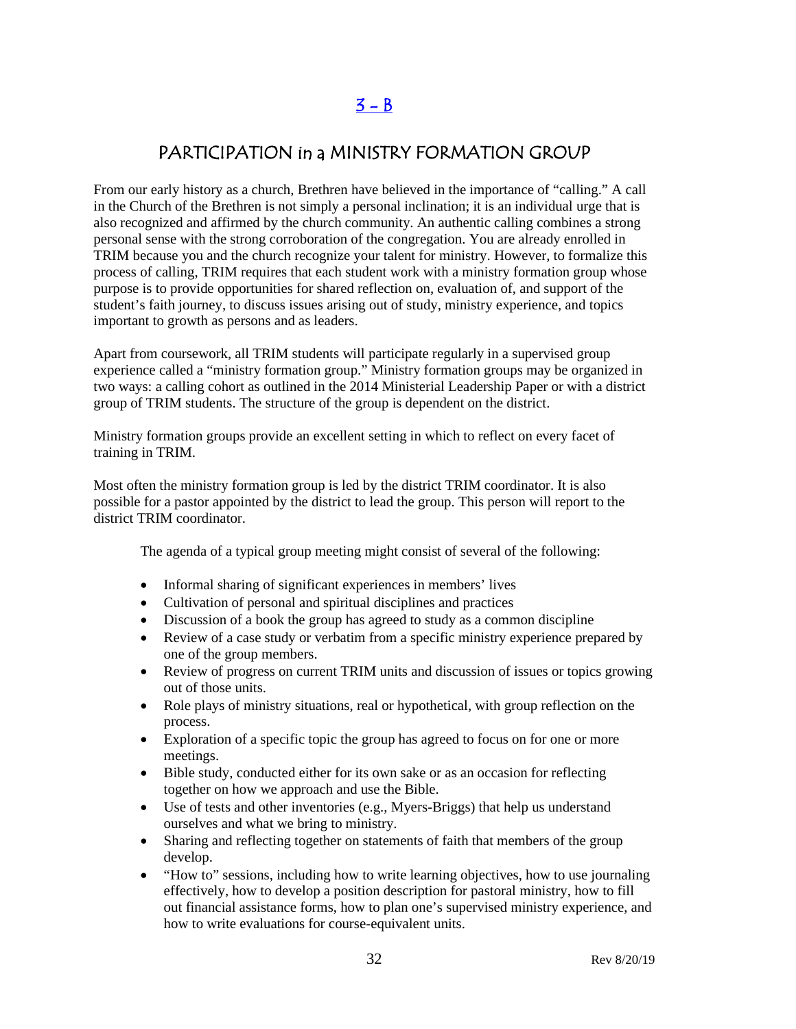## 3 – B

## PARTICIPATION in a MINISTRY FORMATION GROUP

From our early history as a church, Brethren have believed in the importance of "calling." A call in the Church of the Brethren is not simply a personal inclination; it is an individual urge that is also recognized and affirmed by the church community. An authentic calling combines a strong personal sense with the strong corroboration of the congregation. You are already enrolled in TRIM because you and the church recognize your talent for ministry. However, to formalize this process of calling, TRIM requires that each student work with a ministry formation group whose purpose is to provide opportunities for shared reflection on, evaluation of, and support of the student's faith journey, to discuss issues arising out of study, ministry experience, and topics important to growth as persons and as leaders.

Apart from coursework, all TRIM students will participate regularly in a supervised group experience called a "ministry formation group." Ministry formation groups may be organized in two ways: a calling cohort as outlined in the 2014 Ministerial Leadership Paper or with a district group of TRIM students. The structure of the group is dependent on the district.

Ministry formation groups provide an excellent setting in which to reflect on every facet of training in TRIM.

Most often the ministry formation group is led by the district TRIM coordinator. It is also possible for a pastor appointed by the district to lead the group. This person will report to the district TRIM coordinator.

The agenda of a typical group meeting might consist of several of the following:

- Informal sharing of significant experiences in members' lives
- Cultivation of personal and spiritual disciplines and practices
- Discussion of a book the group has agreed to study as a common discipline
- Review of a case study or verbatim from a specific ministry experience prepared by one of the group members.
- Review of progress on current TRIM units and discussion of issues or topics growing out of those units.
- Role plays of ministry situations, real or hypothetical, with group reflection on the process.
- Exploration of a specific topic the group has agreed to focus on for one or more meetings.
- Bible study, conducted either for its own sake or as an occasion for reflecting together on how we approach and use the Bible.
- Use of tests and other inventories (e.g., Myers-Briggs) that help us understand ourselves and what we bring to ministry.
- Sharing and reflecting together on statements of faith that members of the group develop.
- "How to" sessions, including how to write learning objectives, how to use journaling effectively, how to develop a position description for pastoral ministry, how to fill out financial assistance forms, how to plan one's supervised ministry experience, and how to write evaluations for course-equivalent units.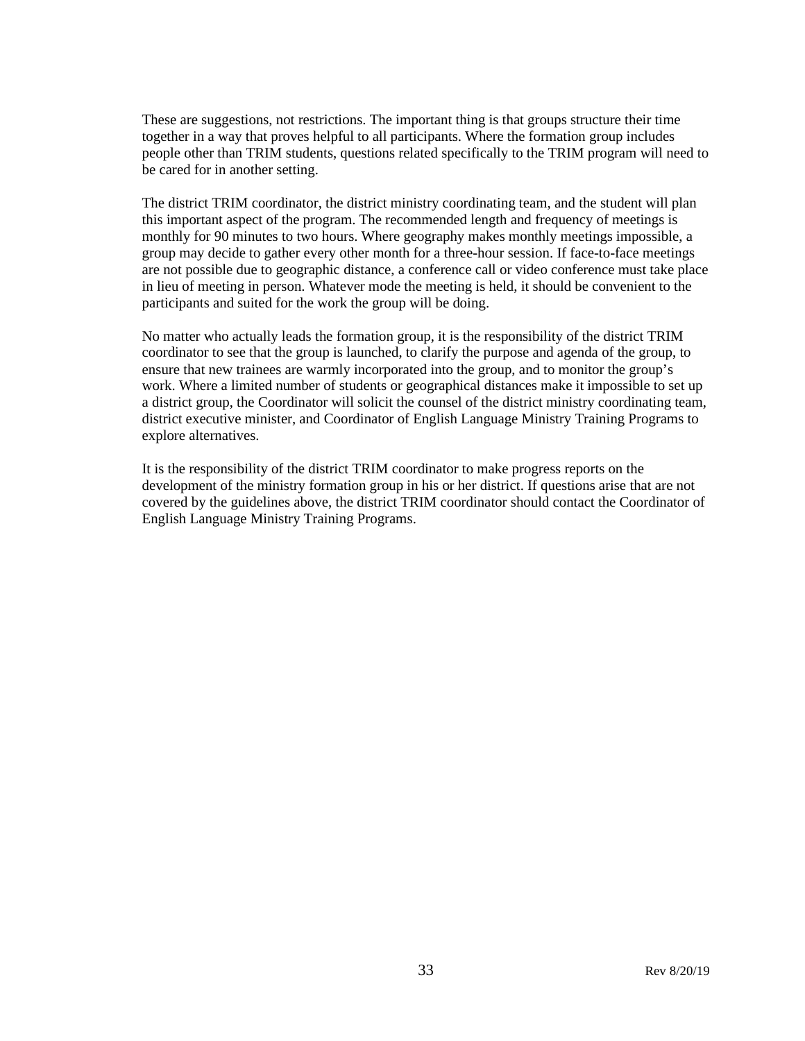These are suggestions, not restrictions. The important thing is that groups structure their time together in a way that proves helpful to all participants. Where the formation group includes people other than TRIM students, questions related specifically to the TRIM program will need to be cared for in another setting.

The district TRIM coordinator, the district ministry coordinating team, and the student will plan this important aspect of the program. The recommended length and frequency of meetings is monthly for 90 minutes to two hours. Where geography makes monthly meetings impossible, a group may decide to gather every other month for a three-hour session. If face-to-face meetings are not possible due to geographic distance, a conference call or video conference must take place in lieu of meeting in person. Whatever mode the meeting is held, it should be convenient to the participants and suited for the work the group will be doing.

No matter who actually leads the formation group, it is the responsibility of the district TRIM coordinator to see that the group is launched, to clarify the purpose and agenda of the group, to ensure that new trainees are warmly incorporated into the group, and to monitor the group's work. Where a limited number of students or geographical distances make it impossible to set up a district group, the Coordinator will solicit the counsel of the district ministry coordinating team, district executive minister, and Coordinator of English Language Ministry Training Programs to explore alternatives.

It is the responsibility of the district TRIM coordinator to make progress reports on the development of the ministry formation group in his or her district. If questions arise that are not covered by the guidelines above, the district TRIM coordinator should contact the Coordinator of English Language Ministry Training Programs.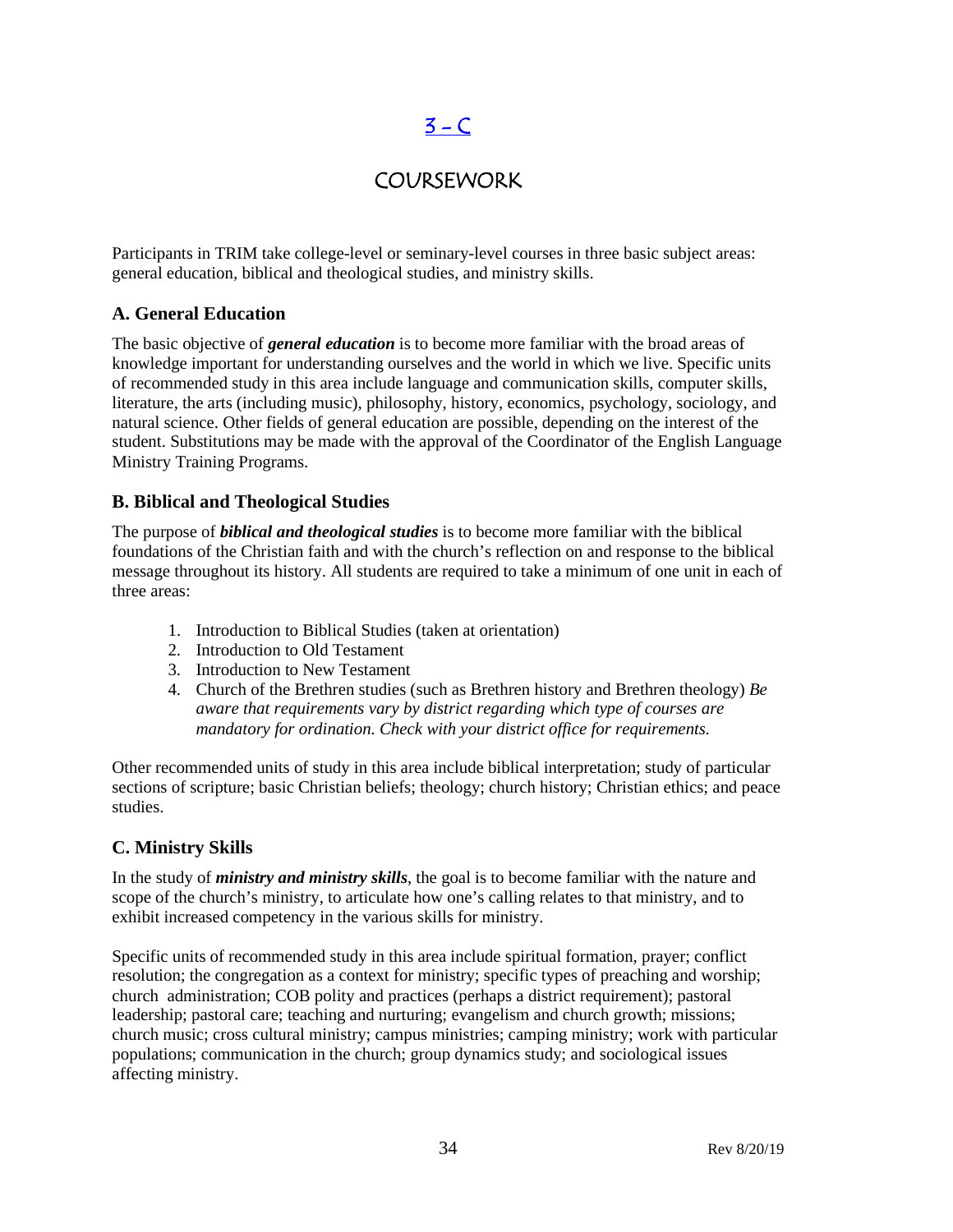# [3 – C](#)

# COURSEWORK

Participants in TRIM take college-level or seminary-level courses in three basic subject areas: general education, biblical and theological studies, and ministry skills.

## A. General Education

The basic objective of ***general education*** is to become more familiar with the broad areas of knowledge important for understanding ourselves and the world in which we live. Specific units of recommended study in this area include language and communication skills, computer skills, literature, the arts (including music), philosophy, history, economics, psychology, sociology, and natural science. Other fields of general education are possible, depending on the interest of the student. Substitutions may be made with the approval of the Coordinator of the English Language Ministry Training Programs.

## B. Biblical and Theological Studies

The purpose of ***biblical and theological studies*** is to become more familiar with the biblical foundations of the Christian faith and with the church's reflection on and response to the biblical message throughout its history. All students are required to take a minimum of one unit in each of three areas:

1. Introduction to Biblical Studies (taken at orientation)
2. Introduction to Old Testament
3. Introduction to New Testament
4. Church of the Brethren studies (such as Brethren history and Brethren theology) *Be aware that requirements vary by district regarding which type of courses are mandatory for ordination. Check with your district office for requirements.*

Other recommended units of study in this area include biblical interpretation; study of particular sections of scripture; basic Christian beliefs; theology; church history; Christian ethics; and peace studies.

## C. Ministry Skills

In the study of ***ministry and ministry skills***, the goal is to become familiar with the nature and scope of the church's ministry, to articulate how one's calling relates to that ministry, and to exhibit increased competency in the various skills for ministry.

Specific units of recommended study in this area include spiritual formation, prayer; conflict resolution; the congregation as a context for ministry; specific types of preaching and worship; church administration; COB polity and practices (perhaps a district requirement); pastoral leadership; pastoral care; teaching and nurturing; evangelism and church growth; missions; church music; cross cultural ministry; campus ministries; camping ministry; work with particular populations; communication in the church; group dynamics study; and sociological issues affecting ministry.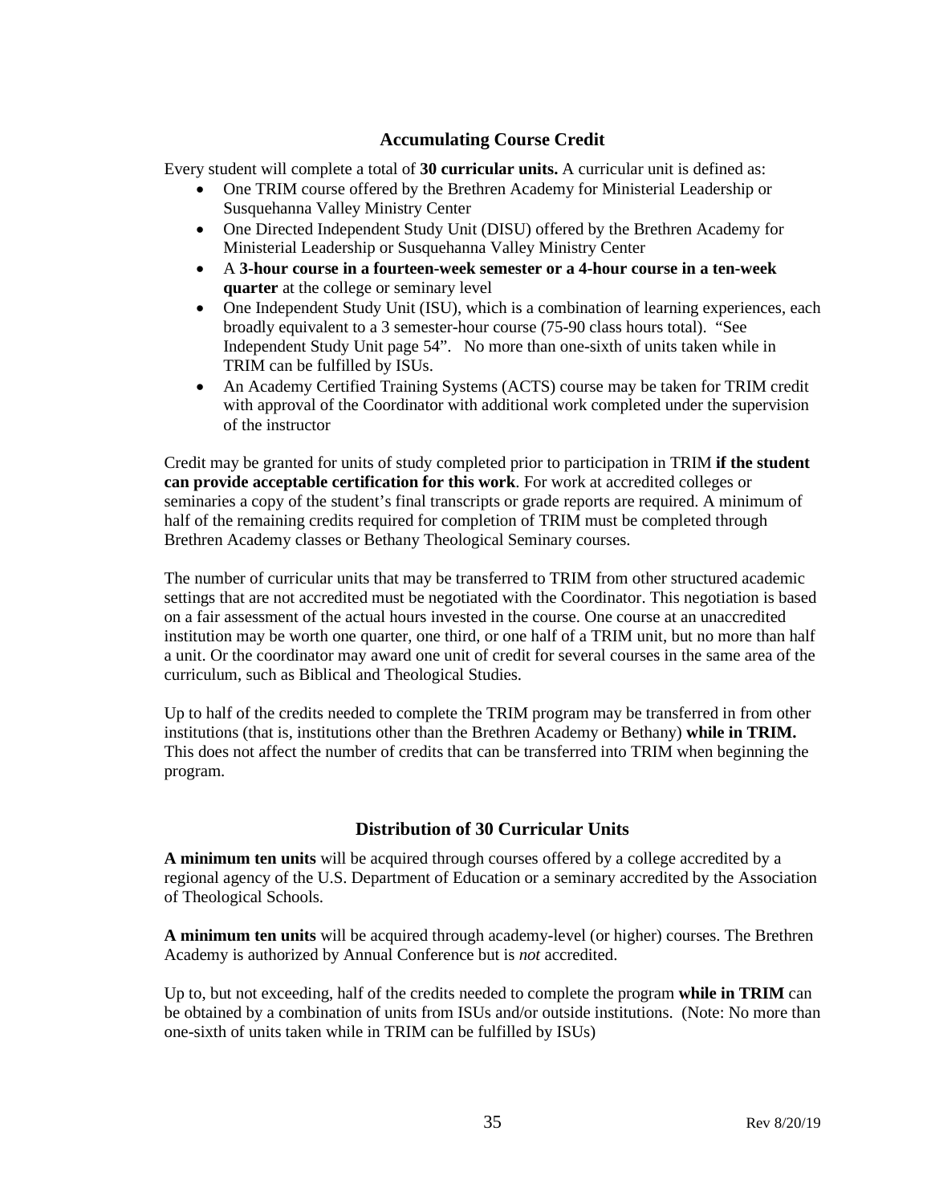## Accumulating Course Credit

Every student will complete a total of **30 curricular units.** A curricular unit is defined as:

- One TRIM course offered by the Brethren Academy for Ministerial Leadership or Susquehanna Valley Ministry Center
- One Directed Independent Study Unit (DISU) offered by the Brethren Academy for Ministerial Leadership or Susquehanna Valley Ministry Center
- A **3-hour course in a fourteen-week semester or a 4-hour course in a ten-week quarter** at the college or seminary level
- One Independent Study Unit (ISU), which is a combination of learning experiences, each broadly equivalent to a 3 semester-hour course (75-90 class hours total). "See Independent Study Unit page 54". No more than one-sixth of units taken while in TRIM can be fulfilled by ISUs.
- An Academy Certified Training Systems (ACTS) course may be taken for TRIM credit with approval of the Coordinator with additional work completed under the supervision of the instructor

Credit may be granted for units of study completed prior to participation in TRIM **if the student can provide acceptable certification for this work**. For work at accredited colleges or seminaries a copy of the student's final transcripts or grade reports are required. A minimum of half of the remaining credits required for completion of TRIM must be completed through Brethren Academy classes or Bethany Theological Seminary courses.

The number of curricular units that may be transferred to TRIM from other structured academic settings that are not accredited must be negotiated with the Coordinator. This negotiation is based on a fair assessment of the actual hours invested in the course. One course at an unaccredited institution may be worth one quarter, one third, or one half of a TRIM unit, but no more than half a unit. Or the coordinator may award one unit of credit for several courses in the same area of the curriculum, such as Biblical and Theological Studies.

Up to half of the credits needed to complete the TRIM program may be transferred in from other institutions (that is, institutions other than the Brethren Academy or Bethany) **while in TRIM.** This does not affect the number of credits that can be transferred into TRIM when beginning the program.

## Distribution of 30 Curricular Units

**A minimum ten units** will be acquired through courses offered by a college accredited by a regional agency of the U.S. Department of Education or a seminary accredited by the Association of Theological Schools.

**A minimum ten units** will be acquired through academy-level (or higher) courses. The Brethren Academy is authorized by Annual Conference but is *not* accredited.

Up to, but not exceeding, half of the credits needed to complete the program **while in TRIM** can be obtained by a combination of units from ISUs and/or outside institutions. (Note: No more than one-sixth of units taken while in TRIM can be fulfilled by ISUs)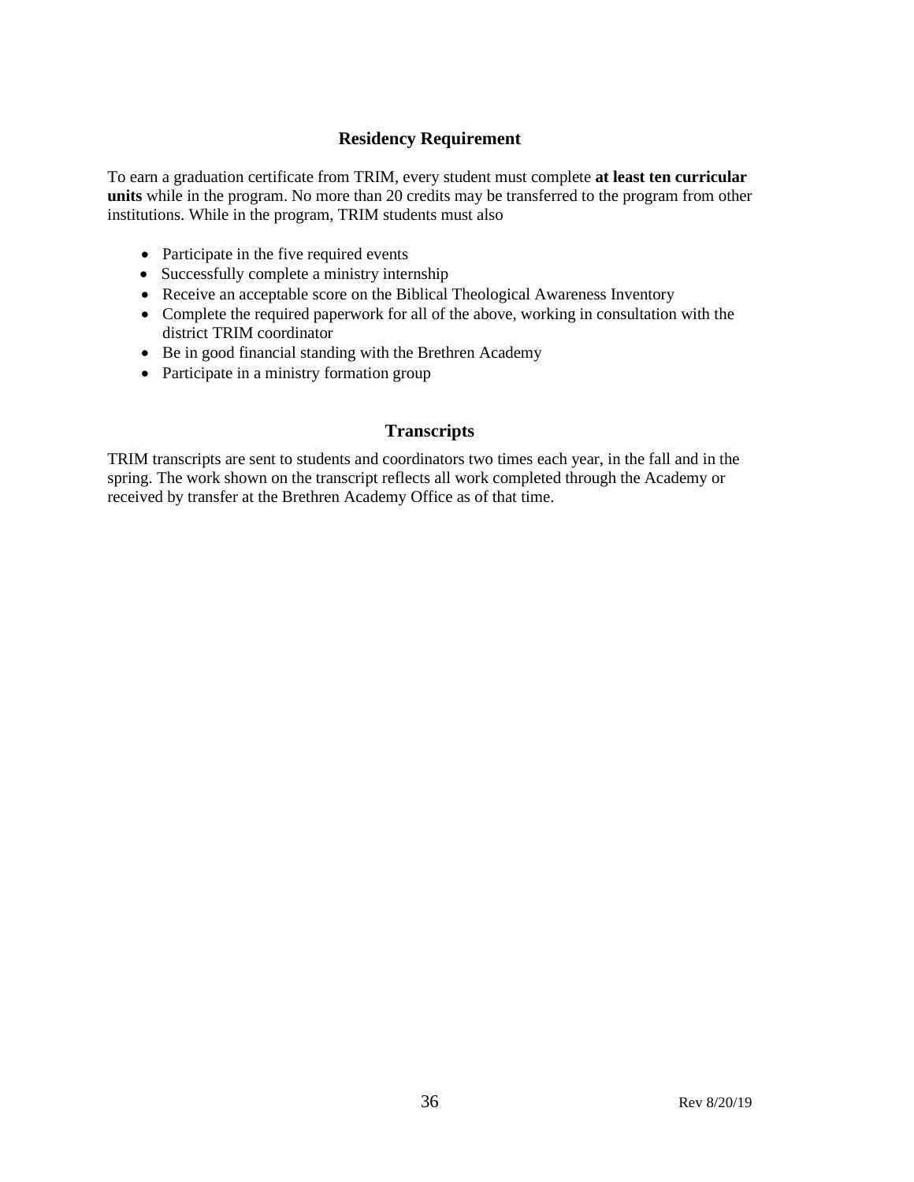## Residency Requirement

To earn a graduation certificate from TRIM, every student must complete **at least ten curricular units** while in the program. No more than 20 credits may be transferred to the program from other institutions. While in the program, TRIM students must also

- Participate in the five required events
- Successfully complete a ministry internship
- Receive an acceptable score on the Biblical Theological Awareness Inventory
- Complete the required paperwork for all of the above, working in consultation with the district TRIM coordinator
- Be in good financial standing with the Brethren Academy
- Participate in a ministry formation group

## Transcripts

TRIM transcripts are sent to students and coordinators two times each year, in the fall and in the spring. The work shown on the transcript reflects all work completed through the Academy or received by transfer at the Brethren Academy Office as of that time.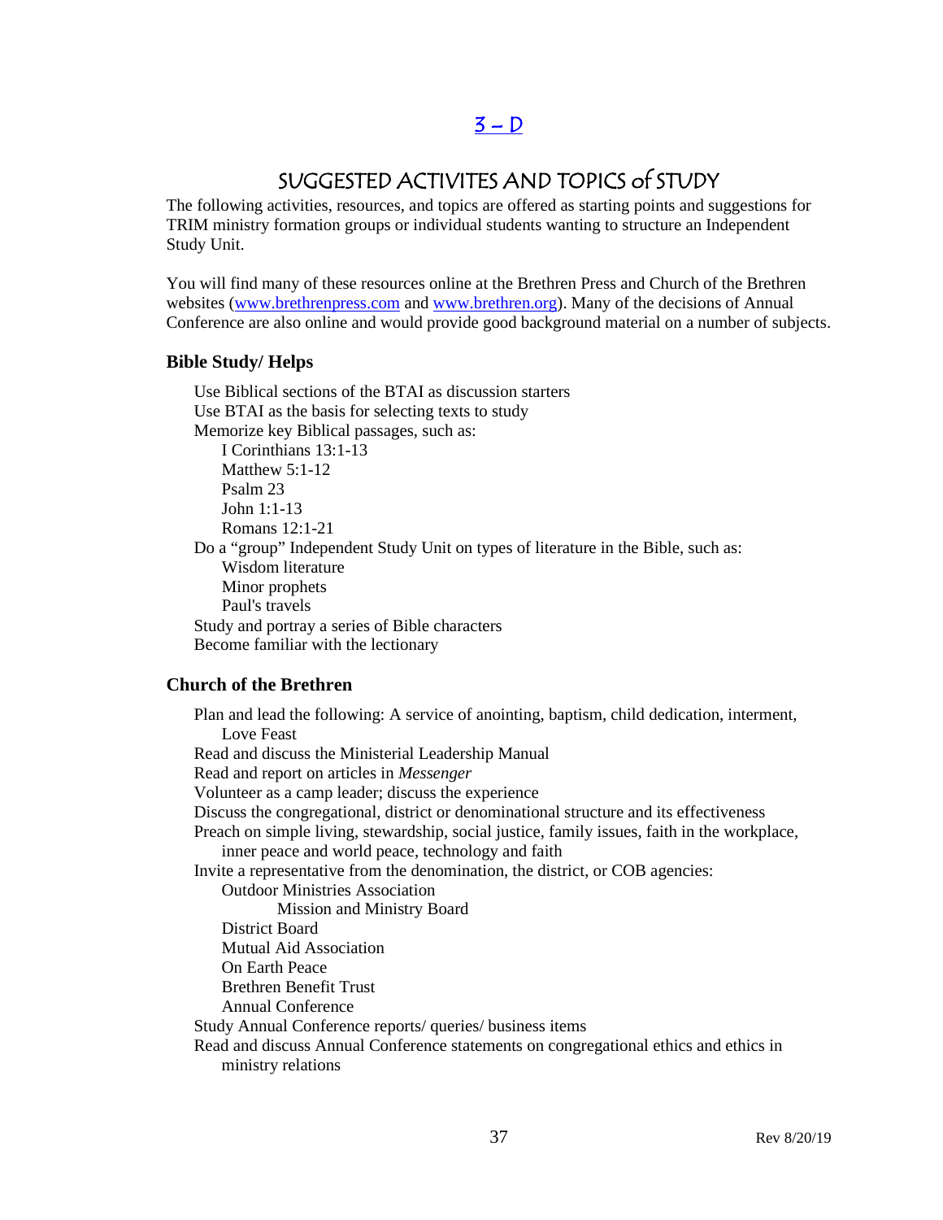# [3 – D]

## SUGGESTED ACTIVITES AND TOPICS of STUDY

The following activities, resources, and topics are offered as starting points and suggestions for TRIM ministry formation groups or individual students wanting to structure an Independent Study Unit.

You will find many of these resources online at the Brethren Press and Church of the Brethren websites ([www.brethrenpress.com](www.brethrenpress.com) and [www.brethren.org](www.brethren.org)). Many of the decisions of Annual Conference are also online and would provide good background material on a number of subjects.

### Bible Study/ Helps

- Use Biblical sections of the BTAI as discussion starters
- Use BTAI as the basis for selecting texts to study
- Memorize key Biblical passages, such as:
  - I Corinthians 13:1-13
  - Matthew 5:1-12
  - Psalm 23
  - John 1:1-13
  - Romans 12:1-21
- Do a "group" Independent Study Unit on types of literature in the Bible, such as:
  - Wisdom literature
  - Minor prophets
  - Paul's travels
- Study and portray a series of Bible characters
- Become familiar with the lectionary

### Church of the Brethren

- Plan and lead the following: A service of anointing, baptism, child dedication, interment, Love Feast
- Read and discuss the Ministerial Leadership Manual
- Read and report on articles in *Messenger*
- Volunteer as a camp leader; discuss the experience
- Discuss the congregational, district or denominational structure and its effectiveness
- Preach on simple living, stewardship, social justice, family issues, faith in the workplace, inner peace and world peace, technology and faith
- Invite a representative from the denomination, the district, or COB agencies:
  - Outdoor Ministries Association
    - Mission and Ministry Board
  - District Board
  - Mutual Aid Association
  - On Earth Peace
  - Brethren Benefit Trust
  - Annual Conference
- Study Annual Conference reports/ queries/ business items
- Read and discuss Annual Conference statements on congregational ethics and ethics in ministry relations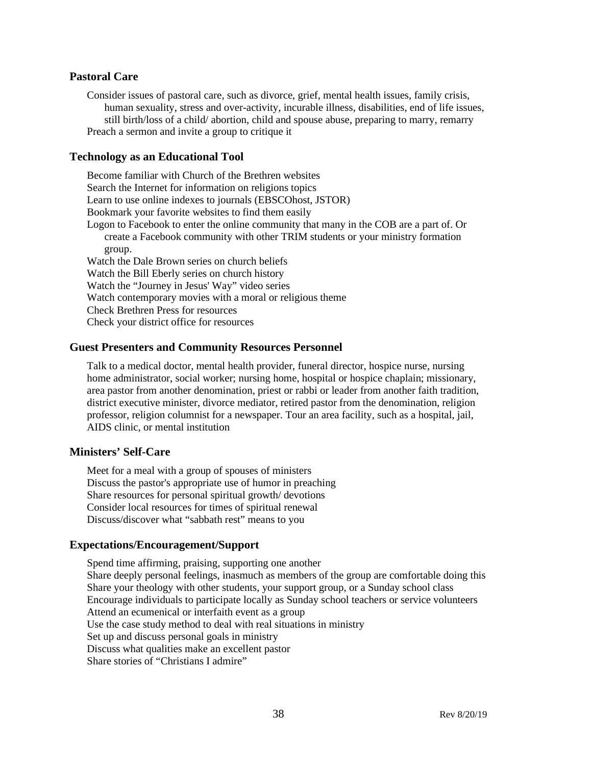## Pastoral Care

Consider issues of pastoral care, such as divorce, grief, mental health issues, family crisis, human sexuality, stress and over-activity, incurable illness, disabilities, end of life issues, still birth/loss of a child/ abortion, child and spouse abuse, preparing to marry, remarry

Preach a sermon and invite a group to critique it

## Technology as an Educational Tool

Become familiar with Church of the Brethren websites

Search the Internet for information on religions topics

Learn to use online indexes to journals (EBSCOhost, JSTOR)

Bookmark your favorite websites to find them easily

Logon to Facebook to enter the online community that many in the COB are a part of. Or create a Facebook community with other TRIM students or your ministry formation group.

Watch the Dale Brown series on church beliefs

Watch the Bill Eberly series on church history

Watch the "Journey in Jesus' Way" video series

Watch contemporary movies with a moral or religious theme

Check Brethren Press for resources

Check your district office for resources

## Guest Presenters and Community Resources Personnel

Talk to a medical doctor, mental health provider, funeral director, hospice nurse, nursing home administrator, social worker; nursing home, hospital or hospice chaplain; missionary, area pastor from another denomination, priest or rabbi or leader from another faith tradition, district executive minister, divorce mediator, retired pastor from the denomination, religion professor, religion columnist for a newspaper. Tour an area facility, such as a hospital, jail, AIDS clinic, or mental institution

## Ministers' Self-Care

Meet for a meal with a group of spouses of ministers

Discuss the pastor's appropriate use of humor in preaching

Share resources for personal spiritual growth/ devotions

Consider local resources for times of spiritual renewal

Discuss/discover what "sabbath rest" means to you

## Expectations/Encouragement/Support

Spend time affirming, praising, supporting one another

Share deeply personal feelings, inasmuch as members of the group are comfortable doing this

Share your theology with other students, your support group, or a Sunday school class

Encourage individuals to participate locally as Sunday school teachers or service volunteers

Attend an ecumenical or interfaith event as a group

Use the case study method to deal with real situations in ministry

Set up and discuss personal goals in ministry

Discuss what qualities make an excellent pastor

Share stories of "Christians I admire"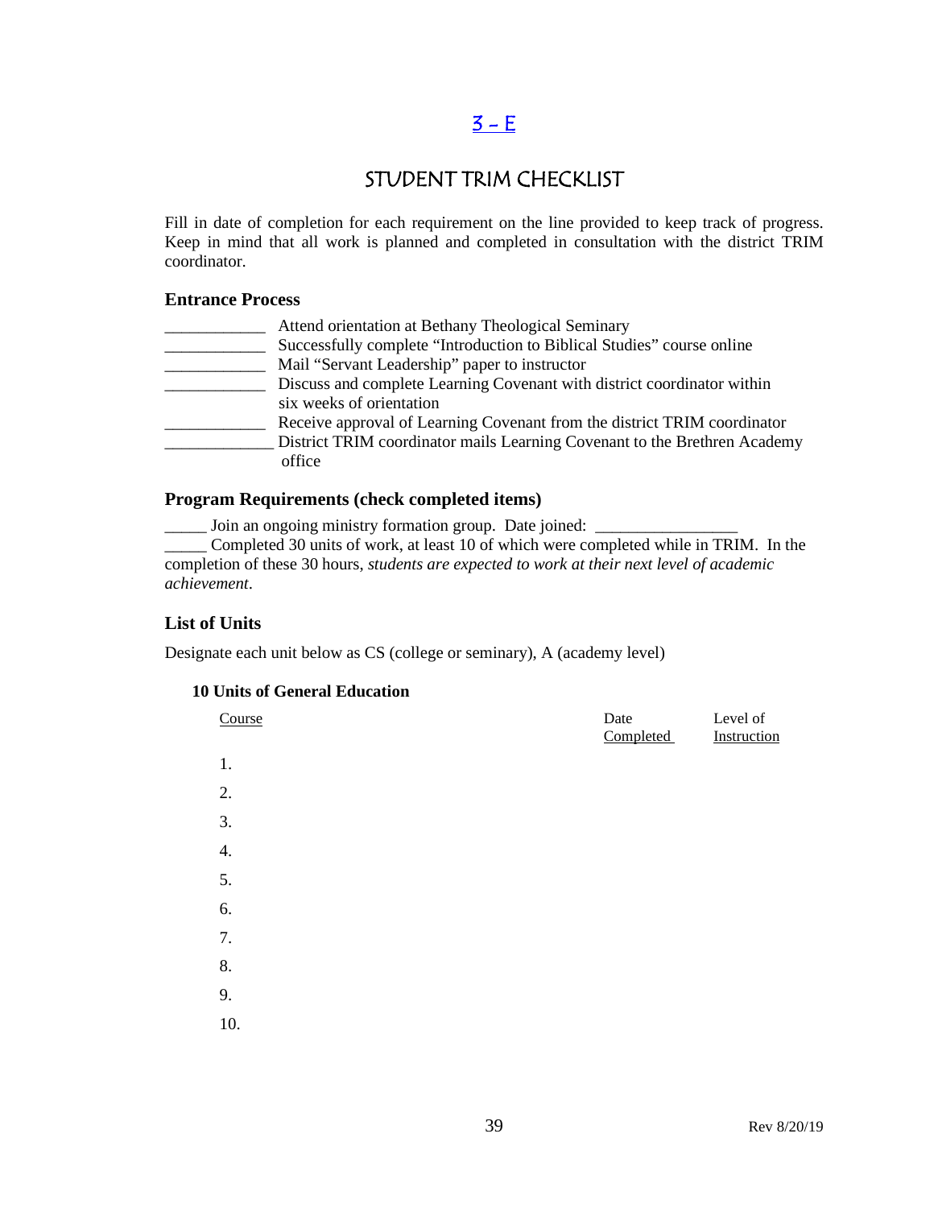## 3 – E

# STUDENT TRIM CHECKLIST

Fill in date of completion for each requirement on the line provided to keep track of progress. Keep in mind that all work is planned and completed in consultation with the district TRIM coordinator.

### Entrance Process

____________ Attend orientation at Bethany Theological Seminary
____________ Successfully complete "Introduction to Biblical Studies" course online
____________ Mail "Servant Leadership" paper to instructor
____________ Discuss and complete Learning Covenant with district coordinator within six weeks of orientation
____________ Receive approval of Learning Covenant from the district TRIM coordinator
_____________ District TRIM coordinator mails Learning Covenant to the Brethren Academy office

### Program Requirements (check completed items)

_____ Join an ongoing ministry formation group. Date joined: _________________
_____ Completed 30 units of work, at least 10 of which were completed while in TRIM. In the completion of these 30 hours, *students are expected to work at their next level of academic achievement*.

### List of Units

Designate each unit below as CS (college or seminary), A (academy level)

**10 Units of General Education**

| Course | Date Completed | Level of Instruction |
|---|---|---|
| 1. | | |
| 2. | | |
| 3. | | |
| 4. | | |
| 5. | | |
| 6. | | |
| 7. | | |
| 8. | | |
| 9. | | |
| 10. | | |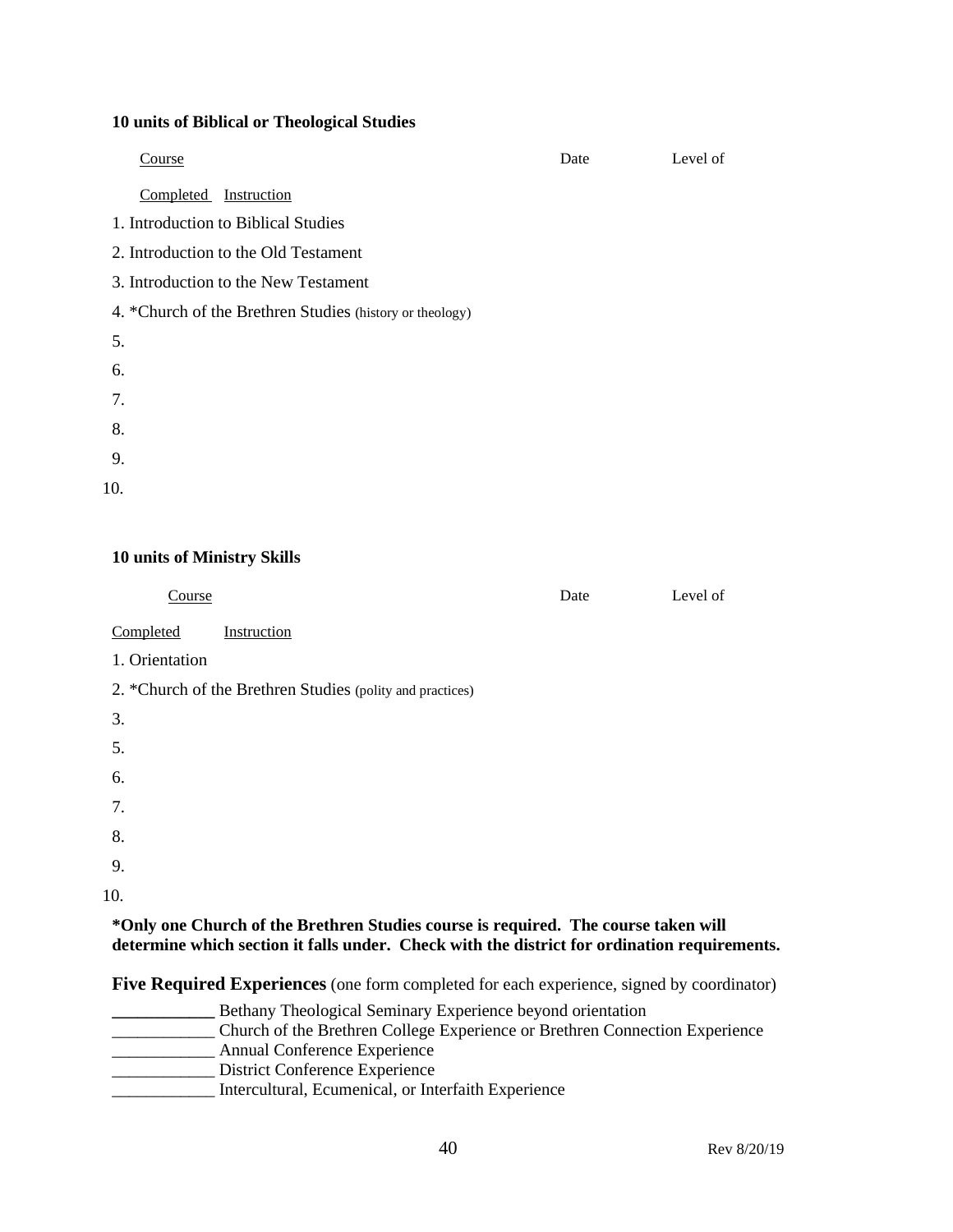**10 units of Biblical or Theological Studies**

| Course | Date Completed | Level of Instruction |
|---|---|---|
| 1. Introduction to Biblical Studies | | |
| 2. Introduction to the Old Testament | | |
| 3. Introduction to the New Testament | | |
| 4. *Church of the Brethren Studies (history or theology) | | |
| 5. | | |
| 6. | | |
| 7. | | |
| 8. | | |
| 9. | | |
| 10. | | |

**10 units of Ministry Skills**

| Course | Date Completed | Level of Instruction |
|---|---|---|
| 1. Orientation | | |
| 2. *Church of the Brethren Studies (polity and practices) | | |
| 3. | | |
| 5. | | |
| 6. | | |
| 7. | | |
| 8. | | |
| 9. | | |
| 10. | | |

***Only one Church of the Brethren Studies course is required. The course taken will determine which section it falls under. Check with the district for ordination requirements.**

**Five Required Experiences** (one form completed for each experience, signed by coordinator)

____________ Bethany Theological Seminary Experience beyond orientation
____________ Church of the Brethren College Experience or Brethren Connection Experience
____________ Annual Conference Experience
____________ District Conference Experience
____________ Intercultural, Ecumenical, or Interfaith Experience

Rev 8/20/19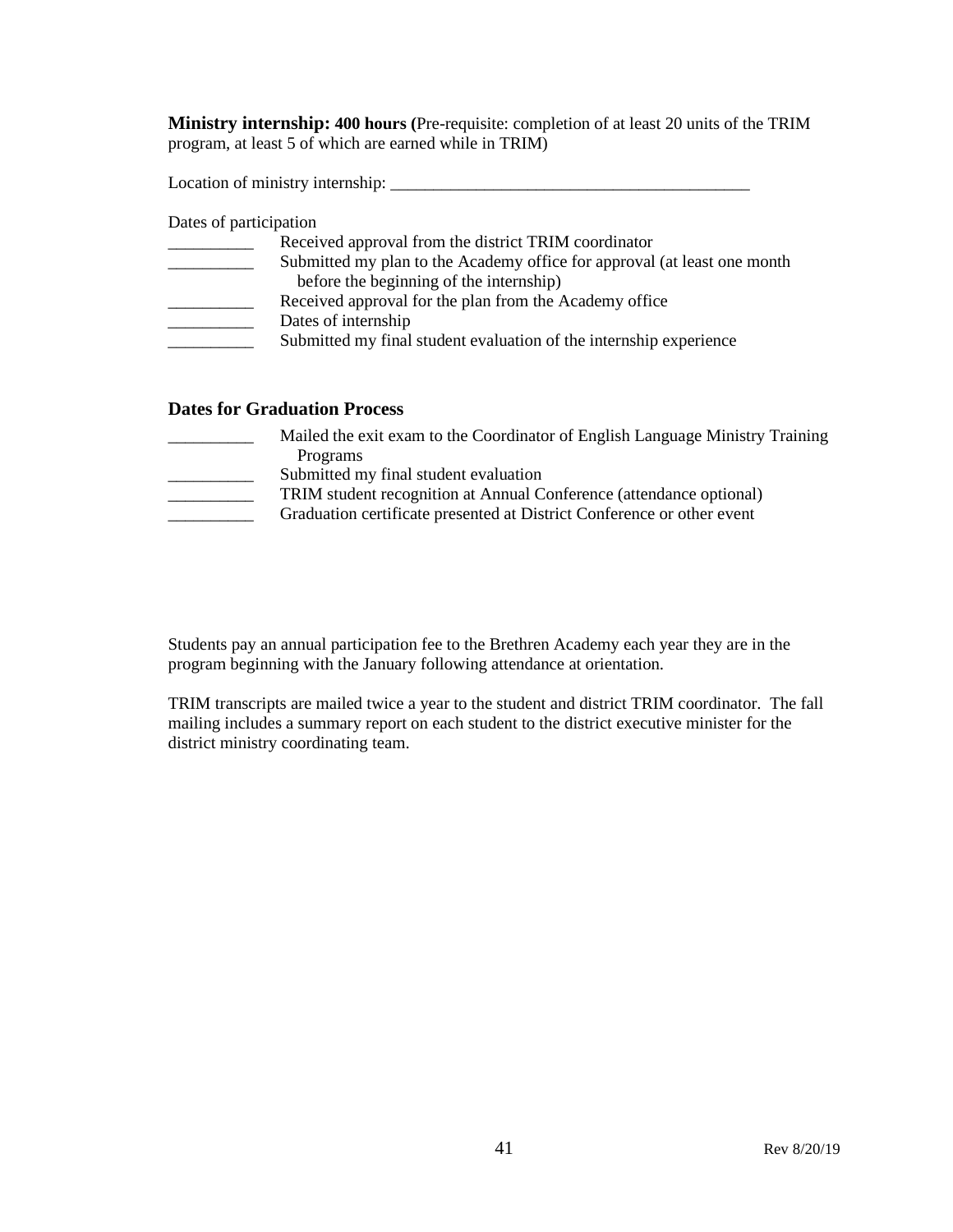**Ministry internship: 400 hours (**Pre-requisite: completion of at least 20 units of the TRIM program, at least 5 of which are earned while in TRIM)

Location of ministry internship: ___________________________________________

Dates of participation

__________ Received approval from the district TRIM coordinator

__________ Submitted my plan to the Academy office for approval (at least one month before the beginning of the internship)

__________ Received approval for the plan from the Academy office

__________ Dates of internship

__________ Submitted my final student evaluation of the internship experience

### Dates for Graduation Process

__________ Mailed the exit exam to the Coordinator of English Language Ministry Training Programs

__________ Submitted my final student evaluation

__________ TRIM student recognition at Annual Conference (attendance optional)

__________ Graduation certificate presented at District Conference or other event

Students pay an annual participation fee to the Brethren Academy each year they are in the program beginning with the January following attendance at orientation.

TRIM transcripts are mailed twice a year to the student and district TRIM coordinator. The fall mailing includes a summary report on each student to the district executive minister for the district ministry coordinating team.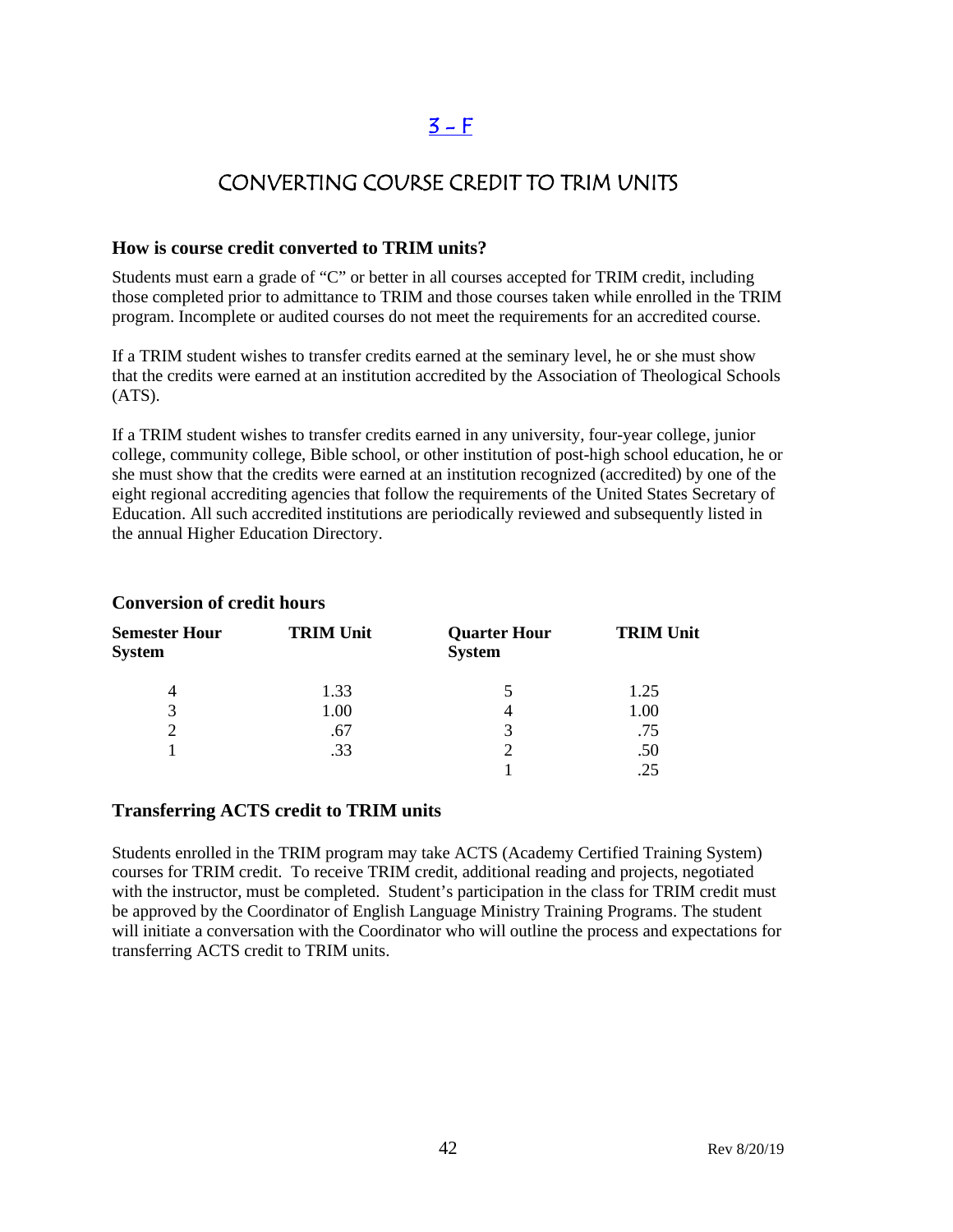## 3 - F

# CONVERTING COURSE CREDIT TO TRIM UNITS

### How is course credit converted to TRIM units?

Students must earn a grade of "C" or better in all courses accepted for TRIM credit, including those completed prior to admittance to TRIM and those courses taken while enrolled in the TRIM program. Incomplete or audited courses do not meet the requirements for an accredited course.

If a TRIM student wishes to transfer credits earned at the seminary level, he or she must show that the credits were earned at an institution accredited by the Association of Theological Schools (ATS).

If a TRIM student wishes to transfer credits earned in any university, four-year college, junior college, community college, Bible school, or other institution of post-high school education, he or she must show that the credits were earned at an institution recognized (accredited) by one of the eight regional accrediting agencies that follow the requirements of the United States Secretary of Education. All such accredited institutions are periodically reviewed and subsequently listed in the annual Higher Education Directory.

### Conversion of credit hours

| Semester Hour System | TRIM Unit | Quarter Hour System | TRIM Unit |
|---|---|---|---|
| 4 | 1.33 | 5 | 1.25 |
| 3 | 1.00 | 4 | 1.00 |
| 2 | .67 | 3 | .75 |
| 1 | .33 | 2 | .50 |
| | | 1 | .25 |

### Transferring ACTS credit to TRIM units

Students enrolled in the TRIM program may take ACTS (Academy Certified Training System) courses for TRIM credit. To receive TRIM credit, additional reading and projects, negotiated with the instructor, must be completed. Student's participation in the class for TRIM credit must be approved by the Coordinator of English Language Ministry Training Programs. The student will initiate a conversation with the Coordinator who will outline the process and expectations for transferring ACTS credit to TRIM units.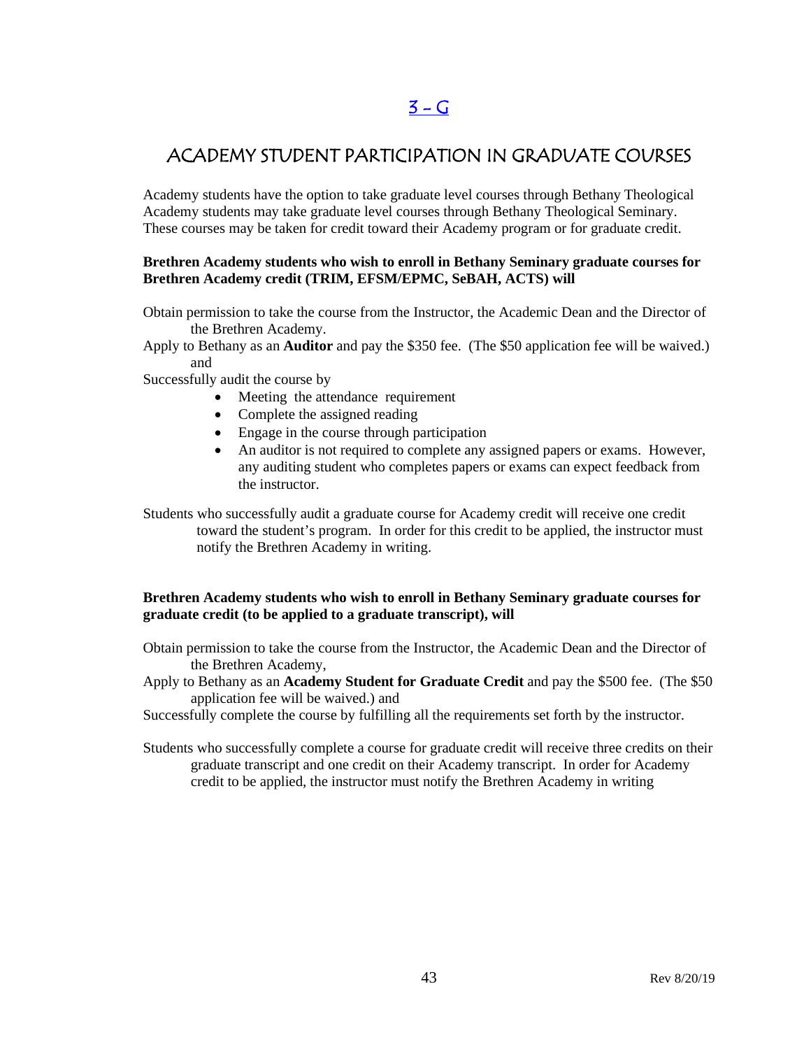# 3 - G

## ACADEMY STUDENT PARTICIPATION IN GRADUATE COURSES

Academy students have the option to take graduate level courses through Bethany Theological Academy students may take graduate level courses through Bethany Theological Seminary. These courses may be taken for credit toward their Academy program or for graduate credit.

**Brethren Academy students who wish to enroll in Bethany Seminary graduate courses for Brethren Academy credit (TRIM, EFSM/EPMC, SeBAH, ACTS) will**

Obtain permission to take the course from the Instructor, the Academic Dean and the Director of the Brethren Academy.

Apply to Bethany as an **Auditor** and pay the $350 fee. (The $50 application fee will be waived.) and

Successfully audit the course by

- Meeting the attendance requirement
- Complete the assigned reading
- Engage in the course through participation
- An auditor is not required to complete any assigned papers or exams. However, any auditing student who completes papers or exams can expect feedback from the instructor.

Students who successfully audit a graduate course for Academy credit will receive one credit toward the student's program. In order for this credit to be applied, the instructor must notify the Brethren Academy in writing.

**Brethren Academy students who wish to enroll in Bethany Seminary graduate courses for graduate credit (to be applied to a graduate transcript), will**

Obtain permission to take the course from the Instructor, the Academic Dean and the Director of the Brethren Academy,

Apply to Bethany as an **Academy Student for Graduate Credit** and pay the $500 fee. (The $50 application fee will be waived.) and

Successfully complete the course by fulfilling all the requirements set forth by the instructor.

Students who successfully complete a course for graduate credit will receive three credits on their graduate transcript and one credit on their Academy transcript. In order for Academy credit to be applied, the instructor must notify the Brethren Academy in writing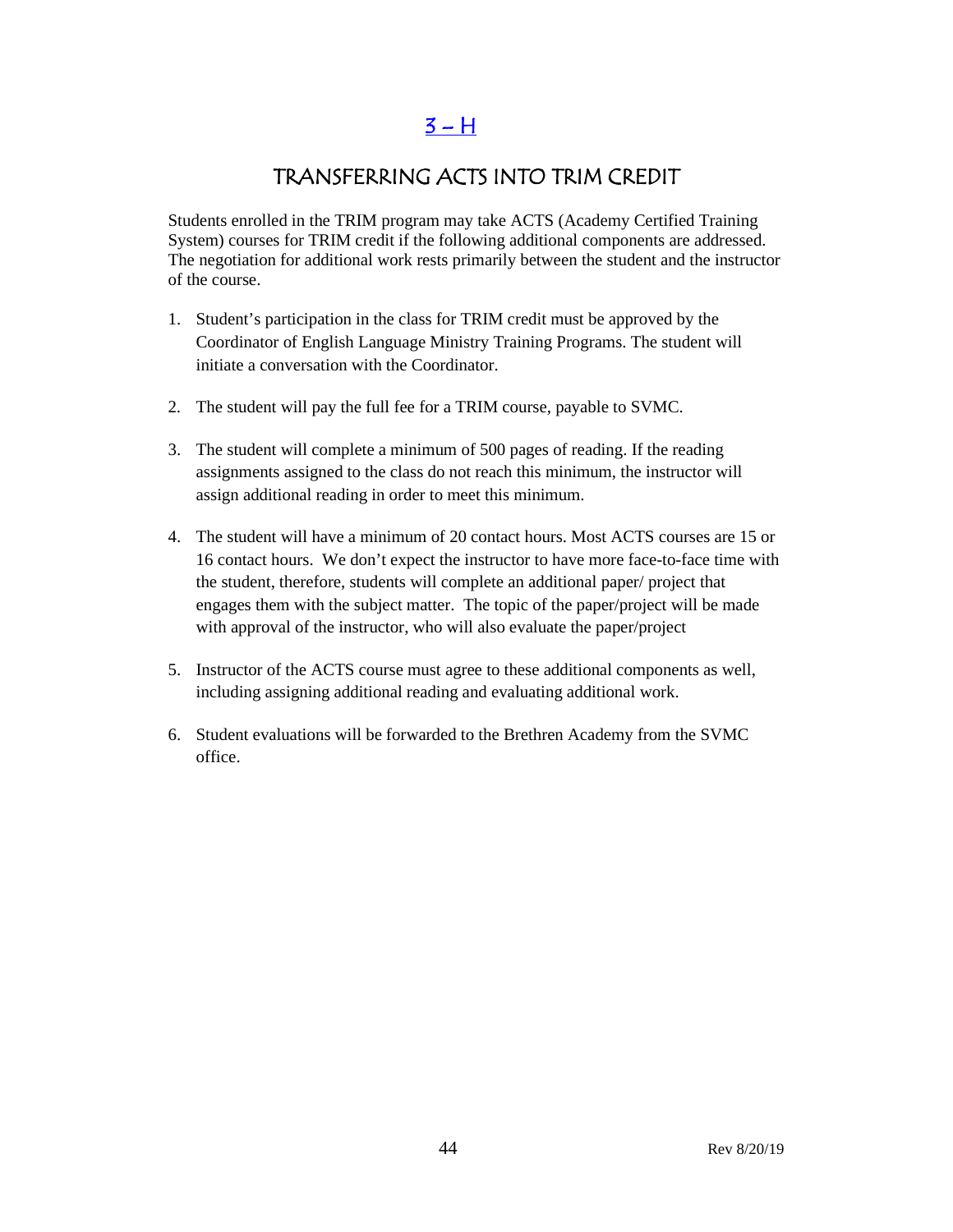## 3 – H

## TRANSFERRING ACTS INTO TRIM CREDIT

Students enrolled in the TRIM program may take ACTS (Academy Certified Training System) courses for TRIM credit if the following additional components are addressed. The negotiation for additional work rests primarily between the student and the instructor of the course.

1. Student's participation in the class for TRIM credit must be approved by the Coordinator of English Language Ministry Training Programs. The student will initiate a conversation with the Coordinator.

2. The student will pay the full fee for a TRIM course, payable to SVMC.

3. The student will complete a minimum of 500 pages of reading. If the reading assignments assigned to the class do not reach this minimum, the instructor will assign additional reading in order to meet this minimum.

4. The student will have a minimum of 20 contact hours. Most ACTS courses are 15 or 16 contact hours. We don't expect the instructor to have more face-to-face time with the student, therefore, students will complete an additional paper/ project that engages them with the subject matter. The topic of the paper/project will be made with approval of the instructor, who will also evaluate the paper/project

5. Instructor of the ACTS course must agree to these additional components as well, including assigning additional reading and evaluating additional work.

6. Student evaluations will be forwarded to the Brethren Academy from the SVMC office.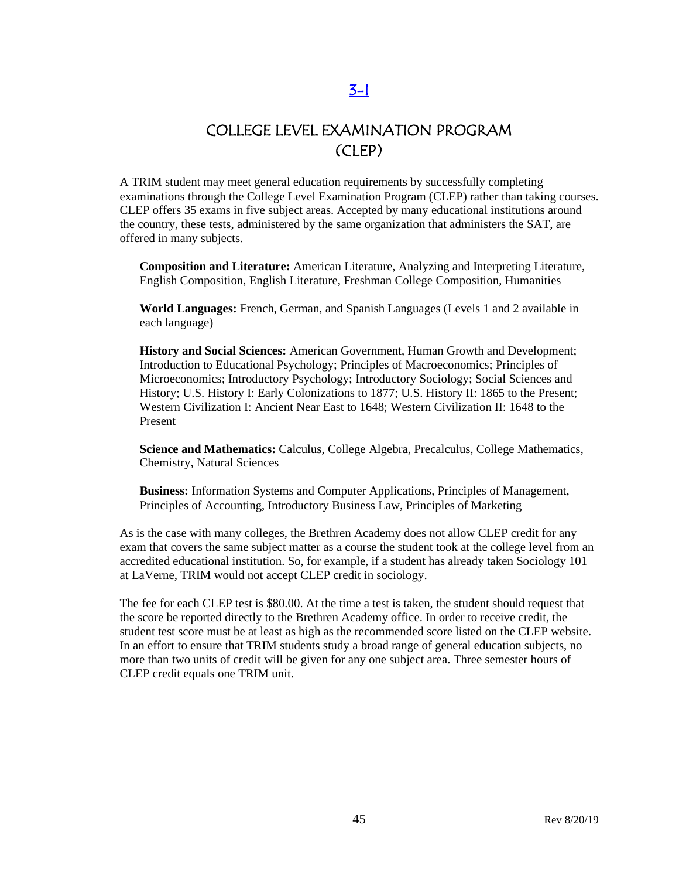[3-1]

# COLLEGE LEVEL EXAMINATION PROGRAM (CLEP)

A TRIM student may meet general education requirements by successfully completing examinations through the College Level Examination Program (CLEP) rather than taking courses. CLEP offers 35 exams in five subject areas. Accepted by many educational institutions around the country, these tests, administered by the same organization that administers the SAT, are offered in many subjects.

**Composition and Literature:** American Literature, Analyzing and Interpreting Literature, English Composition, English Literature, Freshman College Composition, Humanities

**World Languages:** French, German, and Spanish Languages (Levels 1 and 2 available in each language)

**History and Social Sciences:** American Government, Human Growth and Development; Introduction to Educational Psychology; Principles of Macroeconomics; Principles of Microeconomics; Introductory Psychology; Introductory Sociology; Social Sciences and History; U.S. History I: Early Colonizations to 1877; U.S. History II: 1865 to the Present; Western Civilization I: Ancient Near East to 1648; Western Civilization II: 1648 to the Present

**Science and Mathematics:** Calculus, College Algebra, Precalculus, College Mathematics, Chemistry, Natural Sciences

**Business:** Information Systems and Computer Applications, Principles of Management, Principles of Accounting, Introductory Business Law, Principles of Marketing

As is the case with many colleges, the Brethren Academy does not allow CLEP credit for any exam that covers the same subject matter as a course the student took at the college level from an accredited educational institution. So, for example, if a student has already taken Sociology 101 at LaVerne, TRIM would not accept CLEP credit in sociology.

The fee for each CLEP test is $80.00. At the time a test is taken, the student should request that the score be reported directly to the Brethren Academy office. In order to receive credit, the student test score must be at least as high as the recommended score listed on the CLEP website. In an effort to ensure that TRIM students study a broad range of general education subjects, no more than two units of credit will be given for any one subject area. Three semester hours of CLEP credit equals one TRIM unit.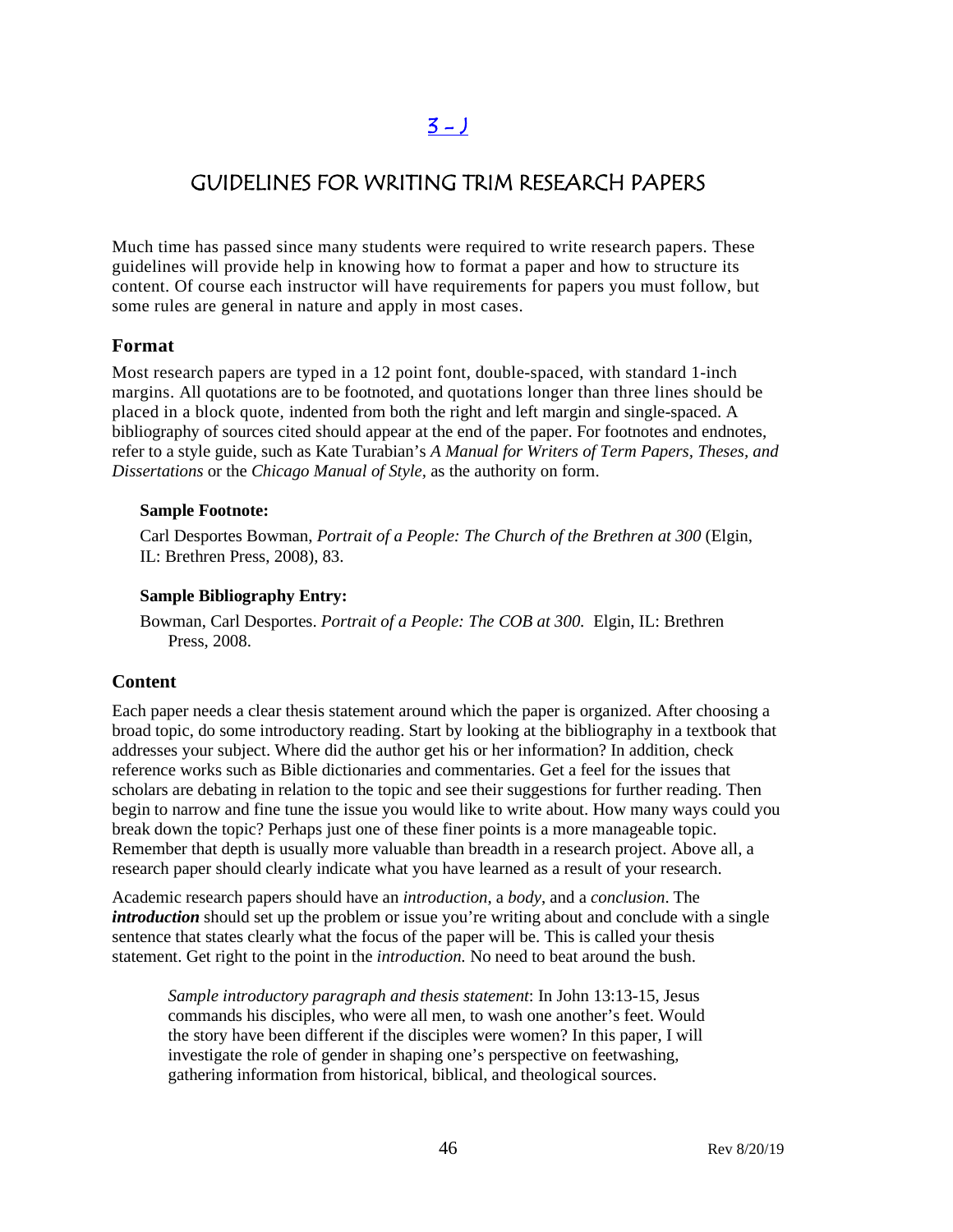[3 - J]

# GUIDELINES FOR WRITING TRIM RESEARCH PAPERS

Much time has passed since many students were required to write research papers. These guidelines will provide help in knowing how to format a paper and how to structure its content. Of course each instructor will have requirements for papers you must follow, but some rules are general in nature and apply in most cases.

## Format

Most research papers are typed in a 12 point font, double-spaced, with standard 1-inch margins. All quotations are to be footnoted, and quotations longer than three lines should be placed in a block quote, indented from both the right and left margin and single-spaced. A bibliography of sources cited should appear at the end of the paper. For footnotes and endnotes, refer to a style guide, such as Kate Turabian's *A Manual for Writers of Term Papers, Theses, and Dissertations* or the *Chicago Manual of Style*, as the authority on form.

**Sample Footnote:**

Carl Desportes Bowman, *Portrait of a People: The Church of the Brethren at 300* (Elgin, IL: Brethren Press, 2008), 83.

**Sample Bibliography Entry:**

Bowman, Carl Desportes. *Portrait of a People: The COB at 300.* Elgin, IL: Brethren Press, 2008.

## Content

Each paper needs a clear thesis statement around which the paper is organized. After choosing a broad topic, do some introductory reading. Start by looking at the bibliography in a textbook that addresses your subject. Where did the author get his or her information? In addition, check reference works such as Bible dictionaries and commentaries. Get a feel for the issues that scholars are debating in relation to the topic and see their suggestions for further reading. Then begin to narrow and fine tune the issue you would like to write about. How many ways could you break down the topic? Perhaps just one of these finer points is a more manageable topic. Remember that depth is usually more valuable than breadth in a research project. Above all, a research paper should clearly indicate what you have learned as a result of your research.

Academic research papers should have an *introduction*, a *body*, and a *conclusion*. The ***introduction*** should set up the problem or issue you're writing about and conclude with a single sentence that states clearly what the focus of the paper will be. This is called your thesis statement. Get right to the point in the *introduction.* No need to beat around the bush.

> *Sample introductory paragraph and thesis statement*: In John 13:13-15, Jesus commands his disciples, who were all men, to wash one another's feet. Would the story have been different if the disciples were women? In this paper, I will investigate the role of gender in shaping one's perspective on feetwashing, gathering information from historical, biblical, and theological sources.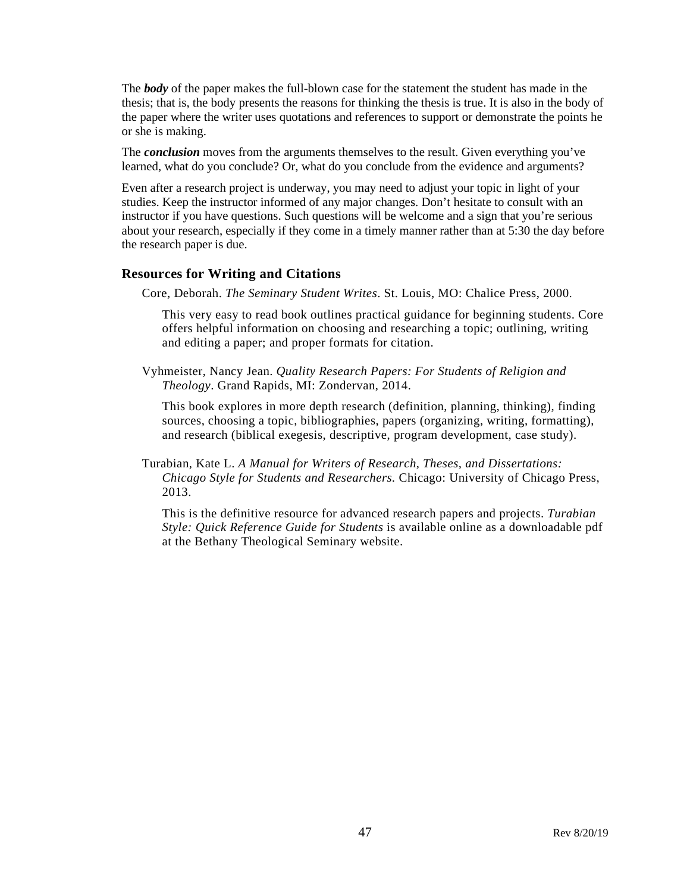The ***body*** of the paper makes the full-blown case for the statement the student has made in the thesis; that is, the body presents the reasons for thinking the thesis is true. It is also in the body of the paper where the writer uses quotations and references to support or demonstrate the points he or she is making.

The ***conclusion*** moves from the arguments themselves to the result. Given everything you've learned, what do you conclude? Or, what do you conclude from the evidence and arguments?

Even after a research project is underway, you may need to adjust your topic in light of your studies. Keep the instructor informed of any major changes. Don't hesitate to consult with an instructor if you have questions. Such questions will be welcome and a sign that you're serious about your research, especially if they come in a timely manner rather than at 5:30 the day before the research paper is due.

## Resources for Writing and Citations

Core, Deborah. *The Seminary Student Writes*. St. Louis, MO: Chalice Press, 2000.

This very easy to read book outlines practical guidance for beginning students. Core offers helpful information on choosing and researching a topic; outlining, writing and editing a paper; and proper formats for citation.

Vyhmeister, Nancy Jean. *Quality Research Papers: For Students of Religion and Theology*. Grand Rapids, MI: Zondervan, 2014.

This book explores in more depth research (definition, planning, thinking), finding sources, choosing a topic, bibliographies, papers (organizing, writing, formatting), and research (biblical exegesis, descriptive, program development, case study).

Turabian, Kate L. *A Manual for Writers of Research, Theses, and Dissertations: Chicago Style for Students and Researchers.* Chicago: University of Chicago Press, 2013.

This is the definitive resource for advanced research papers and projects. *Turabian Style: Quick Reference Guide for Students* is available online as a downloadable pdf at the Bethany Theological Seminary website.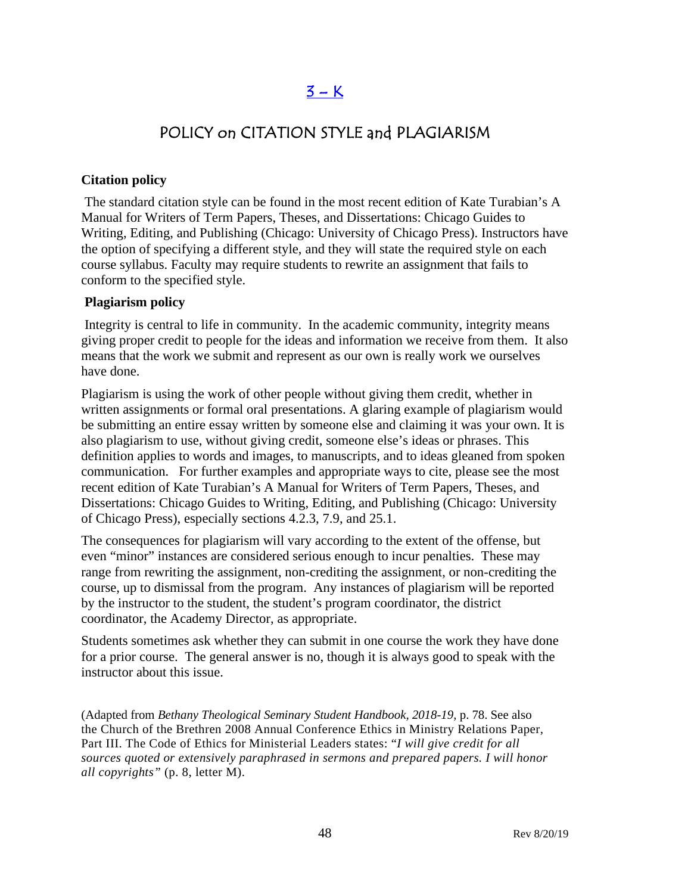# [3 – K]

## POLICY on CITATION STYLE and PLAGIARISM

**Citation policy**

The standard citation style can be found in the most recent edition of Kate Turabian's A Manual for Writers of Term Papers, Theses, and Dissertations: Chicago Guides to Writing, Editing, and Publishing (Chicago: University of Chicago Press). Instructors have the option of specifying a different style, and they will state the required style on each course syllabus. Faculty may require students to rewrite an assignment that fails to conform to the specified style.

**Plagiarism policy**

Integrity is central to life in community. In the academic community, integrity means giving proper credit to people for the ideas and information we receive from them. It also means that the work we submit and represent as our own is really work we ourselves have done.

Plagiarism is using the work of other people without giving them credit, whether in written assignments or formal oral presentations. A glaring example of plagiarism would be submitting an entire essay written by someone else and claiming it was your own. It is also plagiarism to use, without giving credit, someone else's ideas or phrases. This definition applies to words and images, to manuscripts, and to ideas gleaned from spoken communication. For further examples and appropriate ways to cite, please see the most recent edition of Kate Turabian's A Manual for Writers of Term Papers, Theses, and Dissertations: Chicago Guides to Writing, Editing, and Publishing (Chicago: University of Chicago Press), especially sections 4.2.3, 7.9, and 25.1.

The consequences for plagiarism will vary according to the extent of the offense, but even "minor" instances are considered serious enough to incur penalties. These may range from rewriting the assignment, non-crediting the assignment, or non-crediting the course, up to dismissal from the program. Any instances of plagiarism will be reported by the instructor to the student, the student's program coordinator, the district coordinator, the Academy Director, as appropriate.

Students sometimes ask whether they can submit in one course the work they have done for a prior course. The general answer is no, though it is always good to speak with the instructor about this issue.

(Adapted from *Bethany Theological Seminary Student Handbook, 2018-19,* p. 78. See also the Church of the Brethren 2008 Annual Conference Ethics in Ministry Relations Paper, Part III. The Code of Ethics for Ministerial Leaders states: "*I will give credit for all sources quoted or extensively paraphrased in sermons and prepared papers. I will honor all copyrights"* (p. 8, letter M).

Rev 8/20/19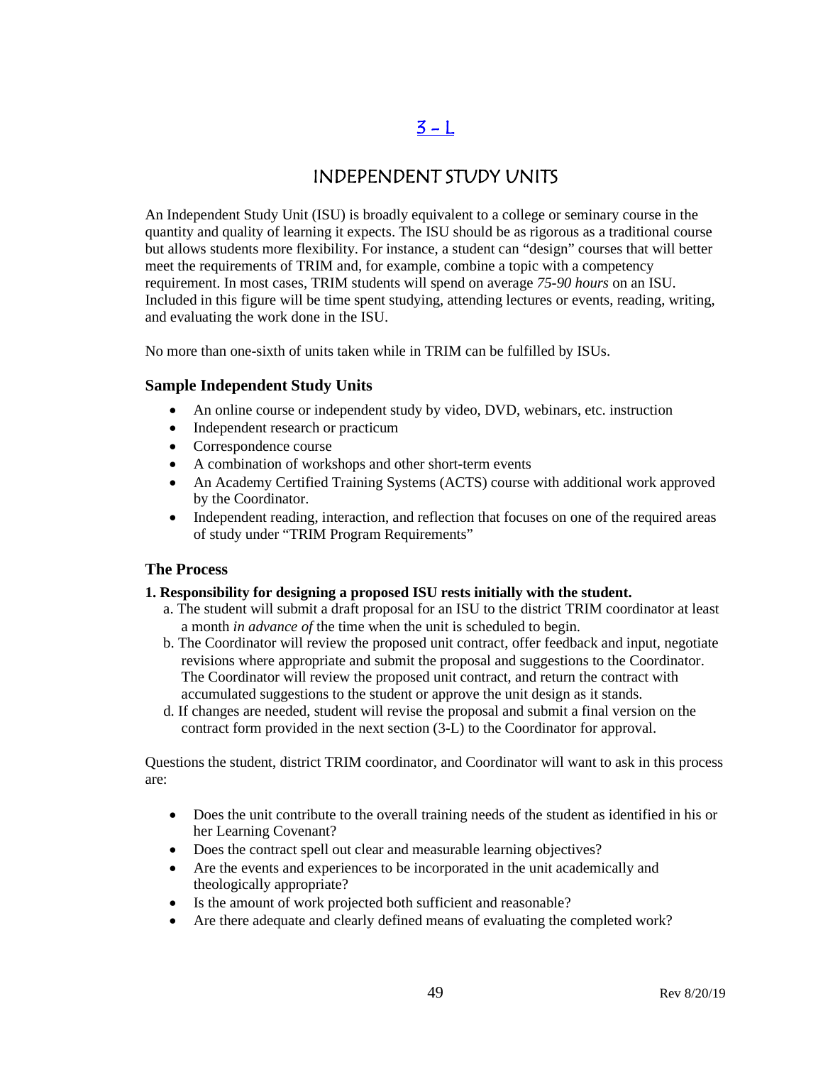# [3 – L]

## INDEPENDENT STUDY UNITS

An Independent Study Unit (ISU) is broadly equivalent to a college or seminary course in the quantity and quality of learning it expects. The ISU should be as rigorous as a traditional course but allows students more flexibility. For instance, a student can "design" courses that will better meet the requirements of TRIM and, for example, combine a topic with a competency requirement. In most cases, TRIM students will spend on average *75-90 hours* on an ISU. Included in this figure will be time spent studying, attending lectures or events, reading, writing, and evaluating the work done in the ISU.

No more than one-sixth of units taken while in TRIM can be fulfilled by ISUs.

### Sample Independent Study Units

- An online course or independent study by video, DVD, webinars, etc. instruction
- Independent research or practicum
- Correspondence course
- A combination of workshops and other short-term events
- An Academy Certified Training Systems (ACTS) course with additional work approved by the Coordinator.
- Independent reading, interaction, and reflection that focuses on one of the required areas of study under "TRIM Program Requirements"

### The Process

**1. Responsibility for designing a proposed ISU rests initially with the student.**

a. The student will submit a draft proposal for an ISU to the district TRIM coordinator at least a month *in advance of* the time when the unit is scheduled to begin.

b. The Coordinator will review the proposed unit contract, offer feedback and input, negotiate revisions where appropriate and submit the proposal and suggestions to the Coordinator. The Coordinator will review the proposed unit contract, and return the contract with accumulated suggestions to the student or approve the unit design as it stands.

d. If changes are needed, student will revise the proposal and submit a final version on the contract form provided in the next section (3-L) to the Coordinator for approval.

Questions the student, district TRIM coordinator, and Coordinator will want to ask in this process are:

- Does the unit contribute to the overall training needs of the student as identified in his or her Learning Covenant?
- Does the contract spell out clear and measurable learning objectives?
- Are the events and experiences to be incorporated in the unit academically and theologically appropriate?
- Is the amount of work projected both sufficient and reasonable?
- Are there adequate and clearly defined means of evaluating the completed work?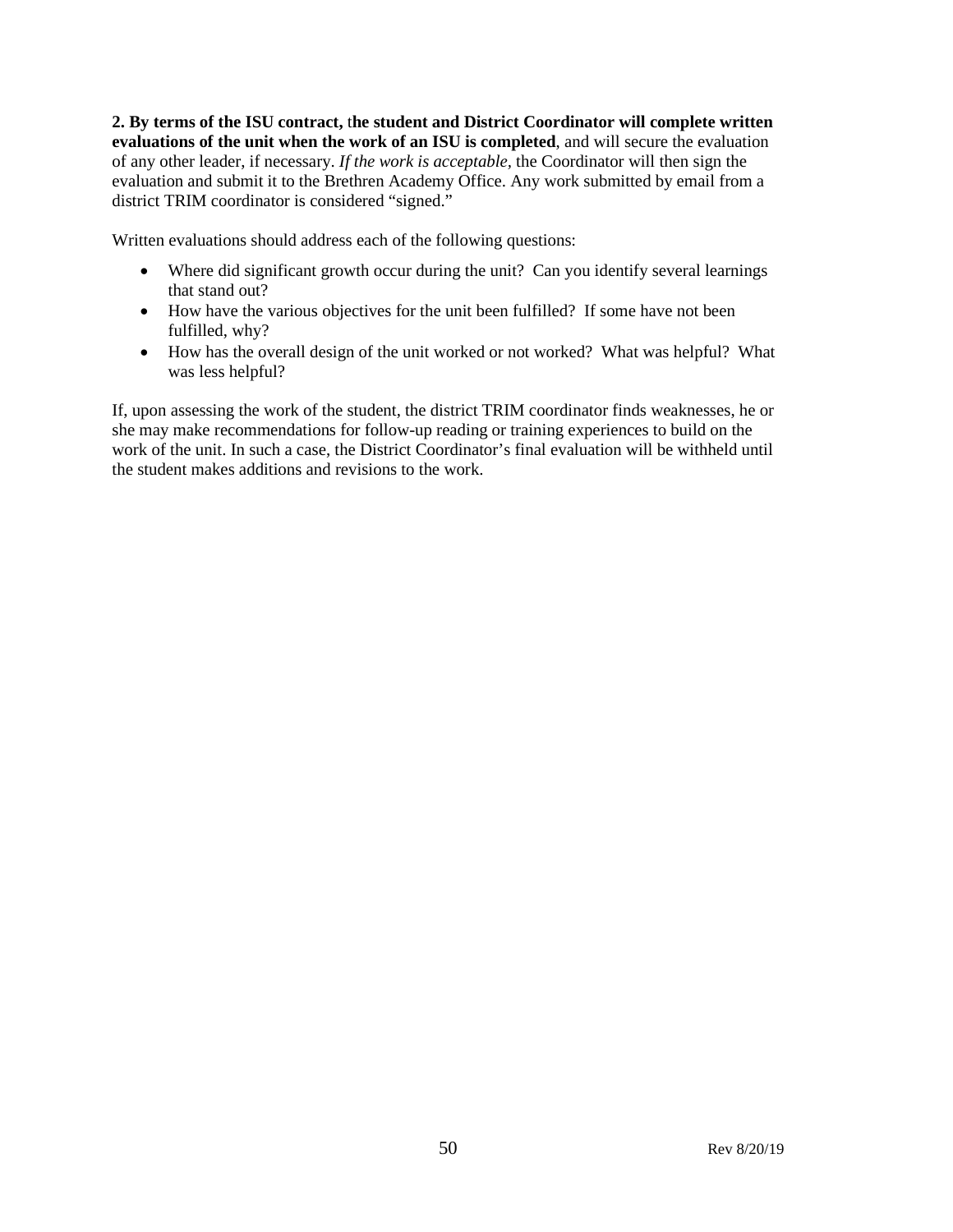**2. By terms of the ISU contract, the student and District Coordinator will complete written evaluations of the unit when the work of an ISU is completed**, and will secure the evaluation of any other leader, if necessary. *If the work is acceptable*, the Coordinator will then sign the evaluation and submit it to the Brethren Academy Office. Any work submitted by email from a district TRIM coordinator is considered "signed."

Written evaluations should address each of the following questions:

- Where did significant growth occur during the unit? Can you identify several learnings that stand out?
- How have the various objectives for the unit been fulfilled? If some have not been fulfilled, why?
- How has the overall design of the unit worked or not worked? What was helpful? What was less helpful?

If, upon assessing the work of the student, the district TRIM coordinator finds weaknesses, he or she may make recommendations for follow-up reading or training experiences to build on the work of the unit. In such a case, the District Coordinator's final evaluation will be withheld until the student makes additions and revisions to the work.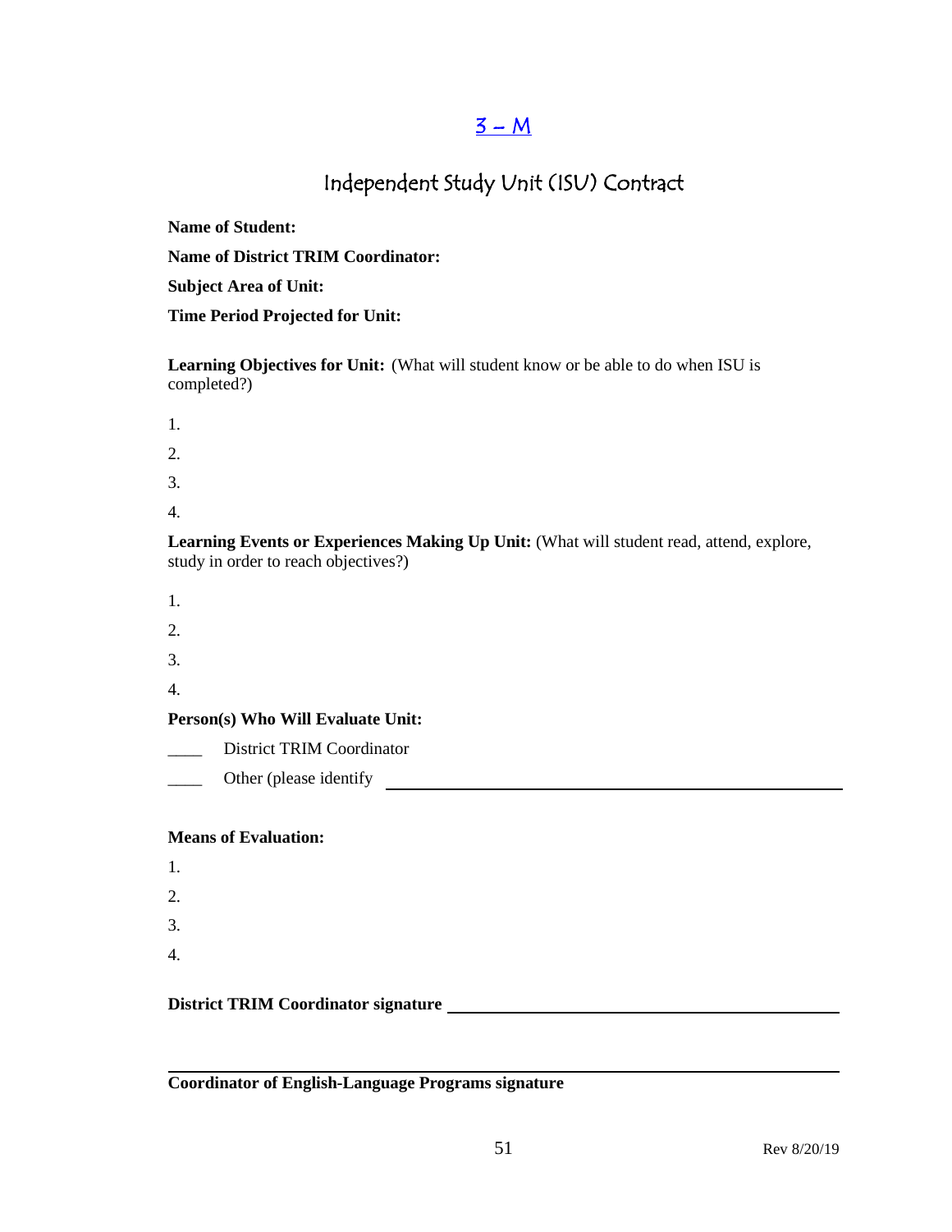# 3 – M

## Independent Study Unit (ISU) Contract

**Name of Student:**

**Name of District TRIM Coordinator:**

**Subject Area of Unit:**

**Time Period Projected for Unit:**

**Learning Objectives for Unit:** (What will student know or be able to do when ISU is completed?)

1.
2.
3.
4.

**Learning Events or Experiences Making Up Unit:** (What will student read, attend, explore, study in order to reach objectives?)

1.
2.
3.
4.

**Person(s) Who Will Evaluate Unit:**

____ District TRIM Coordinator

____ Other (please identify ______________________________________________

**Means of Evaluation:**

1.
2.
3.
4.

**District TRIM Coordinator signature** ______________________________________________

______________________________________________

**Coordinator of English-Language Programs signature**

Rev 8/20/19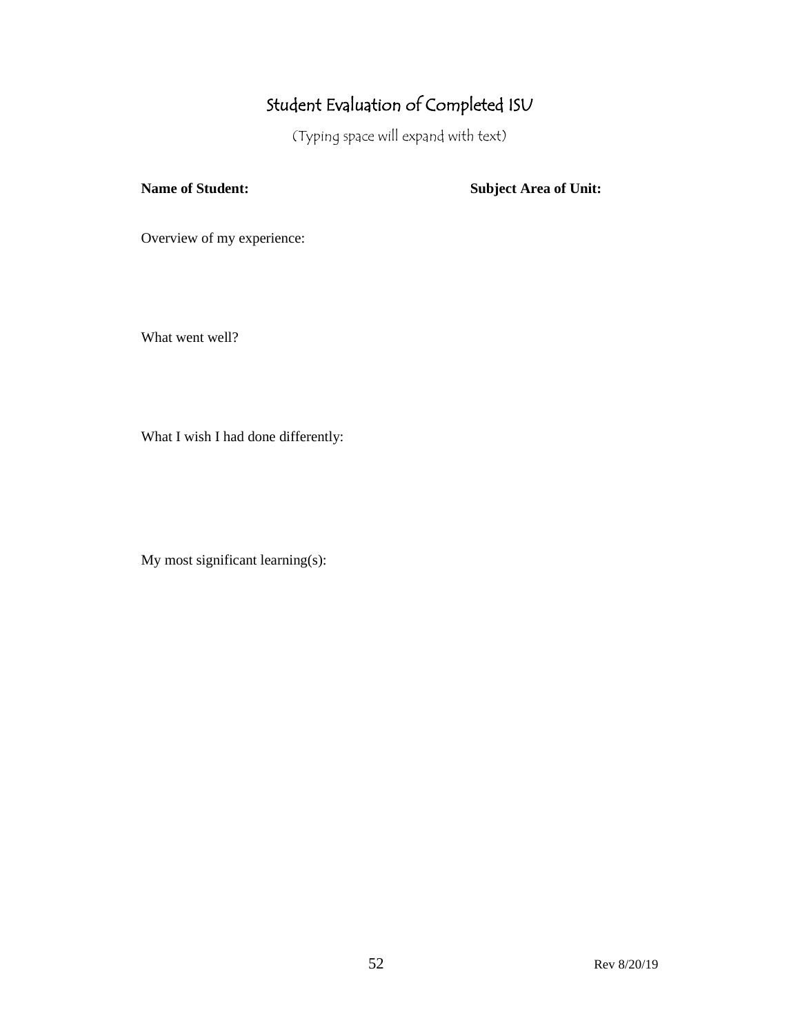# Student Evaluation of Completed ISU

(Typing space will expand with text)

**Name of Student:** **Subject Area of Unit:**

Overview of my experience:

What went well?

What I wish I had done differently:

My most significant learning(s):

Rev 8/20/19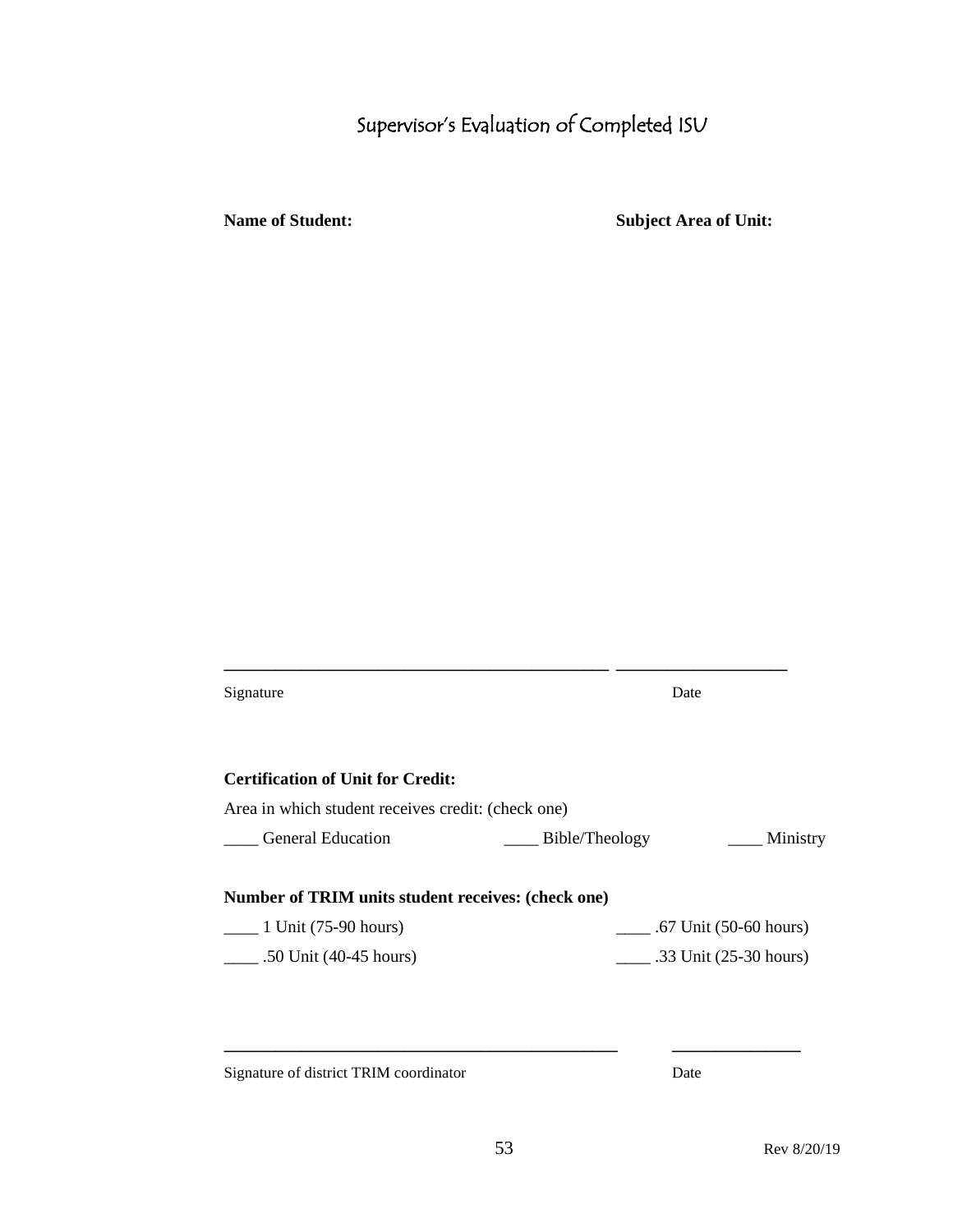# Supervisor's Evaluation of Completed ISU

**Name of Student:** **Subject Area of Unit:**

\_\_\_\_\_\_\_\_\_\_\_\_\_\_\_\_\_\_\_\_\_\_\_\_\_\_\_\_\_\_\_\_\_\_\_\_\_\_\_\_\_\_\_\_ \_\_\_\_\_\_\_\_\_\_\_\_\_\_\_\_\_\_\_\_

Signature Date

**Certification of Unit for Credit:**

Area in which student receives credit: (check one)

\_\_\_\_ General Education \_\_\_\_ Bible/Theology \_\_\_\_ Ministry

**Number of TRIM units student receives: (check one)**

\_\_\_\_ 1 Unit (75-90 hours) \_\_\_\_ .67 Unit (50-60 hours)

\_\_\_\_ .50 Unit (40-45 hours) \_\_\_\_ .33 Unit (25-30 hours)

\_\_\_\_\_\_\_\_\_\_\_\_\_\_\_\_\_\_\_\_\_\_\_\_\_\_\_\_\_\_\_\_\_\_\_\_\_\_\_\_\_\_\_\_ \_\_\_\_\_\_\_\_\_\_\_\_\_\_\_

Signature of district TRIM coordinator Date

Rev 8/20/19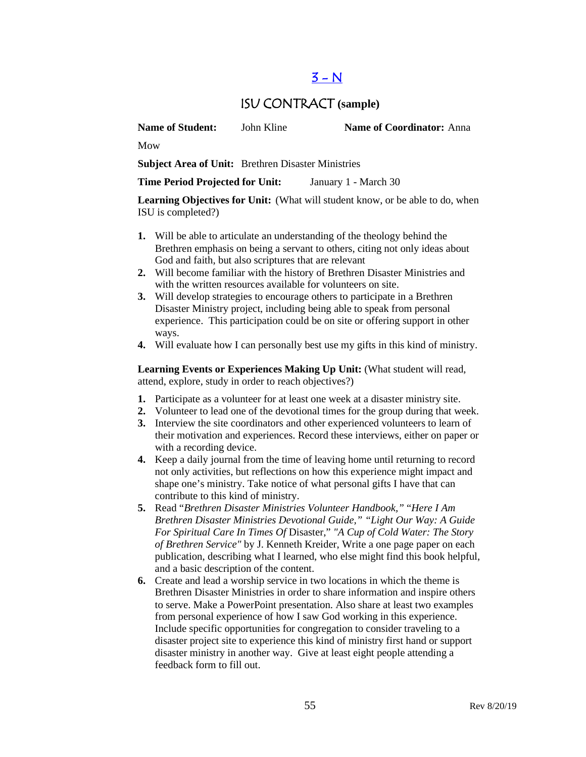## 3 – N

## ISU CONTRACT (sample)

**Name of Student:** John Kline **Name of Coordinator:** Anna Mow

**Subject Area of Unit:** Brethren Disaster Ministries

**Time Period Projected for Unit:** January 1 - March 30

**Learning Objectives for Unit:** (What will student know, or be able to do, when ISU is completed?)

1. Will be able to articulate an understanding of the theology behind the Brethren emphasis on being a servant to others, citing not only ideas about God and faith, but also scriptures that are relevant
2. Will become familiar with the history of Brethren Disaster Ministries and with the written resources available for volunteers on site.
3. Will develop strategies to encourage others to participate in a Brethren Disaster Ministry project, including being able to speak from personal experience. This participation could be on site or offering support in other ways.
4. Will evaluate how I can personally best use my gifts in this kind of ministry.

**Learning Events or Experiences Making Up Unit:** (What student will read, attend, explore, study in order to reach objectives?)

1. Participate as a volunteer for at least one week at a disaster ministry site.
2. Volunteer to lead one of the devotional times for the group during that week.
3. Interview the site coordinators and other experienced volunteers to learn of their motivation and experiences. Record these interviews, either on paper or with a recording device.
4. Keep a daily journal from the time of leaving home until returning to record not only activities, but reflections on how this experience might impact and shape one's ministry. Take notice of what personal gifts I have that can contribute to this kind of ministry.
5. Read "*Brethren Disaster Ministries Volunteer Handbook," "Here I Am Brethren Disaster Ministries Devotional Guide," "Light Our Way: A Guide For Spiritual Care In Times Of* Disaster," *"A Cup of Cold Water: The Story of Brethren Service"* by J. Kenneth Kreider, Write a one page paper on each publication, describing what I learned, who else might find this book helpful, and a basic description of the content.
6. Create and lead a worship service in two locations in which the theme is Brethren Disaster Ministries in order to share information and inspire others to serve. Make a PowerPoint presentation. Also share at least two examples from personal experience of how I saw God working in this experience. Include specific opportunities for congregation to consider traveling to a disaster project site to experience this kind of ministry first hand or support disaster ministry in another way. Give at least eight people attending a feedback form to fill out.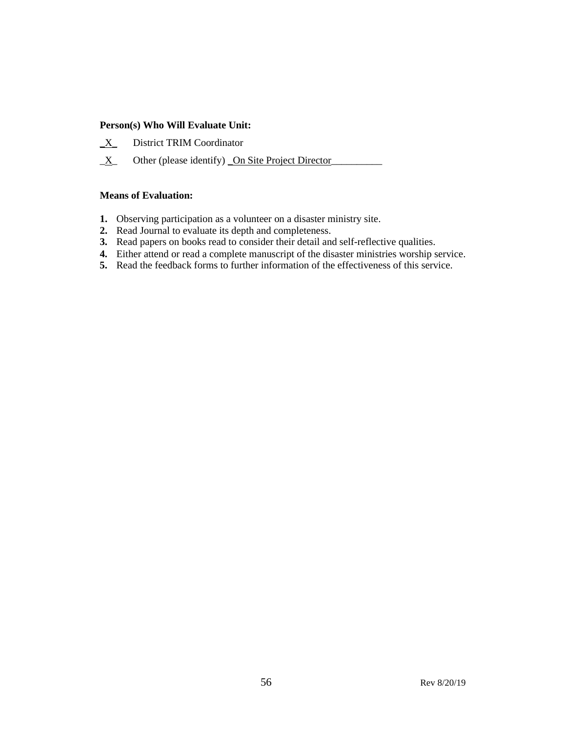**Person(s) Who Will Evaluate Unit:**

_X_ District TRIM Coordinator

_X_ Other (please identify) _On Site Project Director__________

**Means of Evaluation:**

1. Observing participation as a volunteer on a disaster ministry site.
2. Read Journal to evaluate its depth and completeness.
3. Read papers on books read to consider their detail and self-reflective qualities.
4. Either attend or read a complete manuscript of the disaster ministries worship service.
5. Read the feedback forms to further information of the effectiveness of this service.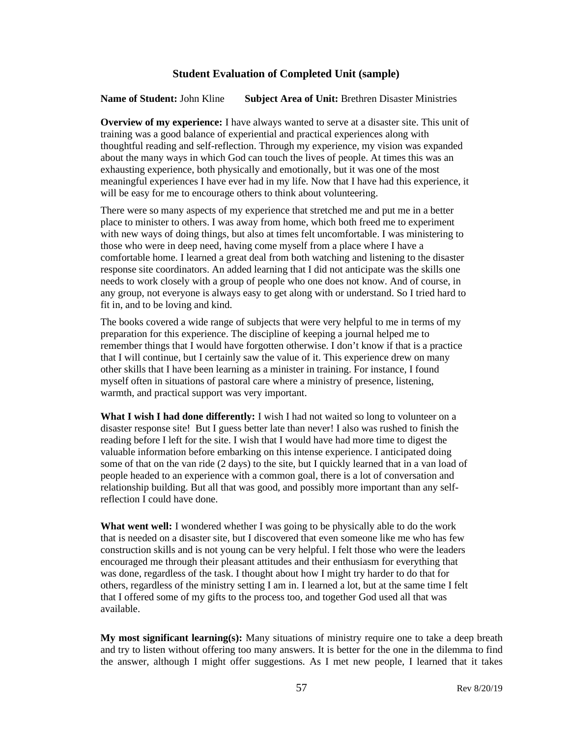## Student Evaluation of Completed Unit (sample)

**Name of Student:** John Kline  **Subject Area of Unit:** Brethren Disaster Ministries

**Overview of my experience:** I have always wanted to serve at a disaster site. This unit of training was a good balance of experiential and practical experiences along with thoughtful reading and self-reflection. Through my experience, my vision was expanded about the many ways in which God can touch the lives of people. At times this was an exhausting experience, both physically and emotionally, but it was one of the most meaningful experiences I have ever had in my life. Now that I have had this experience, it will be easy for me to encourage others to think about volunteering.

There were so many aspects of my experience that stretched me and put me in a better place to minister to others. I was away from home, which both freed me to experiment with new ways of doing things, but also at times felt uncomfortable. I was ministering to those who were in deep need, having come myself from a place where I have a comfortable home. I learned a great deal from both watching and listening to the disaster response site coordinators. An added learning that I did not anticipate was the skills one needs to work closely with a group of people who one does not know. And of course, in any group, not everyone is always easy to get along with or understand. So I tried hard to fit in, and to be loving and kind.

The books covered a wide range of subjects that were very helpful to me in terms of my preparation for this experience. The discipline of keeping a journal helped me to remember things that I would have forgotten otherwise. I don't know if that is a practice that I will continue, but I certainly saw the value of it. This experience drew on many other skills that I have been learning as a minister in training. For instance, I found myself often in situations of pastoral care where a ministry of presence, listening, warmth, and practical support was very important.

**What I wish I had done differently:** I wish I had not waited so long to volunteer on a disaster response site! But I guess better late than never! I also was rushed to finish the reading before I left for the site. I wish that I would have had more time to digest the valuable information before embarking on this intense experience. I anticipated doing some of that on the van ride (2 days) to the site, but I quickly learned that in a van load of people headed to an experience with a common goal, there is a lot of conversation and relationship building. But all that was good, and possibly more important than any self-reflection I could have done.

**What went well:** I wondered whether I was going to be physically able to do the work that is needed on a disaster site, but I discovered that even someone like me who has few construction skills and is not young can be very helpful. I felt those who were the leaders encouraged me through their pleasant attitudes and their enthusiasm for everything that was done, regardless of the task. I thought about how I might try harder to do that for others, regardless of the ministry setting I am in. I learned a lot, but at the same time I felt that I offered some of my gifts to the process too, and together God used all that was available.

**My most significant learning(s):** Many situations of ministry require one to take a deep breath and try to listen without offering too many answers. It is better for the one in the dilemma to find the answer, although I might offer suggestions. As I met new people, I learned that it takes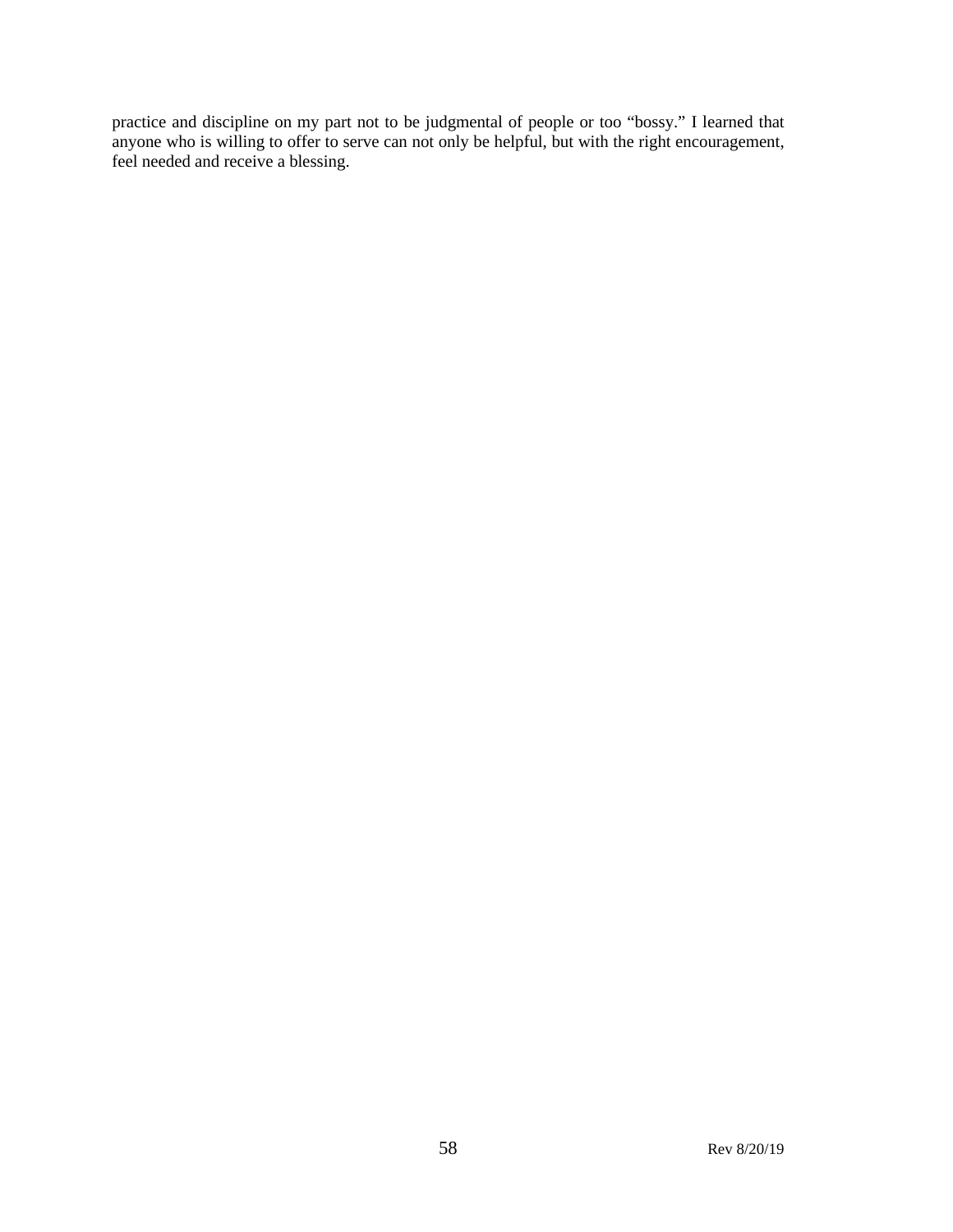practice and discipline on my part not to be judgmental of people or too "bossy." I learned that anyone who is willing to offer to serve can not only be helpful, but with the right encouragement, feel needed and receive a blessing.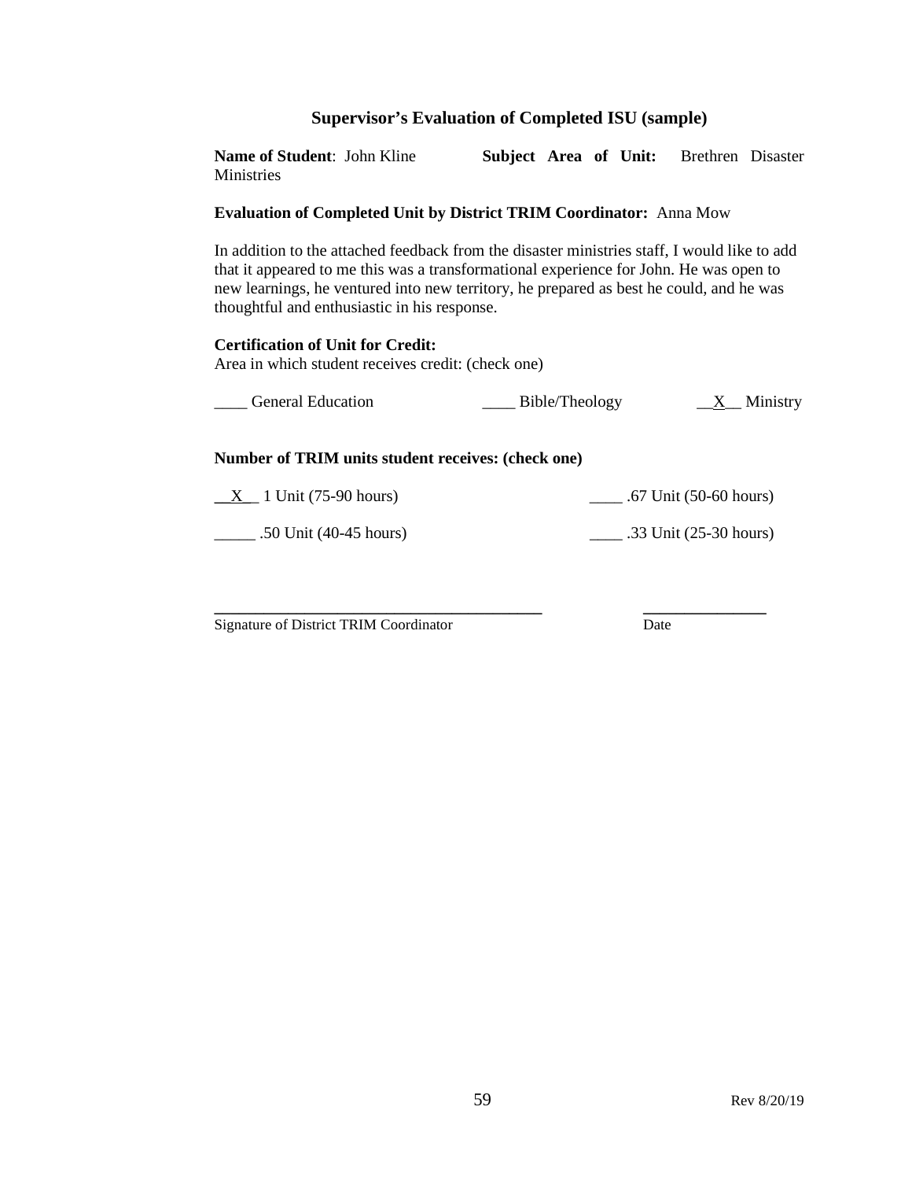## Supervisor's Evaluation of Completed ISU (sample)

**Name of Student**: John Kline **Subject Area of Unit:** Brethren Disaster Ministries

**Evaluation of Completed Unit by District TRIM Coordinator:** Anna Mow

In addition to the attached feedback from the disaster ministries staff, I would like to add that it appeared to me this was a transformational experience for John. He was open to new learnings, he ventured into new territory, he prepared as best he could, and he was thoughtful and enthusiastic in his response.

**Certification of Unit for Credit:**
Area in which student receives credit: (check one)

____ General Education ____ Bible/Theology __X__ Ministry

**Number of TRIM units student receives: (check one)**

__X__ 1 Unit (75-90 hours) ____ .67 Unit (50-60 hours)

_____ .50 Unit (40-45 hours) ____ .33 Unit (25-30 hours)

________________________________________ _______________
Signature of District TRIM Coordinator Date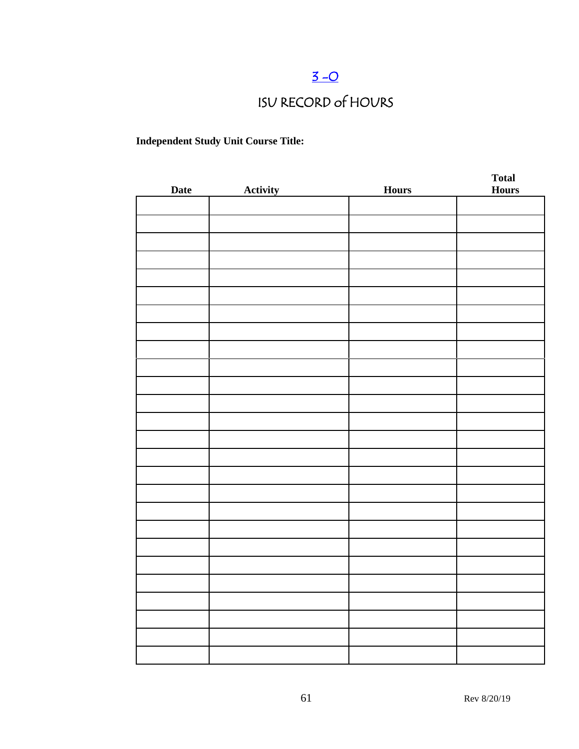[3 -O]

# ISU RECORD of HOURS

**Independent Study Unit Course Title:**

| Date | Activity | Hours | Total Hours |
|---|---|---|---|
| | | | |
| | | | |
| | | | |
| | | | |
| | | | |
| | | | |
| | | | |
| | | | |
| | | | |
| | | | |
| | | | |
| | | | |
| | | | |
| | | | |
| | | | |
| | | | |
| | | | |
| | | | |
| | | | |
| | | | |
| | | | |
| | | | |
| | | | |
| | | | |
| | | | |
| | | | |

Rev 8/20/19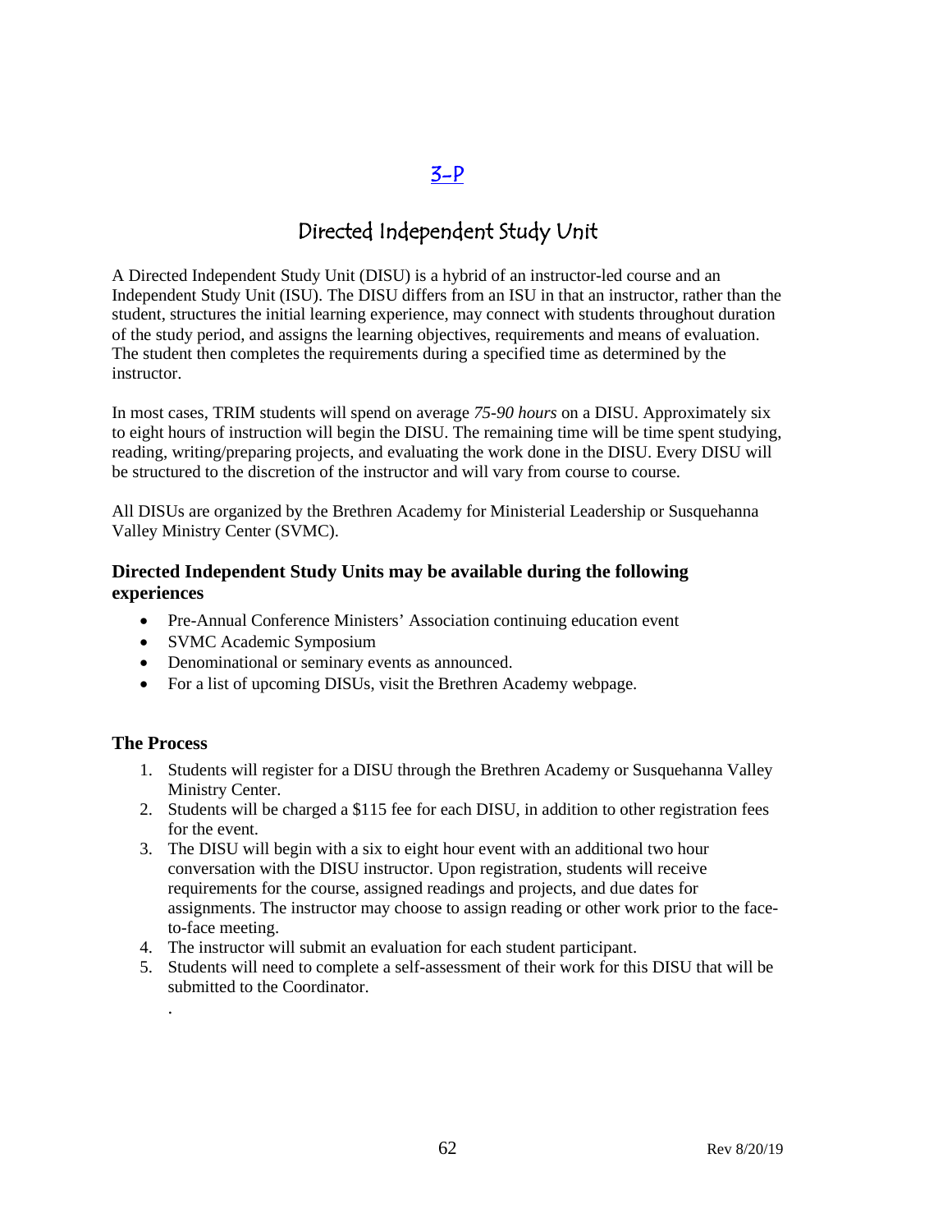## 3-P

# Directed Independent Study Unit

A Directed Independent Study Unit (DISU) is a hybrid of an instructor-led course and an Independent Study Unit (ISU). The DISU differs from an ISU in that an instructor, rather than the student, structures the initial learning experience, may connect with students throughout duration of the study period, and assigns the learning objectives, requirements and means of evaluation. The student then completes the requirements during a specified time as determined by the instructor.

In most cases, TRIM students will spend on average *75-90 hours* on a DISU. Approximately six to eight hours of instruction will begin the DISU. The remaining time will be time spent studying, reading, writing/preparing projects, and evaluating the work done in the DISU. Every DISU will be structured to the discretion of the instructor and will vary from course to course.

All DISUs are organized by the Brethren Academy for Ministerial Leadership or Susquehanna Valley Ministry Center (SVMC).

### Directed Independent Study Units may be available during the following experiences

- Pre-Annual Conference Ministers' Association continuing education event
- SVMC Academic Symposium
- Denominational or seminary events as announced.
- For a list of upcoming DISUs, visit the Brethren Academy webpage.

### The Process

1. Students will register for a DISU through the Brethren Academy or Susquehanna Valley Ministry Center.
2. Students will be charged a $115 fee for each DISU, in addition to other registration fees for the event.
3. The DISU will begin with a six to eight hour event with an additional two hour conversation with the DISU instructor. Upon registration, students will receive requirements for the course, assigned readings and projects, and due dates for assignments. The instructor may choose to assign reading or other work prior to the face-to-face meeting.
4. The instructor will submit an evaluation for each student participant.
5. Students will need to complete a self-assessment of their work for this DISU that will be submitted to the Coordinator.

.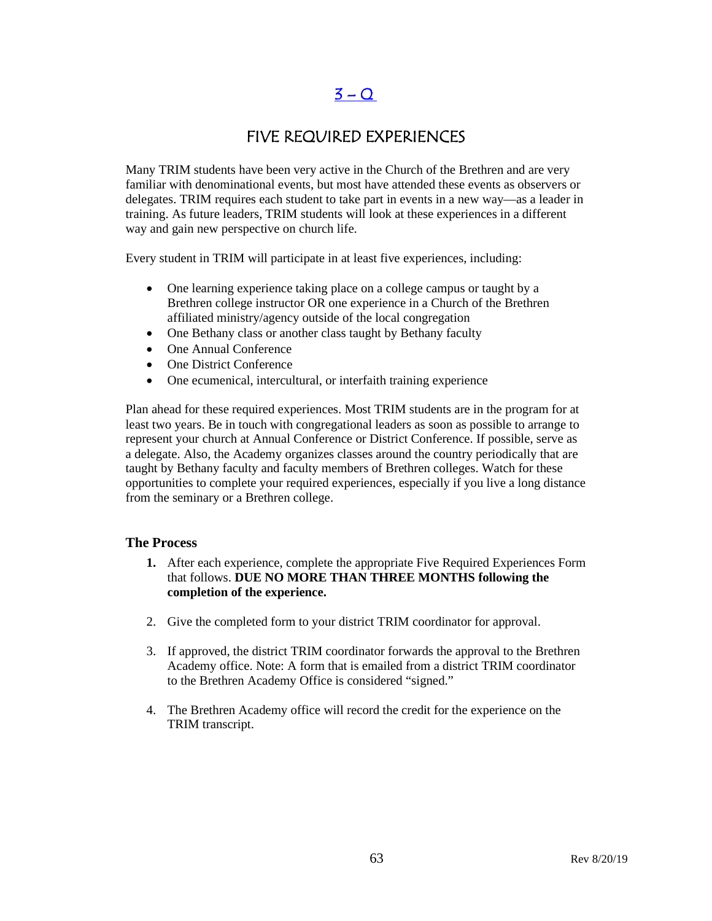# 3 – Q

## FIVE REQUIRED EXPERIENCES

Many TRIM students have been very active in the Church of the Brethren and are very familiar with denominational events, but most have attended these events as observers or delegates. TRIM requires each student to take part in events in a new way—as a leader in training. As future leaders, TRIM students will look at these experiences in a different way and gain new perspective on church life.

Every student in TRIM will participate in at least five experiences, including:

- One learning experience taking place on a college campus or taught by a Brethren college instructor OR one experience in a Church of the Brethren affiliated ministry/agency outside of the local congregation
- One Bethany class or another class taught by Bethany faculty
- One Annual Conference
- One District Conference
- One ecumenical, intercultural, or interfaith training experience

Plan ahead for these required experiences. Most TRIM students are in the program for at least two years. Be in touch with congregational leaders as soon as possible to arrange to represent your church at Annual Conference or District Conference. If possible, serve as a delegate. Also, the Academy organizes classes around the country periodically that are taught by Bethany faculty and faculty members of Brethren colleges. Watch for these opportunities to complete your required experiences, especially if you live a long distance from the seminary or a Brethren college.

### The Process

1. After each experience, complete the appropriate Five Required Experiences Form that follows. **DUE NO MORE THAN THREE MONTHS following the completion of the experience.**

2. Give the completed form to your district TRIM coordinator for approval.

3. If approved, the district TRIM coordinator forwards the approval to the Brethren Academy office. Note: A form that is emailed from a district TRIM coordinator to the Brethren Academy Office is considered "signed."

4. The Brethren Academy office will record the credit for the experience on the TRIM transcript.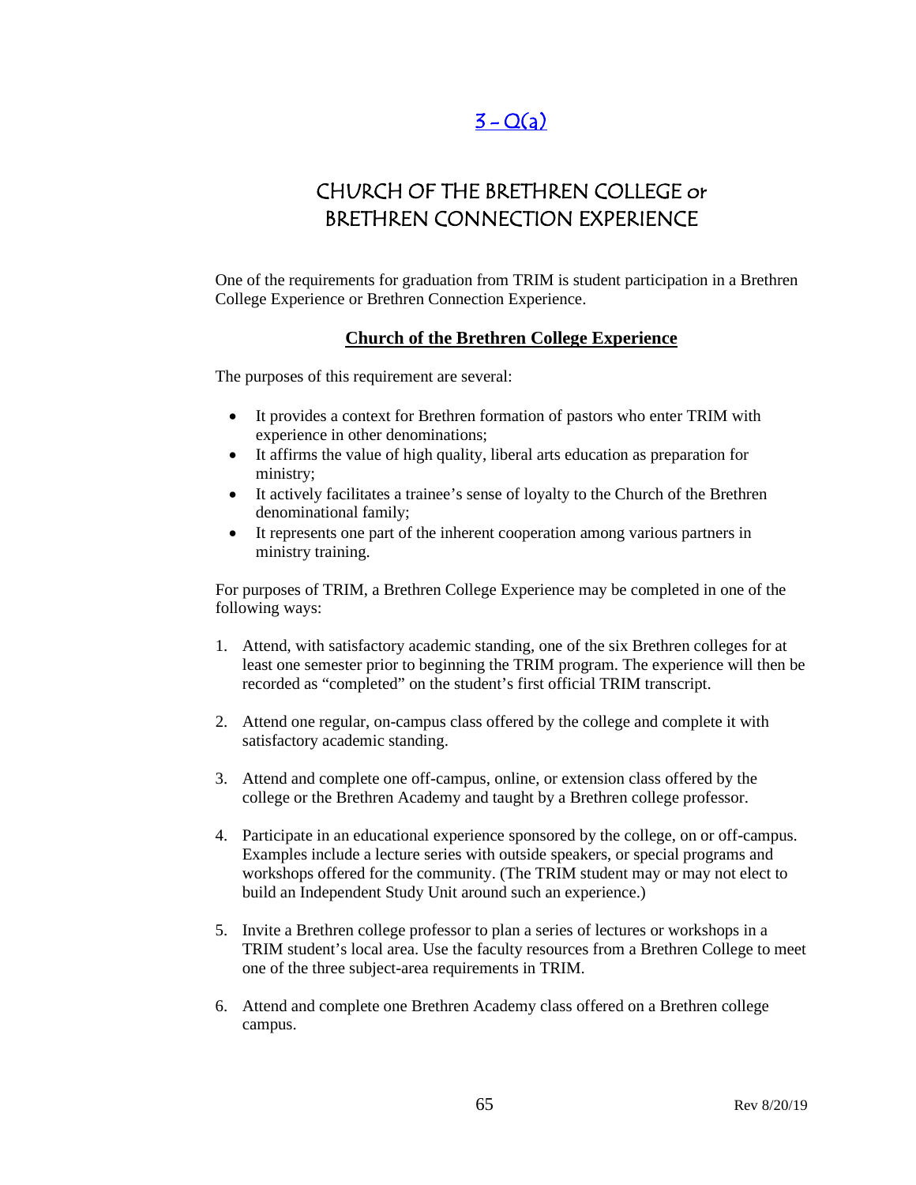## 3 – Q(a)

# CHURCH OF THE BRETHREN COLLEGE or BRETHREN CONNECTION EXPERIENCE

One of the requirements for graduation from TRIM is student participation in a Brethren College Experience or Brethren Connection Experience.

### Church of the Brethren College Experience

The purposes of this requirement are several:

- It provides a context for Brethren formation of pastors who enter TRIM with experience in other denominations;
- It affirms the value of high quality, liberal arts education as preparation for ministry;
- It actively facilitates a trainee's sense of loyalty to the Church of the Brethren denominational family;
- It represents one part of the inherent cooperation among various partners in ministry training.

For purposes of TRIM, a Brethren College Experience may be completed in one of the following ways:

1. Attend, with satisfactory academic standing, one of the six Brethren colleges for at least one semester prior to beginning the TRIM program. The experience will then be recorded as "completed" on the student's first official TRIM transcript.

2. Attend one regular, on-campus class offered by the college and complete it with satisfactory academic standing.

3. Attend and complete one off-campus, online, or extension class offered by the college or the Brethren Academy and taught by a Brethren college professor.

4. Participate in an educational experience sponsored by the college, on or off-campus. Examples include a lecture series with outside speakers, or special programs and workshops offered for the community. (The TRIM student may or may not elect to build an Independent Study Unit around such an experience.)

5. Invite a Brethren college professor to plan a series of lectures or workshops in a TRIM student's local area. Use the faculty resources from a Brethren College to meet one of the three subject-area requirements in TRIM.

6. Attend and complete one Brethren Academy class offered on a Brethren college campus.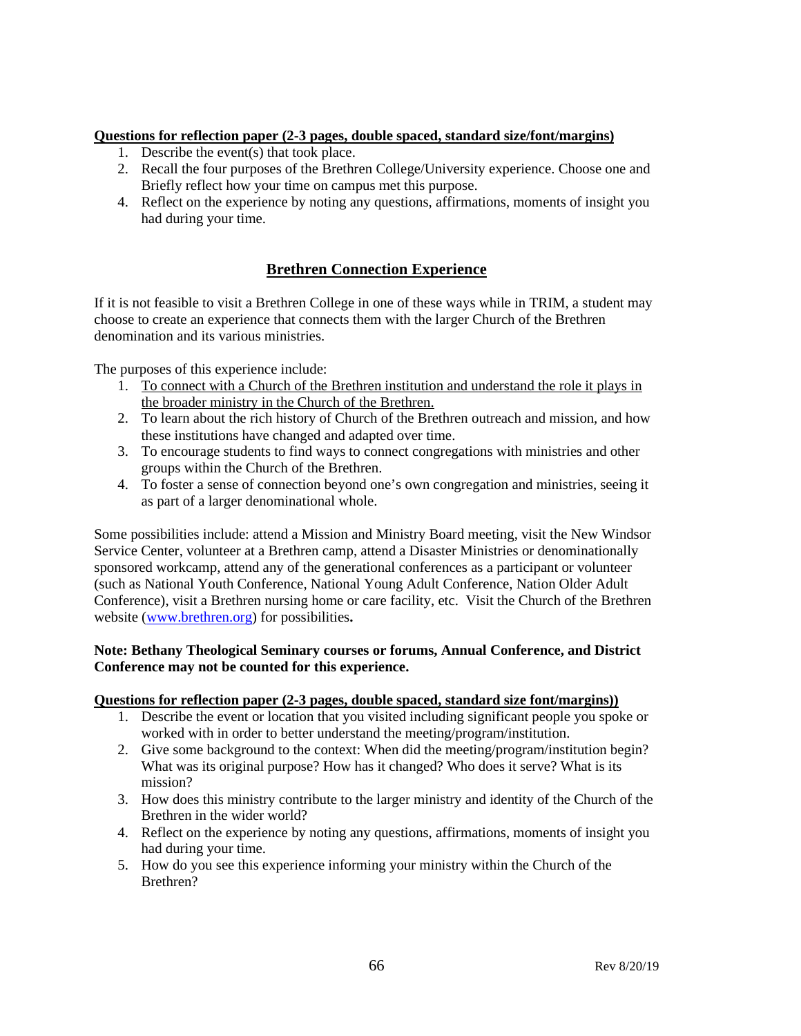**Questions for reflection paper (2-3 pages, double spaced, standard size/font/margins)**

1. Describe the event(s) that took place.
2. Recall the four purposes of the Brethren College/University experience. Choose one and Briefly reflect how your time on campus met this purpose.
4. Reflect on the experience by noting any questions, affirmations, moments of insight you had during your time.

## Brethren Connection Experience

If it is not feasible to visit a Brethren College in one of these ways while in TRIM, a student may choose to create an experience that connects them with the larger Church of the Brethren denomination and its various ministries.

The purposes of this experience include:

1. To connect with a Church of the Brethren institution and understand the role it plays in the broader ministry in the Church of the Brethren.
2. To learn about the rich history of Church of the Brethren outreach and mission, and how these institutions have changed and adapted over time.
3. To encourage students to find ways to connect congregations with ministries and other groups within the Church of the Brethren.
4. To foster a sense of connection beyond one's own congregation and ministries, seeing it as part of a larger denominational whole.

Some possibilities include: attend a Mission and Ministry Board meeting, visit the New Windsor Service Center, volunteer at a Brethren camp, attend a Disaster Ministries or denominationally sponsored workcamp, attend any of the generational conferences as a participant or volunteer (such as National Youth Conference, National Young Adult Conference, Nation Older Adult Conference), visit a Brethren nursing home or care facility, etc. Visit the Church of the Brethren website (www.brethren.org) for possibilities**.**

**Note: Bethany Theological Seminary courses or forums, Annual Conference, and District Conference may not be counted for this experience.**

**Questions for reflection paper (2-3 pages, double spaced, standard size font/margins))**

1. Describe the event or location that you visited including significant people you spoke or worked with in order to better understand the meeting/program/institution.
2. Give some background to the context: When did the meeting/program/institution begin? What was its original purpose? How has it changed? Who does it serve? What is its mission?
3. How does this ministry contribute to the larger ministry and identity of the Church of the Brethren in the wider world?
4. Reflect on the experience by noting any questions, affirmations, moments of insight you had during your time.
5. How do you see this experience informing your ministry within the Church of the Brethren?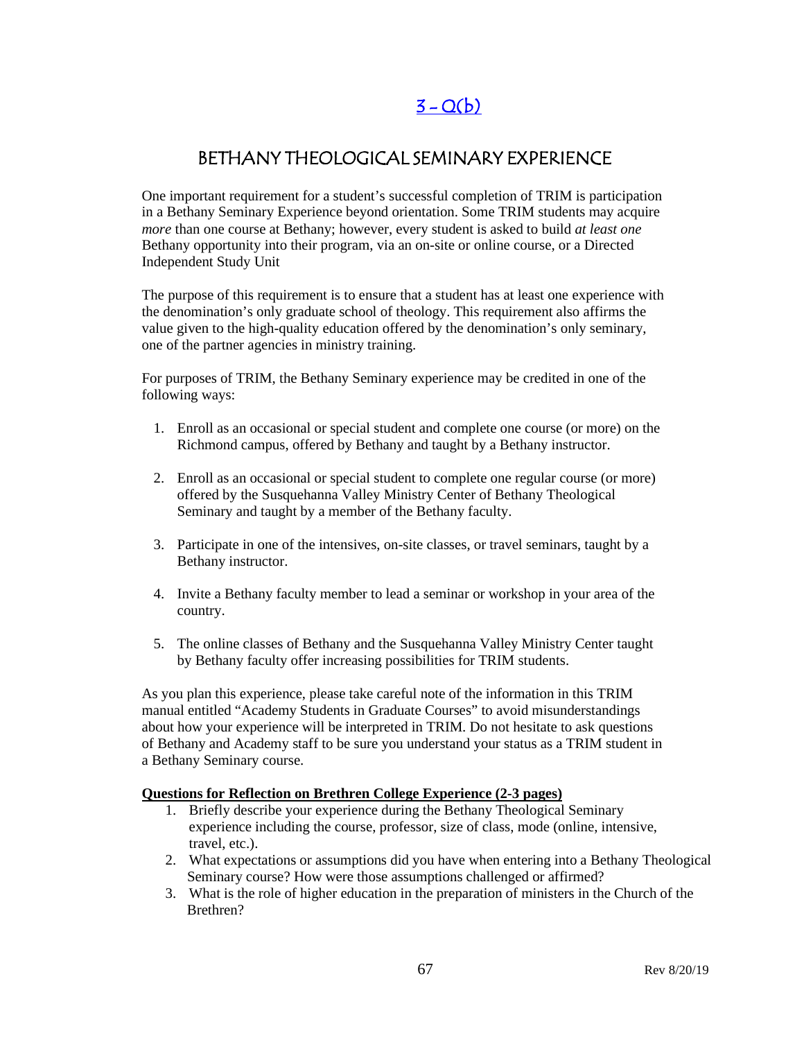## 3 – Q(b)

## BETHANY THEOLOGICAL SEMINARY EXPERIENCE

One important requirement for a student's successful completion of TRIM is participation in a Bethany Seminary Experience beyond orientation. Some TRIM students may acquire *more* than one course at Bethany; however, every student is asked to build *at least one* Bethany opportunity into their program, via an on-site or online course, or a Directed Independent Study Unit

The purpose of this requirement is to ensure that a student has at least one experience with the denomination's only graduate school of theology. This requirement also affirms the value given to the high-quality education offered by the denomination's only seminary, one of the partner agencies in ministry training.

For purposes of TRIM, the Bethany Seminary experience may be credited in one of the following ways:

1. Enroll as an occasional or special student and complete one course (or more) on the Richmond campus, offered by Bethany and taught by a Bethany instructor.
2. Enroll as an occasional or special student to complete one regular course (or more) offered by the Susquehanna Valley Ministry Center of Bethany Theological Seminary and taught by a member of the Bethany faculty.
3. Participate in one of the intensives, on-site classes, or travel seminars, taught by a Bethany instructor.
4. Invite a Bethany faculty member to lead a seminar or workshop in your area of the country.
5. The online classes of Bethany and the Susquehanna Valley Ministry Center taught by Bethany faculty offer increasing possibilities for TRIM students.

As you plan this experience, please take careful note of the information in this TRIM manual entitled "Academy Students in Graduate Courses" to avoid misunderstandings about how your experience will be interpreted in TRIM. Do not hesitate to ask questions of Bethany and Academy staff to be sure you understand your status as a TRIM student in a Bethany Seminary course.

**Questions for Reflection on Brethren College Experience (2-3 pages)**

1. Briefly describe your experience during the Bethany Theological Seminary experience including the course, professor, size of class, mode (online, intensive, travel, etc.).
2. What expectations or assumptions did you have when entering into a Bethany Theological Seminary course? How were those assumptions challenged or affirmed?
3. What is the role of higher education in the preparation of ministers in the Church of the Brethren?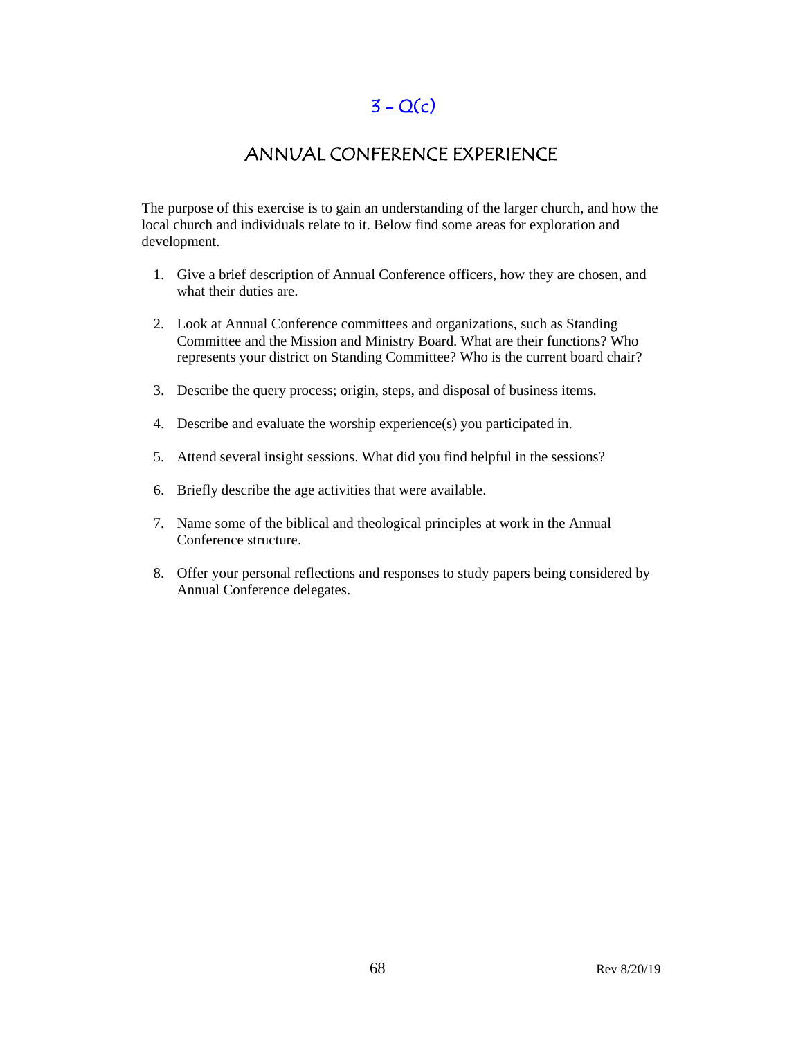## 3 - Q(c)

## ANNUAL CONFERENCE EXPERIENCE

The purpose of this exercise is to gain an understanding of the larger church, and how the local church and individuals relate to it. Below find some areas for exploration and development.

1. Give a brief description of Annual Conference officers, how they are chosen, and what their duties are.

2. Look at Annual Conference committees and organizations, such as Standing Committee and the Mission and Ministry Board. What are their functions? Who represents your district on Standing Committee? Who is the current board chair?

3. Describe the query process; origin, steps, and disposal of business items.

4. Describe and evaluate the worship experience(s) you participated in.

5. Attend several insight sessions. What did you find helpful in the sessions?

6. Briefly describe the age activities that were available.

7. Name some of the biblical and theological principles at work in the Annual Conference structure.

8. Offer your personal reflections and responses to study papers being considered by Annual Conference delegates.

Rev 8/20/19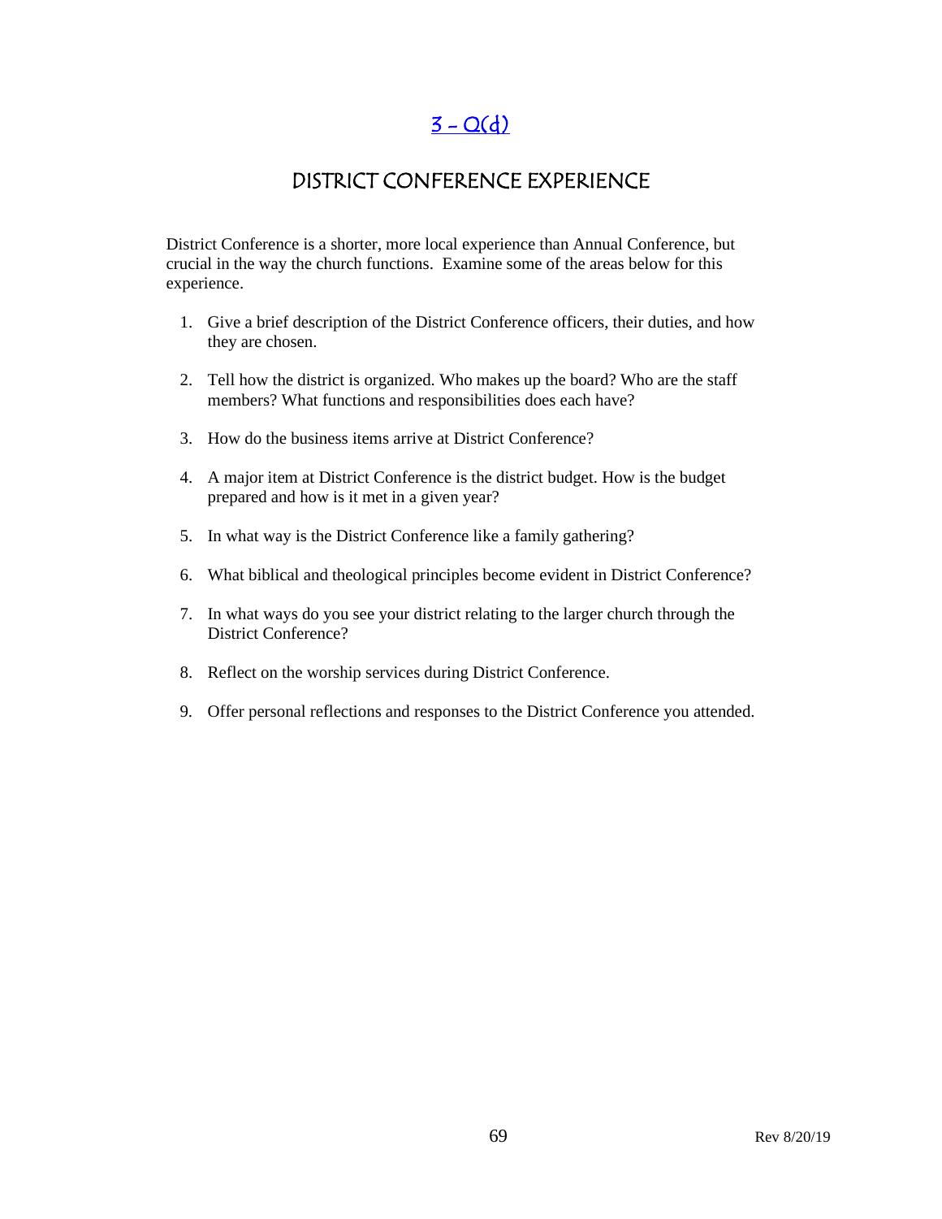## [3 - Q(d)]

## DISTRICT CONFERENCE EXPERIENCE

District Conference is a shorter, more local experience than Annual Conference, but crucial in the way the church functions. Examine some of the areas below for this experience.

1. Give a brief description of the District Conference officers, their duties, and how they are chosen.

2. Tell how the district is organized. Who makes up the board? Who are the staff members? What functions and responsibilities does each have?

3. How do the business items arrive at District Conference?

4. A major item at District Conference is the district budget. How is the budget prepared and how is it met in a given year?

5. In what way is the District Conference like a family gathering?

6. What biblical and theological principles become evident in District Conference?

7. In what ways do you see your district relating to the larger church through the District Conference?

8. Reflect on the worship services during District Conference.

9. Offer personal reflections and responses to the District Conference you attended.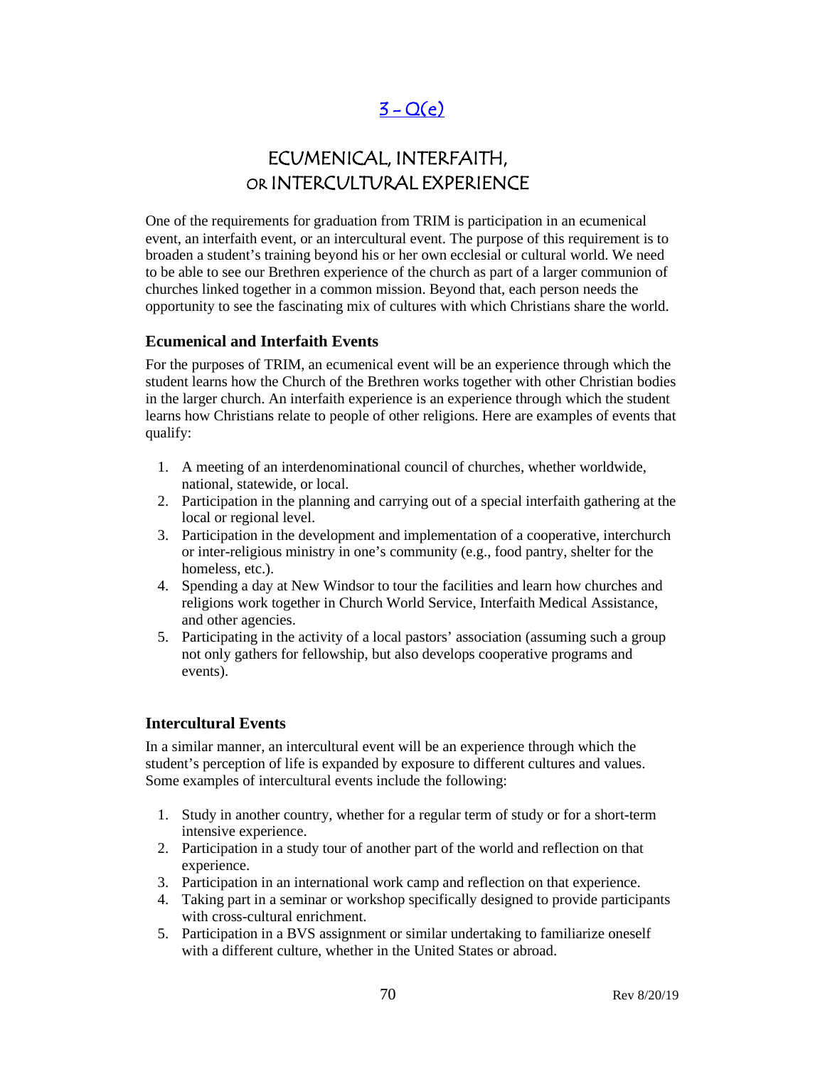[3 – Q(e)]

# ECUMENICAL, INTERFAITH, OR INTERCULTURAL EXPERIENCE

One of the requirements for graduation from TRIM is participation in an ecumenical event, an interfaith event, or an intercultural event. The purpose of this requirement is to broaden a student's training beyond his or her own ecclesial or cultural world. We need to be able to see our Brethren experience of the church as part of a larger communion of churches linked together in a common mission. Beyond that, each person needs the opportunity to see the fascinating mix of cultures with which Christians share the world.

## Ecumenical and Interfaith Events

For the purposes of TRIM, an ecumenical event will be an experience through which the student learns how the Church of the Brethren works together with other Christian bodies in the larger church. An interfaith experience is an experience through which the student learns how Christians relate to people of other religions. Here are examples of events that qualify:

1. A meeting of an interdenominational council of churches, whether worldwide, national, statewide, or local.
2. Participation in the planning and carrying out of a special interfaith gathering at the local or regional level.
3. Participation in the development and implementation of a cooperative, interchurch or inter-religious ministry in one's community (e.g., food pantry, shelter for the homeless, etc.).
4. Spending a day at New Windsor to tour the facilities and learn how churches and religions work together in Church World Service, Interfaith Medical Assistance, and other agencies.
5. Participating in the activity of a local pastors' association (assuming such a group not only gathers for fellowship, but also develops cooperative programs and events).

## Intercultural Events

In a similar manner, an intercultural event will be an experience through which the student's perception of life is expanded by exposure to different cultures and values. Some examples of intercultural events include the following:

1. Study in another country, whether for a regular term of study or for a short-term intensive experience.
2. Participation in a study tour of another part of the world and reflection on that experience.
3. Participation in an international work camp and reflection on that experience.
4. Taking part in a seminar or workshop specifically designed to provide participants with cross-cultural enrichment.
5. Participation in a BVS assignment or similar undertaking to familiarize oneself with a different culture, whether in the United States or abroad.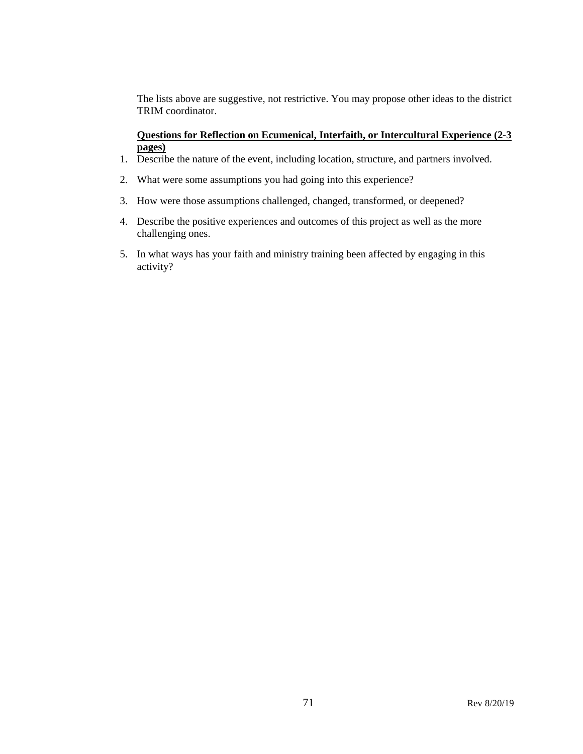The lists above are suggestive, not restrictive. You may propose other ideas to the district TRIM coordinator.

**Questions for Reflection on Ecumenical, Interfaith, or Intercultural Experience (2-3 pages)**

1. Describe the nature of the event, including location, structure, and partners involved.
2. What were some assumptions you had going into this experience?
3. How were those assumptions challenged, changed, transformed, or deepened?
4. Describe the positive experiences and outcomes of this project as well as the more challenging ones.
5. In what ways has your faith and ministry training been affected by engaging in this activity?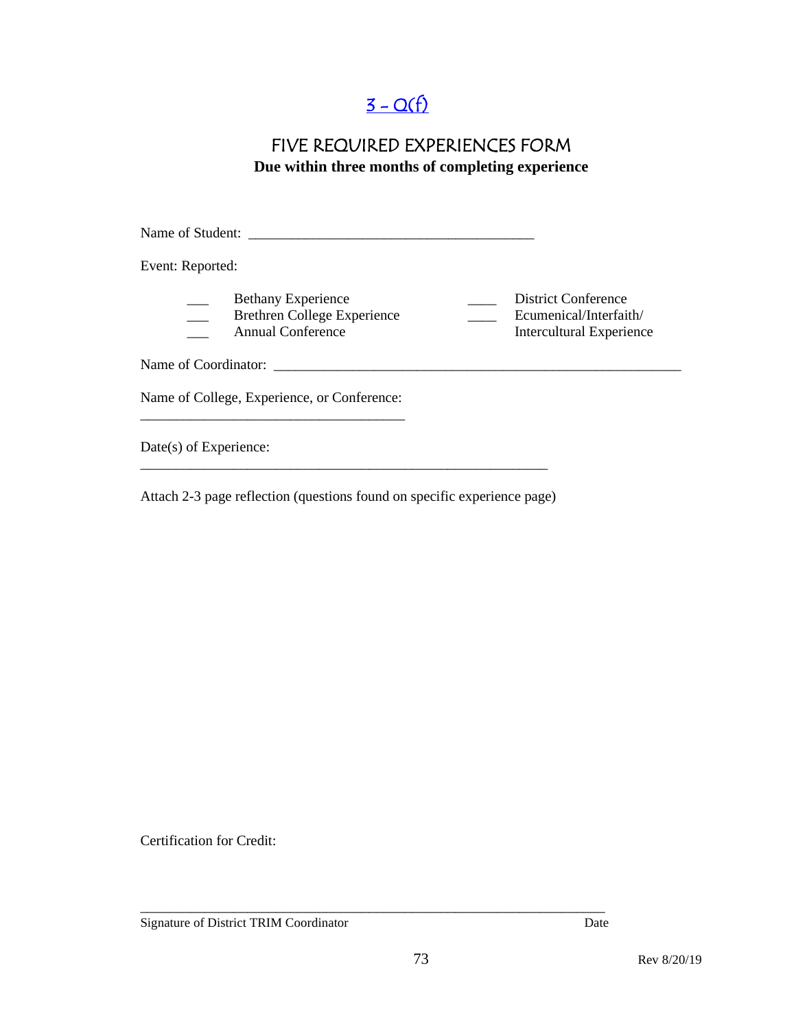[3 - Q(f)]

# FIVE REQUIRED EXPERIENCES FORM

**Due within three months of completing experience**

Name of Student: ________________________________________

Event: Reported:

___ Bethany Experience
___ Brethren College Experience
___ Annual Conference
____ District Conference
____ Ecumenical/Interfaith/ Intercultural Experience

Name of Coordinator: __________________________________________________________

Name of College, Experience, or Conference: _____________________________________

Date(s) of Experience: __________________________________________________________

Attach 2-3 page reflection (questions found on specific experience page)

Certification for Credit:

__________________________________________________________________

Signature of District TRIM Coordinator                                        Date

Rev 8/20/19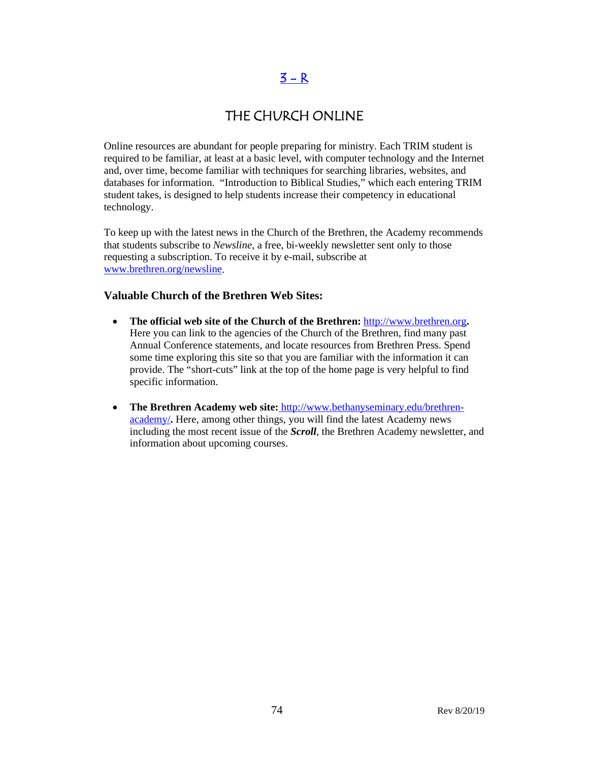# 3 – R

## THE CHURCH ONLINE

Online resources are abundant for people preparing for ministry. Each TRIM student is required to be familiar, at least at a basic level, with computer technology and the Internet and, over time, become familiar with techniques for searching libraries, websites, and databases for information. "Introduction to Biblical Studies," which each entering TRIM student takes, is designed to help students increase their competency in educational technology.

To keep up with the latest news in the Church of the Brethren, the Academy recommends that students subscribe to *Newsline*, a free, bi-weekly newsletter sent only to those requesting a subscription. To receive it by e-mail, subscribe at www.brethren.org/newsline.

### Valuable Church of the Brethren Web Sites:

- **The official web site of the Church of the Brethren:** http://www.brethren.org**.** Here you can link to the agencies of the Church of the Brethren, find many past Annual Conference statements, and locate resources from Brethren Press. Spend some time exploring this site so that you are familiar with the information it can provide. The "short-cuts" link at the top of the home page is very helpful to find specific information.

- **The Brethren Academy web site:** http://www.bethanyseminary.edu/brethren-academy/**.** Here, among other things, you will find the latest Academy news including the most recent issue of the ***Scroll***, the Brethren Academy newsletter, and information about upcoming courses.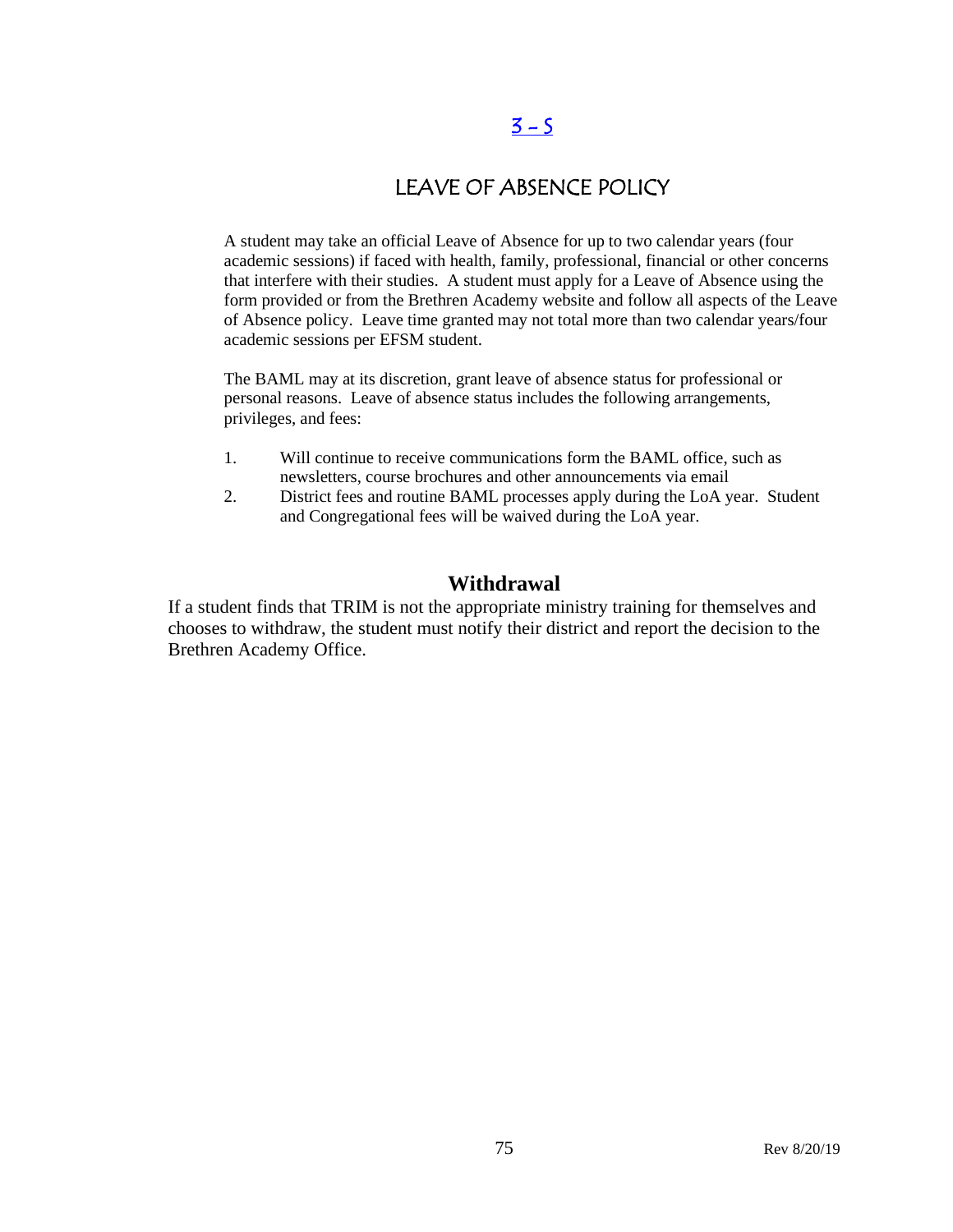[3 - 5]

# LEAVE OF ABSENCE POLICY

A student may take an official Leave of Absence for up to two calendar years (four academic sessions) if faced with health, family, professional, financial or other concerns that interfere with their studies. A student must apply for a Leave of Absence using the form provided or from the Brethren Academy website and follow all aspects of the Leave of Absence policy. Leave time granted may not total more than two calendar years/four academic sessions per EFSM student.

The BAML may at its discretion, grant leave of absence status for professional or personal reasons. Leave of absence status includes the following arrangements, privileges, and fees:

1. Will continue to receive communications form the BAML office, such as newsletters, course brochures and other announcements via email
2. District fees and routine BAML processes apply during the LoA year. Student and Congregational fees will be waived during the LoA year.

## Withdrawal

If a student finds that TRIM is not the appropriate ministry training for themselves and chooses to withdraw, the student must notify their district and report the decision to the Brethren Academy Office.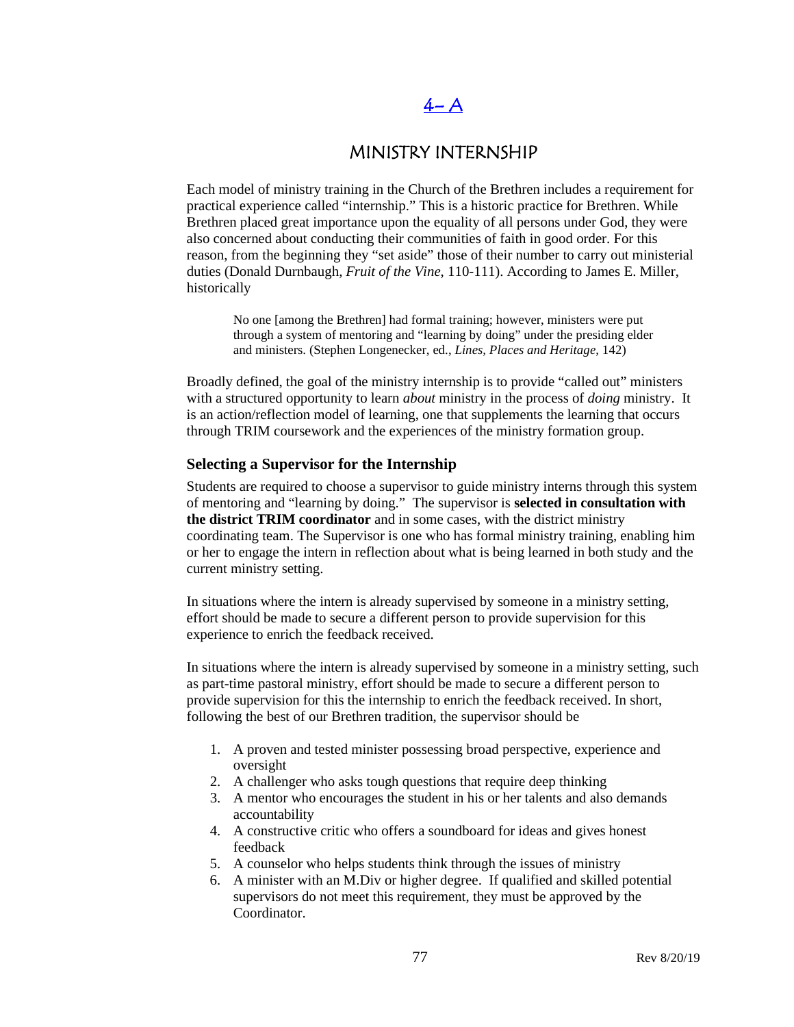# 4- A

## MINISTRY INTERNSHIP

Each model of ministry training in the Church of the Brethren includes a requirement for practical experience called "internship." This is a historic practice for Brethren. While Brethren placed great importance upon the equality of all persons under God, they were also concerned about conducting their communities of faith in good order. For this reason, from the beginning they "set aside" those of their number to carry out ministerial duties (Donald Durnbaugh, *Fruit of the Vine*, 110-111). According to James E. Miller, historically

> No one [among the Brethren] had formal training; however, ministers were put through a system of mentoring and "learning by doing" under the presiding elder and ministers. (Stephen Longenecker, ed., *Lines, Places and Heritage*, 142)

Broadly defined, the goal of the ministry internship is to provide "called out" ministers with a structured opportunity to learn *about* ministry in the process of *doing* ministry. It is an action/reflection model of learning, one that supplements the learning that occurs through TRIM coursework and the experiences of the ministry formation group.

### Selecting a Supervisor for the Internship

Students are required to choose a supervisor to guide ministry interns through this system of mentoring and "learning by doing." The supervisor is **selected in consultation with the district TRIM coordinator** and in some cases, with the district ministry coordinating team. The Supervisor is one who has formal ministry training, enabling him or her to engage the intern in reflection about what is being learned in both study and the current ministry setting.

In situations where the intern is already supervised by someone in a ministry setting, effort should be made to secure a different person to provide supervision for this experience to enrich the feedback received.

In situations where the intern is already supervised by someone in a ministry setting, such as part-time pastoral ministry, effort should be made to secure a different person to provide supervision for this the internship to enrich the feedback received. In short, following the best of our Brethren tradition, the supervisor should be

1. A proven and tested minister possessing broad perspective, experience and oversight
2. A challenger who asks tough questions that require deep thinking
3. A mentor who encourages the student in his or her talents and also demands accountability
4. A constructive critic who offers a soundboard for ideas and gives honest feedback
5. A counselor who helps students think through the issues of ministry
6. A minister with an M.Div or higher degree. If qualified and skilled potential supervisors do not meet this requirement, they must be approved by the Coordinator.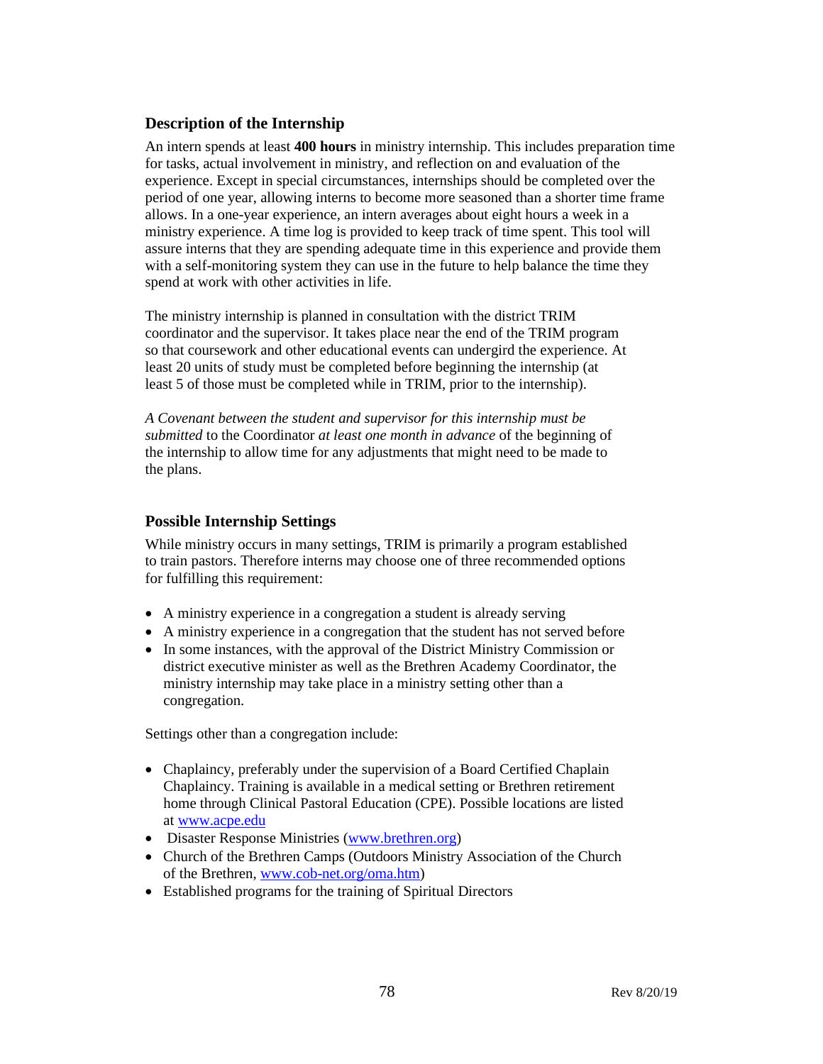### Description of the Internship

An intern spends at least **400 hours** in ministry internship. This includes preparation time for tasks, actual involvement in ministry, and reflection on and evaluation of the experience. Except in special circumstances, internships should be completed over the period of one year, allowing interns to become more seasoned than a shorter time frame allows. In a one-year experience, an intern averages about eight hours a week in a ministry experience. A time log is provided to keep track of time spent. This tool will assure interns that they are spending adequate time in this experience and provide them with a self-monitoring system they can use in the future to help balance the time they spend at work with other activities in life.

The ministry internship is planned in consultation with the district TRIM coordinator and the supervisor. It takes place near the end of the TRIM program so that coursework and other educational events can undergird the experience. At least 20 units of study must be completed before beginning the internship (at least 5 of those must be completed while in TRIM, prior to the internship).

*A Covenant between the student and supervisor for this internship must be submitted* to the Coordinator *at least one month in advance* of the beginning of the internship to allow time for any adjustments that might need to be made to the plans.

### Possible Internship Settings

While ministry occurs in many settings, TRIM is primarily a program established to train pastors. Therefore interns may choose one of three recommended options for fulfilling this requirement:

- A ministry experience in a congregation a student is already serving
- A ministry experience in a congregation that the student has not served before
- In some instances, with the approval of the District Ministry Commission or district executive minister as well as the Brethren Academy Coordinator, the ministry internship may take place in a ministry setting other than a congregation.

Settings other than a congregation include:

- Chaplaincy, preferably under the supervision of a Board Certified Chaplain Chaplaincy. Training is available in a medical setting or Brethren retirement home through Clinical Pastoral Education (CPE). Possible locations are listed at [www.acpe.edu](http://www.acpe.edu)
- Disaster Response Ministries ([www.brethren.org](http://www.brethren.org))
- Church of the Brethren Camps (Outdoors Ministry Association of the Church of the Brethren, [www.cob-net.org/oma.htm](http://www.cob-net.org/oma.htm))
- Established programs for the training of Spiritual Directors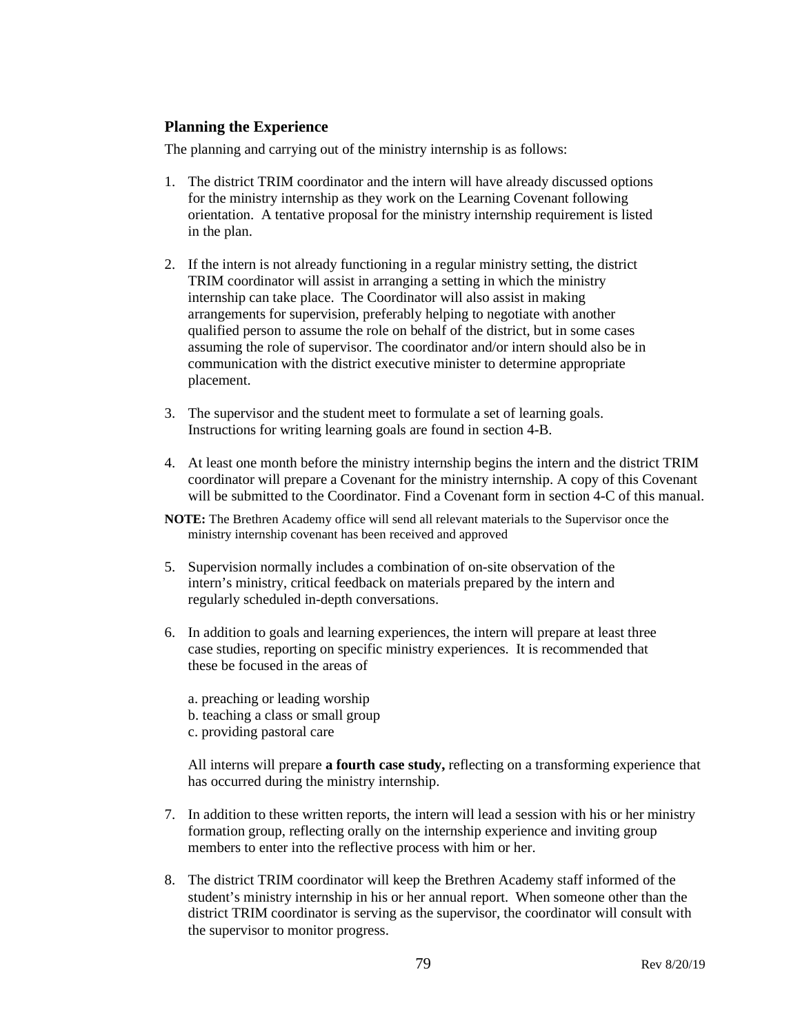## Planning the Experience

The planning and carrying out of the ministry internship is as follows:

1. The district TRIM coordinator and the intern will have already discussed options for the ministry internship as they work on the Learning Covenant following orientation. A tentative proposal for the ministry internship requirement is listed in the plan.

2. If the intern is not already functioning in a regular ministry setting, the district TRIM coordinator will assist in arranging a setting in which the ministry internship can take place. The Coordinator will also assist in making arrangements for supervision, preferably helping to negotiate with another qualified person to assume the role on behalf of the district, but in some cases assuming the role of supervisor. The coordinator and/or intern should also be in communication with the district executive minister to determine appropriate placement.

3. The supervisor and the student meet to formulate a set of learning goals. Instructions for writing learning goals are found in section 4-B.

4. At least one month before the ministry internship begins the intern and the district TRIM coordinator will prepare a Covenant for the ministry internship. A copy of this Covenant will be submitted to the Coordinator. Find a Covenant form in section 4-C of this manual.

**NOTE:** The Brethren Academy office will send all relevant materials to the Supervisor once the ministry internship covenant has been received and approved

5. Supervision normally includes a combination of on-site observation of the intern's ministry, critical feedback on materials prepared by the intern and regularly scheduled in-depth conversations.

6. In addition to goals and learning experiences, the intern will prepare at least three case studies, reporting on specific ministry experiences. It is recommended that these be focused in the areas of

   a. preaching or leading worship
   b. teaching a class or small group
   c. providing pastoral care

   All interns will prepare **a fourth case study,** reflecting on a transforming experience that has occurred during the ministry internship.

7. In addition to these written reports, the intern will lead a session with his or her ministry formation group, reflecting orally on the internship experience and inviting group members to enter into the reflective process with him or her.

8. The district TRIM coordinator will keep the Brethren Academy staff informed of the student's ministry internship in his or her annual report. When someone other than the district TRIM coordinator is serving as the supervisor, the coordinator will consult with the supervisor to monitor progress.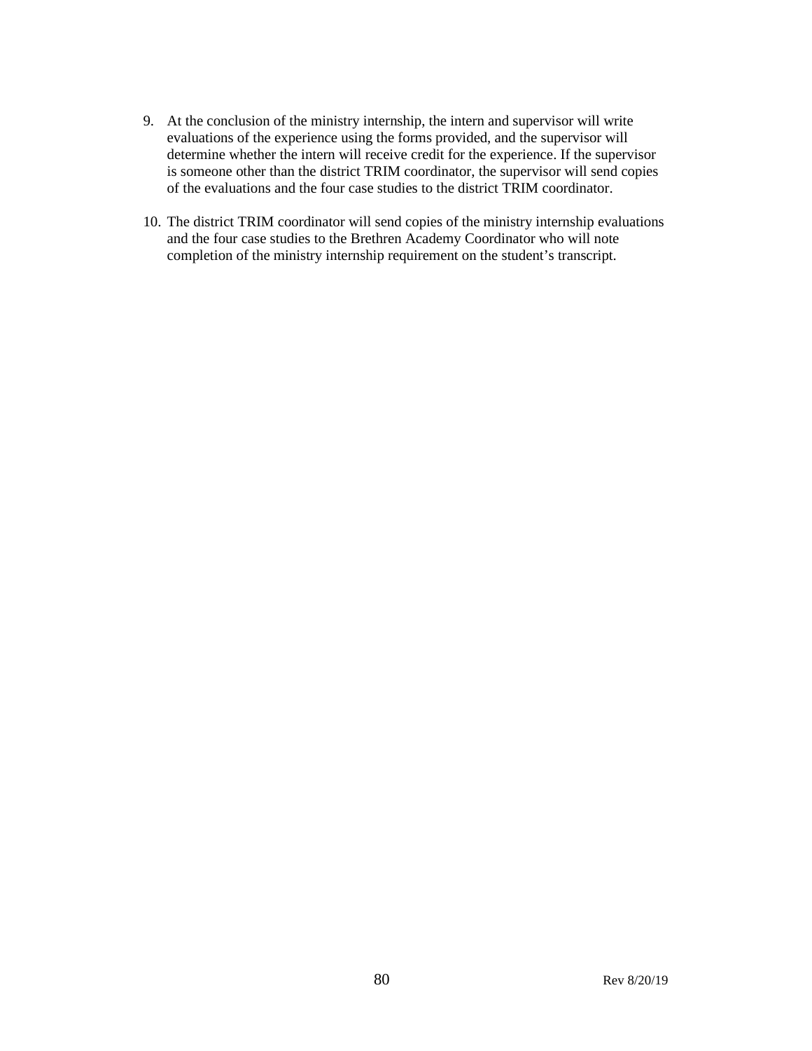9. At the conclusion of the ministry internship, the intern and supervisor will write evaluations of the experience using the forms provided, and the supervisor will determine whether the intern will receive credit for the experience. If the supervisor is someone other than the district TRIM coordinator, the supervisor will send copies of the evaluations and the four case studies to the district TRIM coordinator.

10. The district TRIM coordinator will send copies of the ministry internship evaluations and the four case studies to the Brethren Academy Coordinator who will note completion of the ministry internship requirement on the student's transcript.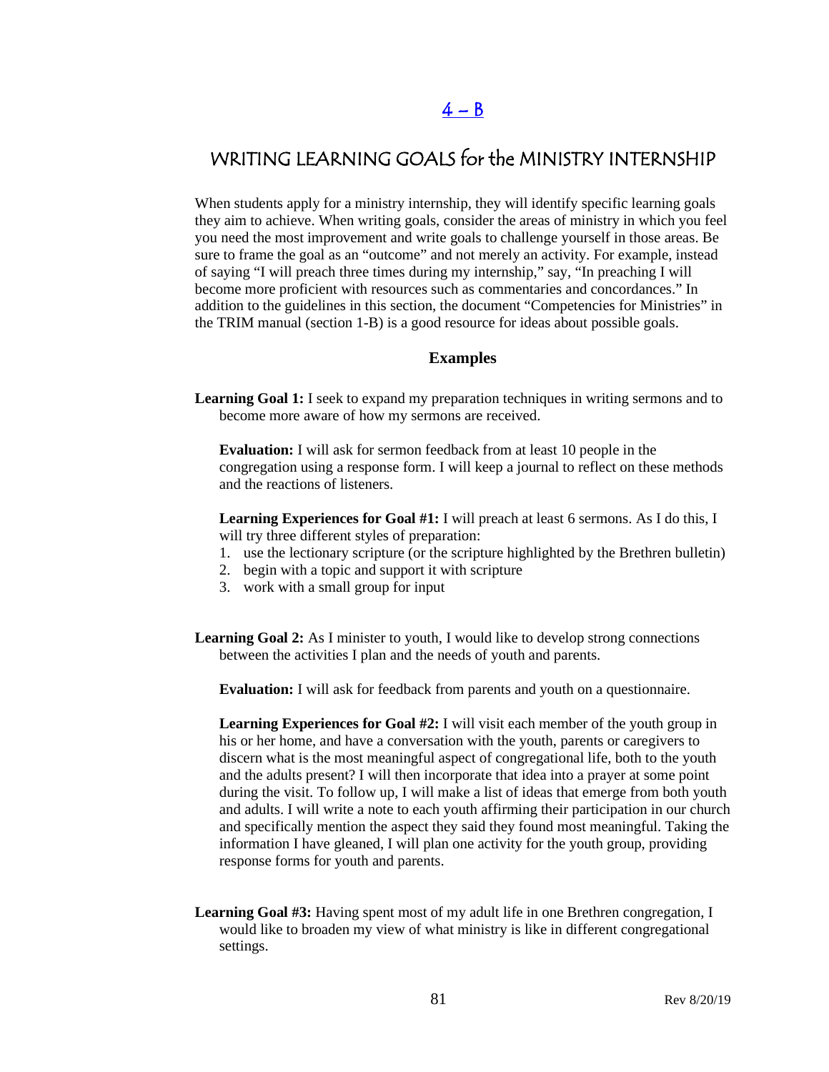# 4 – B

## WRITING LEARNING GOALS for the MINISTRY INTERNSHIP

When students apply for a ministry internship, they will identify specific learning goals they aim to achieve. When writing goals, consider the areas of ministry in which you feel you need the most improvement and write goals to challenge yourself in those areas. Be sure to frame the goal as an "outcome" and not merely an activity. For example, instead of saying "I will preach three times during my internship," say, "In preaching I will become more proficient with resources such as commentaries and concordances." In addition to the guidelines in this section, the document "Competencies for Ministries" in the TRIM manual (section 1-B) is a good resource for ideas about possible goals.

### Examples

**Learning Goal 1:** I seek to expand my preparation techniques in writing sermons and to become more aware of how my sermons are received.

**Evaluation:** I will ask for sermon feedback from at least 10 people in the congregation using a response form. I will keep a journal to reflect on these methods and the reactions of listeners.

**Learning Experiences for Goal #1:** I will preach at least 6 sermons. As I do this, I will try three different styles of preparation:

1. use the lectionary scripture (or the scripture highlighted by the Brethren bulletin)
2. begin with a topic and support it with scripture
3. work with a small group for input

**Learning Goal 2:** As I minister to youth, I would like to develop strong connections between the activities I plan and the needs of youth and parents.

**Evaluation:** I will ask for feedback from parents and youth on a questionnaire.

**Learning Experiences for Goal #2:** I will visit each member of the youth group in his or her home, and have a conversation with the youth, parents or caregivers to discern what is the most meaningful aspect of congregational life, both to the youth and the adults present? I will then incorporate that idea into a prayer at some point during the visit. To follow up, I will make a list of ideas that emerge from both youth and adults. I will write a note to each youth affirming their participation in our church and specifically mention the aspect they said they found most meaningful. Taking the information I have gleaned, I will plan one activity for the youth group, providing response forms for youth and parents.

**Learning Goal #3:** Having spent most of my adult life in one Brethren congregation, I would like to broaden my view of what ministry is like in different congregational settings.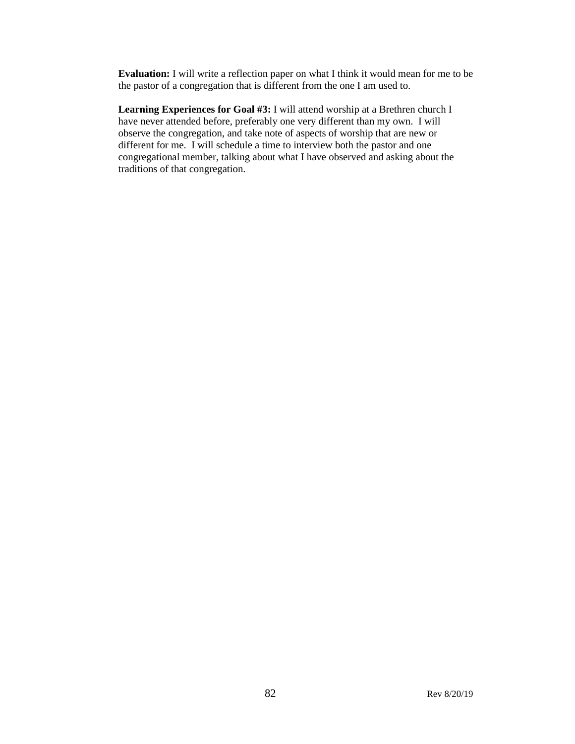**Evaluation:** I will write a reflection paper on what I think it would mean for me to be the pastor of a congregation that is different from the one I am used to.

**Learning Experiences for Goal #3:** I will attend worship at a Brethren church I have never attended before, preferably one very different than my own. I will observe the congregation, and take note of aspects of worship that are new or different for me. I will schedule a time to interview both the pastor and one congregational member, talking about what I have observed and asking about the traditions of that congregation.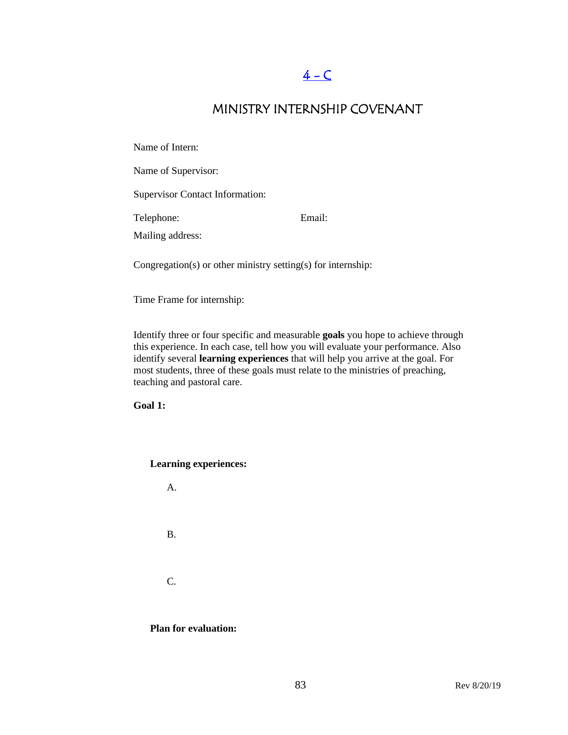# 4 – C

## MINISTRY INTERNSHIP COVENANT

Name of Intern:

Name of Supervisor:

Supervisor Contact Information:

Telephone: Email:

Mailing address:

Congregation(s) or other ministry setting(s) for internship:

Time Frame for internship:

Identify three or four specific and measurable **goals** you hope to achieve through this experience. In each case, tell how you will evaluate your performance. Also identify several **learning experiences** that will help you arrive at the goal. For most students, three of these goals must relate to the ministries of preaching, teaching and pastoral care.

**Goal 1:**

**Learning experiences:**

A.

B.

C.

**Plan for evaluation:**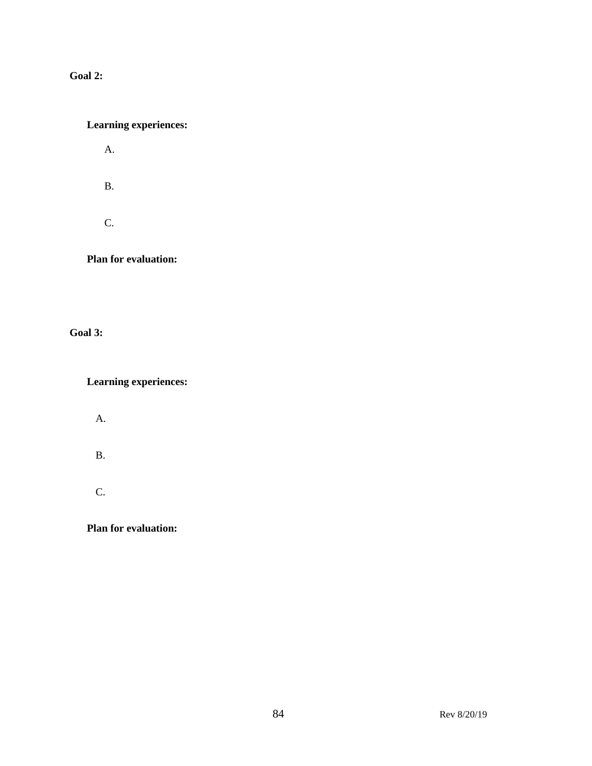**Goal 2:**

**Learning experiences:**

A.

B.

C.

**Plan for evaluation:**

**Goal 3:**

**Learning experiences:**

A.

B.

C.

**Plan for evaluation:**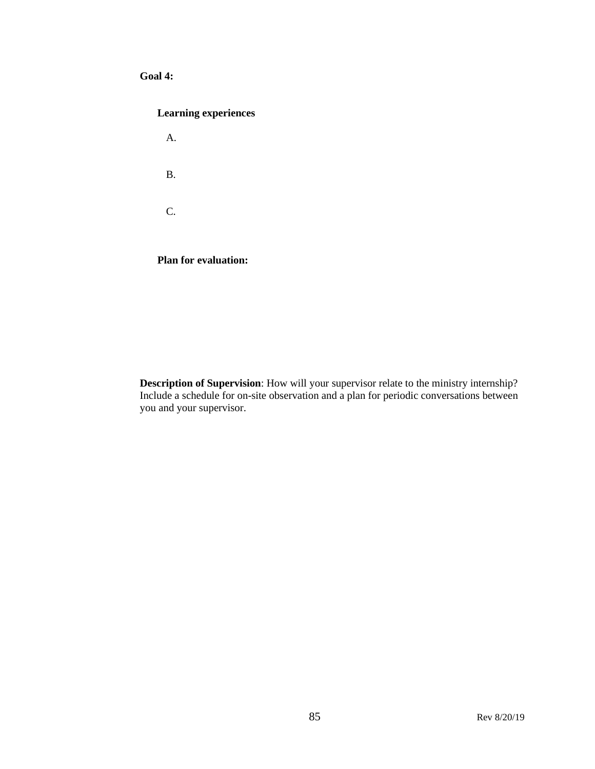**Goal 4:**

**Learning experiences**

A.

B.

C.

**Plan for evaluation:**

**Description of Supervision**: How will your supervisor relate to the ministry internship? Include a schedule for on-site observation and a plan for periodic conversations between you and your supervisor.

Rev 8/20/19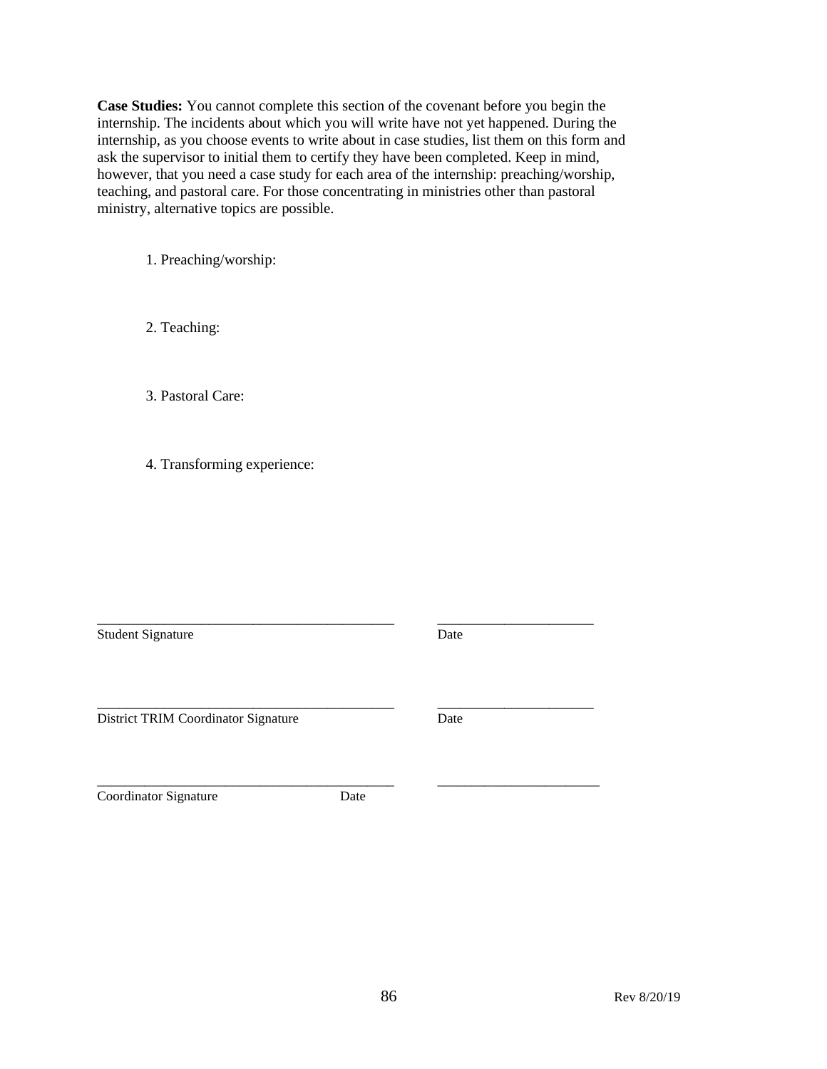**Case Studies:** You cannot complete this section of the covenant before you begin the internship. The incidents about which you will write have not yet happened. During the internship, as you choose events to write about in case studies, list them on this form and ask the supervisor to initial them to certify they have been completed. Keep in mind, however, that you need a case study for each area of the internship: preaching/worship, teaching, and pastoral care. For those concentrating in ministries other than pastoral ministry, alternative topics are possible.

1. Preaching/worship:

2. Teaching:

3. Pastoral Care:

4. Transforming experience:

_____________________________________________ ______________________

Student Signature Date

_____________________________________________ ______________________

District TRIM Coordinator Signature Date

_____________________________________________ ________________________

Coordinator Signature Date

Rev 8/20/19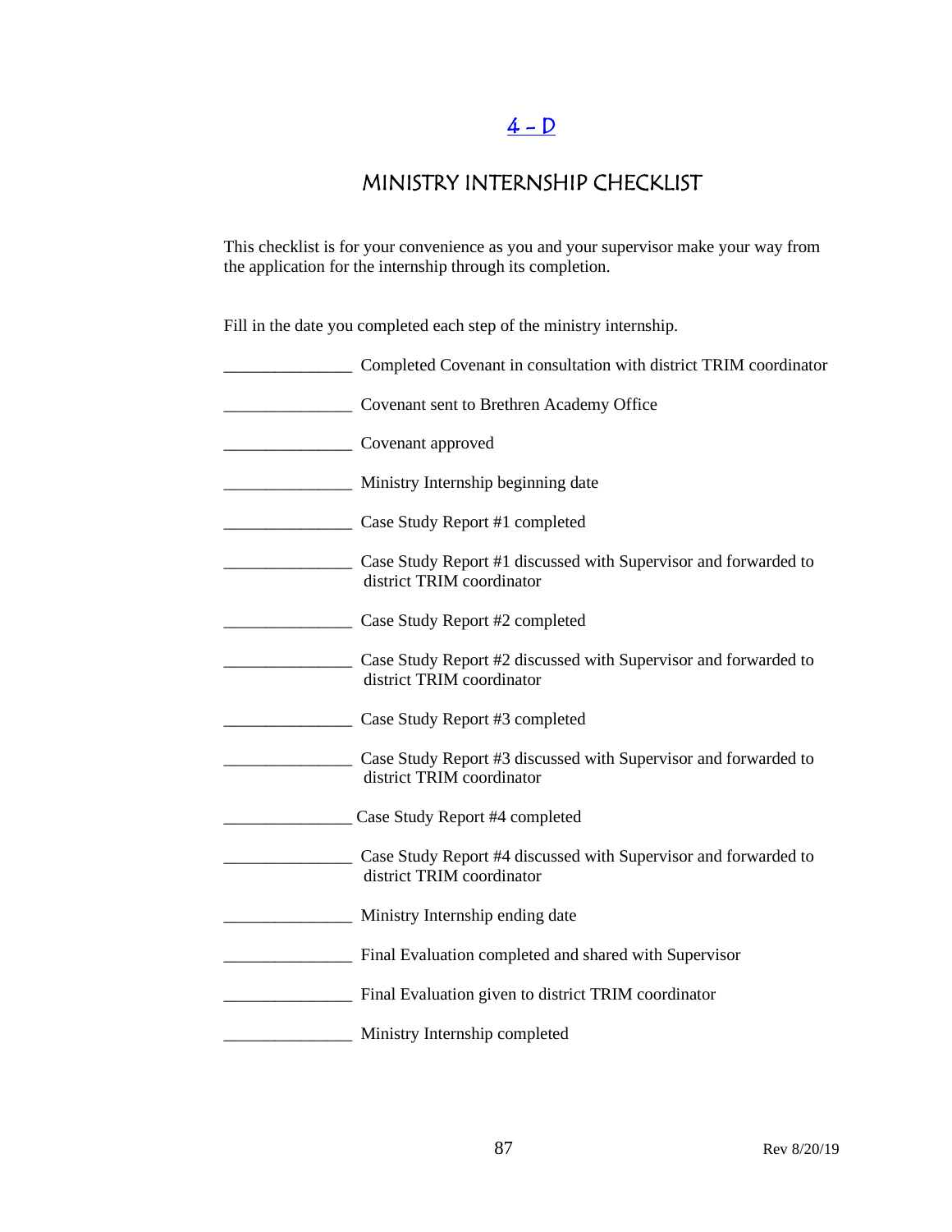# 4 – D

## MINISTRY INTERNSHIP CHECKLIST

This checklist is for your convenience as you and your supervisor make your way from the application for the internship through its completion.

Fill in the date you completed each step of the ministry internship.

_______________ Completed Covenant in consultation with district TRIM coordinator

_______________ Covenant sent to Brethren Academy Office

_______________ Covenant approved

_______________ Ministry Internship beginning date

_______________ Case Study Report #1 completed

_______________ Case Study Report #1 discussed with Supervisor and forwarded to district TRIM coordinator

_______________ Case Study Report #2 completed

_______________ Case Study Report #2 discussed with Supervisor and forwarded to district TRIM coordinator

_______________ Case Study Report #3 completed

_______________ Case Study Report #3 discussed with Supervisor and forwarded to district TRIM coordinator

_______________ Case Study Report #4 completed

_______________ Case Study Report #4 discussed with Supervisor and forwarded to district TRIM coordinator

_______________ Ministry Internship ending date

_______________ Final Evaluation completed and shared with Supervisor

_______________ Final Evaluation given to district TRIM coordinator

_______________ Ministry Internship completed

Rev 8/20/19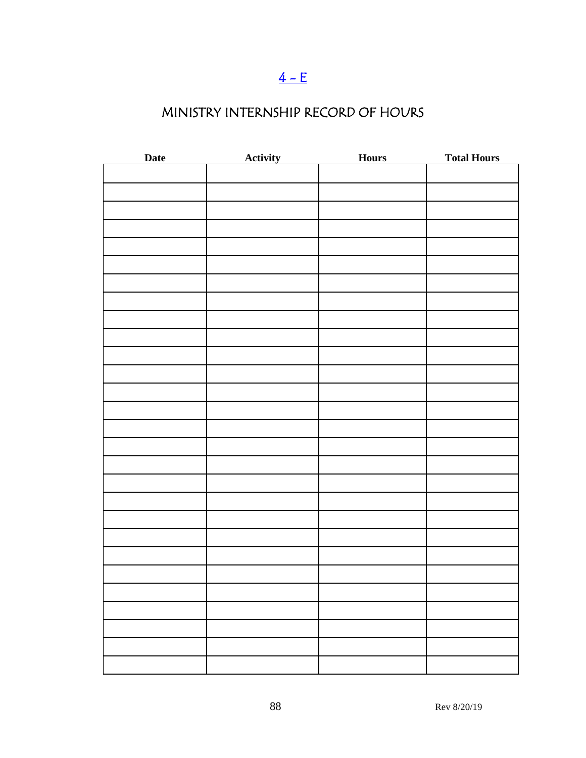[4 - E]

# MINISTRY INTERNSHIP RECORD OF HOURS

| Date | Activity | Hours | Total Hours |
|---|---|---|---|
| | | | |
| | | | |
| | | | |
| | | | |
| | | | |
| | | | |
| | | | |
| | | | |
| | | | |
| | | | |
| | | | |
| | | | |
| | | | |
| | | | |
| | | | |
| | | | |
| | | | |
| | | | |
| | | | |
| | | | |
| | | | |
| | | | |
| | | | |
| | | | |
| | | | |
| | | | |
| | | | |
| | | | |

Rev 8/20/19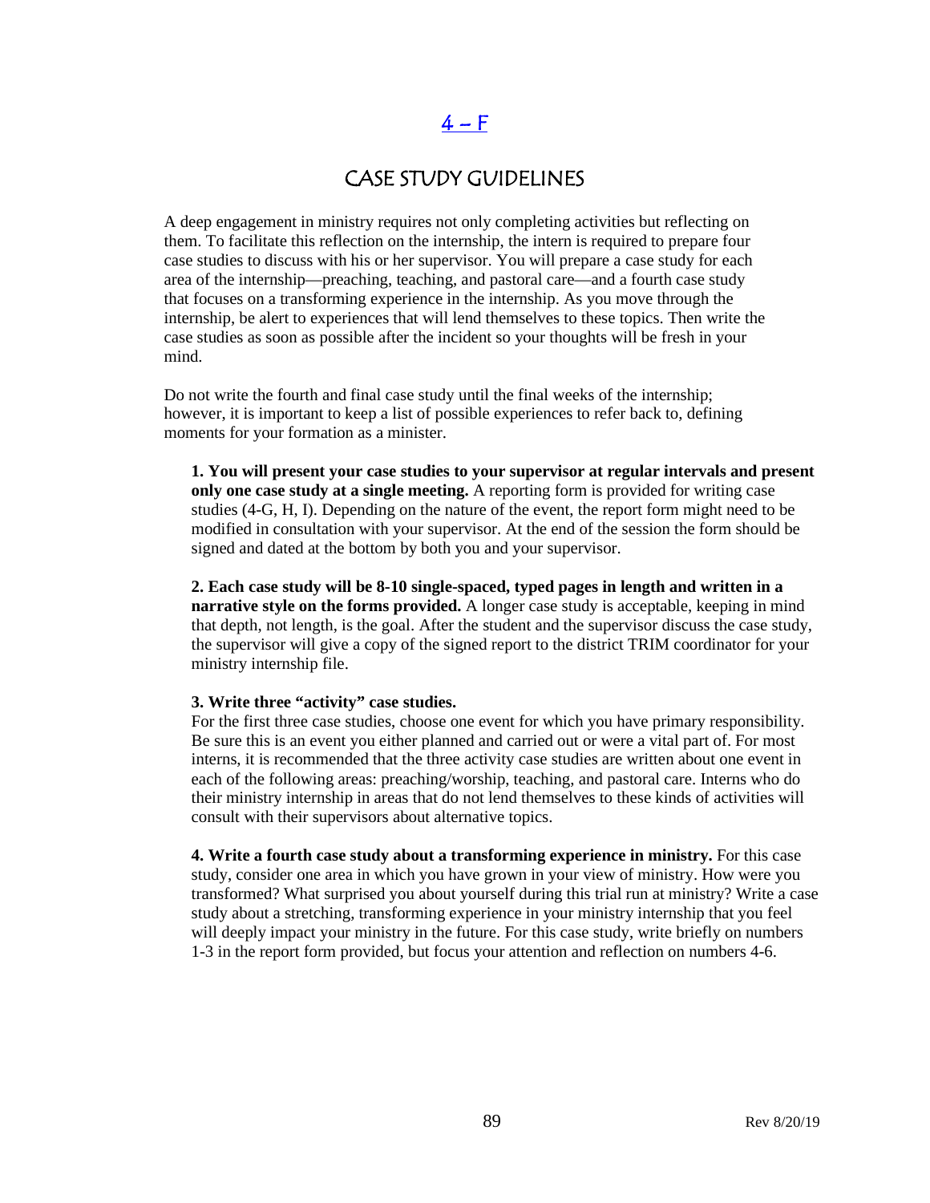# 4 – F

## CASE STUDY GUIDELINES

A deep engagement in ministry requires not only completing activities but reflecting on them. To facilitate this reflection on the internship, the intern is required to prepare four case studies to discuss with his or her supervisor. You will prepare a case study for each area of the internship—preaching, teaching, and pastoral care—and a fourth case study that focuses on a transforming experience in the internship. As you move through the internship, be alert to experiences that will lend themselves to these topics. Then write the case studies as soon as possible after the incident so your thoughts will be fresh in your mind.

Do not write the fourth and final case study until the final weeks of the internship; however, it is important to keep a list of possible experiences to refer back to, defining moments for your formation as a minister.

**1. You will present your case studies to your supervisor at regular intervals and present only one case study at a single meeting.** A reporting form is provided for writing case studies (4-G, H, I). Depending on the nature of the event, the report form might need to be modified in consultation with your supervisor. At the end of the session the form should be signed and dated at the bottom by both you and your supervisor.

**2. Each case study will be 8-10 single-spaced, typed pages in length and written in a narrative style on the forms provided.** A longer case study is acceptable, keeping in mind that depth, not length, is the goal. After the student and the supervisor discuss the case study, the supervisor will give a copy of the signed report to the district TRIM coordinator for your ministry internship file.

**3. Write three "activity" case studies.**
For the first three case studies, choose one event for which you have primary responsibility. Be sure this is an event you either planned and carried out or were a vital part of. For most interns, it is recommended that the three activity case studies are written about one event in each of the following areas: preaching/worship, teaching, and pastoral care. Interns who do their ministry internship in areas that do not lend themselves to these kinds of activities will consult with their supervisors about alternative topics.

**4. Write a fourth case study about a transforming experience in ministry.** For this case study, consider one area in which you have grown in your view of ministry. How were you transformed? What surprised you about yourself during this trial run at ministry? Write a case study about a stretching, transforming experience in your ministry internship that you feel will deeply impact your ministry in the future. For this case study, write briefly on numbers 1-3 in the report form provided, but focus your attention and reflection on numbers 4-6.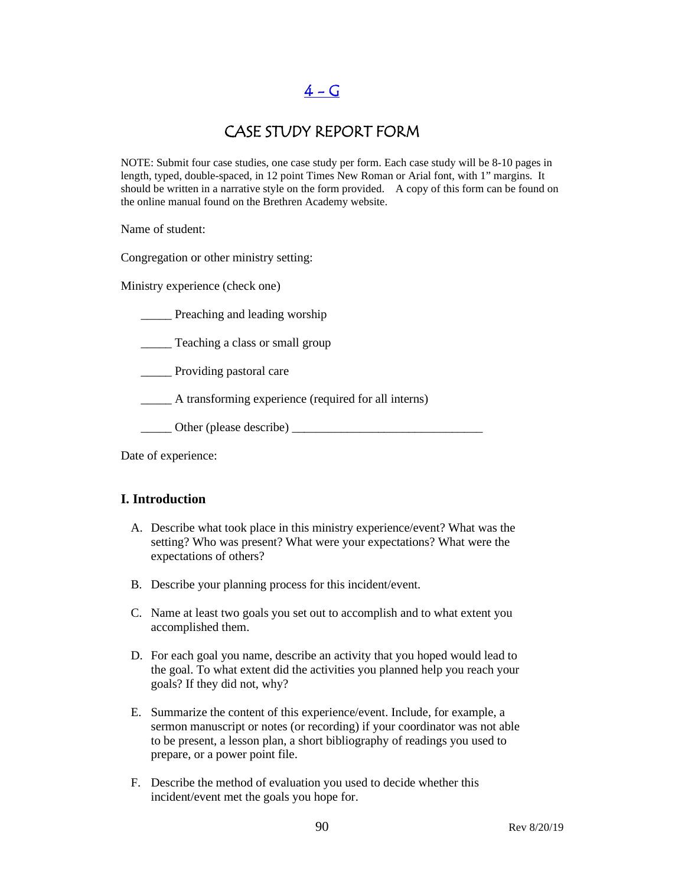# 4 – G

## CASE STUDY REPORT FORM

NOTE: Submit four case studies, one case study per form. Each case study will be 8-10 pages in length, typed, double-spaced, in 12 point Times New Roman or Arial font, with 1" margins. It should be written in a narrative style on the form provided. A copy of this form can be found on the online manual found on the Brethren Academy website.

Name of student:

Congregation or other ministry setting:

Ministry experience (check one)

_____ Preaching and leading worship

_____ Teaching a class or small group

_____ Providing pastoral care

_____ A transforming experience (required for all interns)

_____ Other (please describe) _______________________________

Date of experience:

### I. Introduction

A. Describe what took place in this ministry experience/event? What was the setting? Who was present? What were your expectations? What were the expectations of others?

B. Describe your planning process for this incident/event.

C. Name at least two goals you set out to accomplish and to what extent you accomplished them.

D. For each goal you name, describe an activity that you hoped would lead to the goal. To what extent did the activities you planned help you reach your goals? If they did not, why?

E. Summarize the content of this experience/event. Include, for example, a sermon manuscript or notes (or recording) if your coordinator was not able to be present, a lesson plan, a short bibliography of readings you used to prepare, or a power point file.

F. Describe the method of evaluation you used to decide whether this incident/event met the goals you hope for.

Rev 8/20/19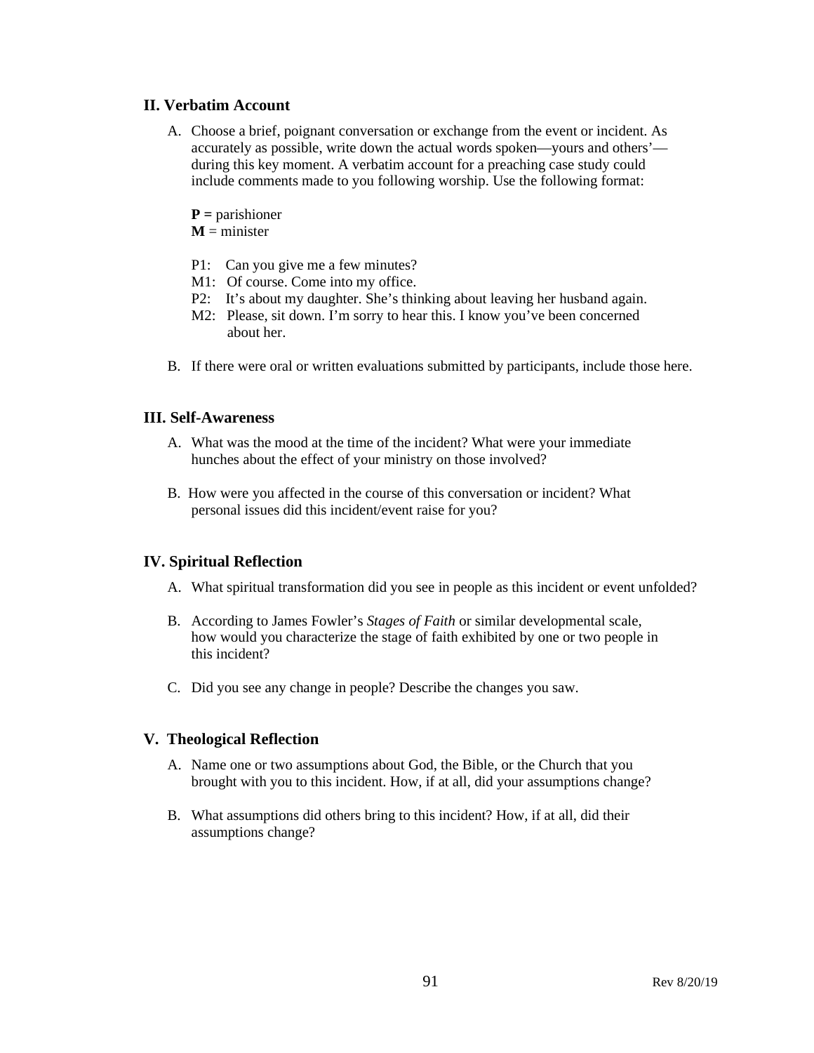## II. Verbatim Account

A. Choose a brief, poignant conversation or exchange from the event or incident. As accurately as possible, write down the actual words spoken—yours and others'—during this key moment. A verbatim account for a preaching case study could include comments made to you following worship. Use the following format:

   **P =** parishioner
   **M** = minister

   P1: Can you give me a few minutes?
   M1: Of course. Come into my office.
   P2: It's about my daughter. She's thinking about leaving her husband again.
   M2: Please, sit down. I'm sorry to hear this. I know you've been concerned about her.

B. If there were oral or written evaluations submitted by participants, include those here.

## III. Self-Awareness

A. What was the mood at the time of the incident? What were your immediate hunches about the effect of your ministry on those involved?

B. How were you affected in the course of this conversation or incident? What personal issues did this incident/event raise for you?

## IV. Spiritual Reflection

A. What spiritual transformation did you see in people as this incident or event unfolded?

B. According to James Fowler's *Stages of Faith* or similar developmental scale, how would you characterize the stage of faith exhibited by one or two people in this incident?

C. Did you see any change in people? Describe the changes you saw.

## V. Theological Reflection

A. Name one or two assumptions about God, the Bible, or the Church that you brought with you to this incident. How, if at all, did your assumptions change?

B. What assumptions did others bring to this incident? How, if at all, did their assumptions change?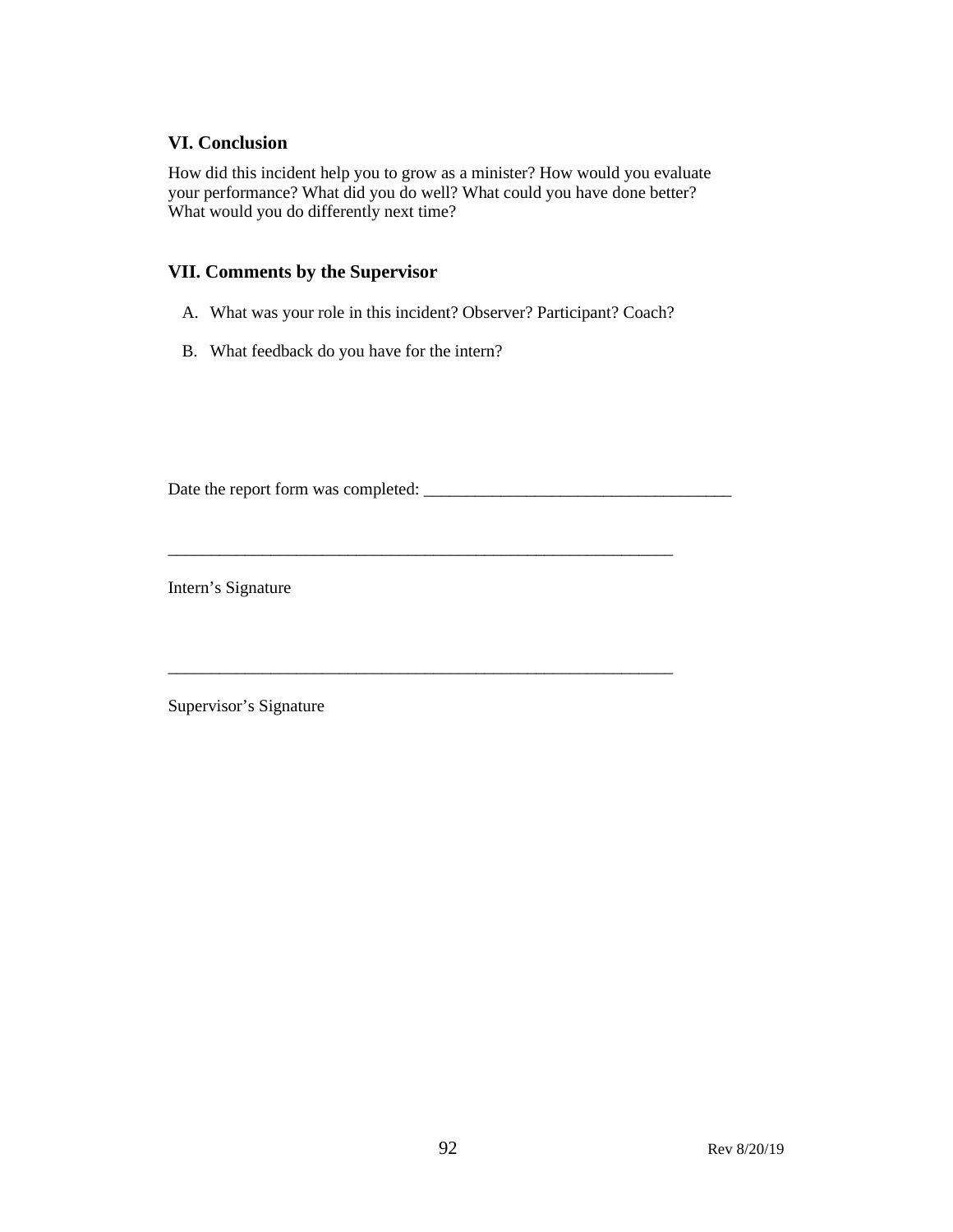## VI. Conclusion

How did this incident help you to grow as a minister? How would you evaluate your performance? What did you do well? What could you have done better? What would you do differently next time?

## VII. Comments by the Supervisor

A. What was your role in this incident? Observer? Participant? Coach?

B. What feedback do you have for the intern?

Date the report form was completed: ____________________________________

____________________________________________________________

Intern's Signature

____________________________________________________________

Supervisor's Signature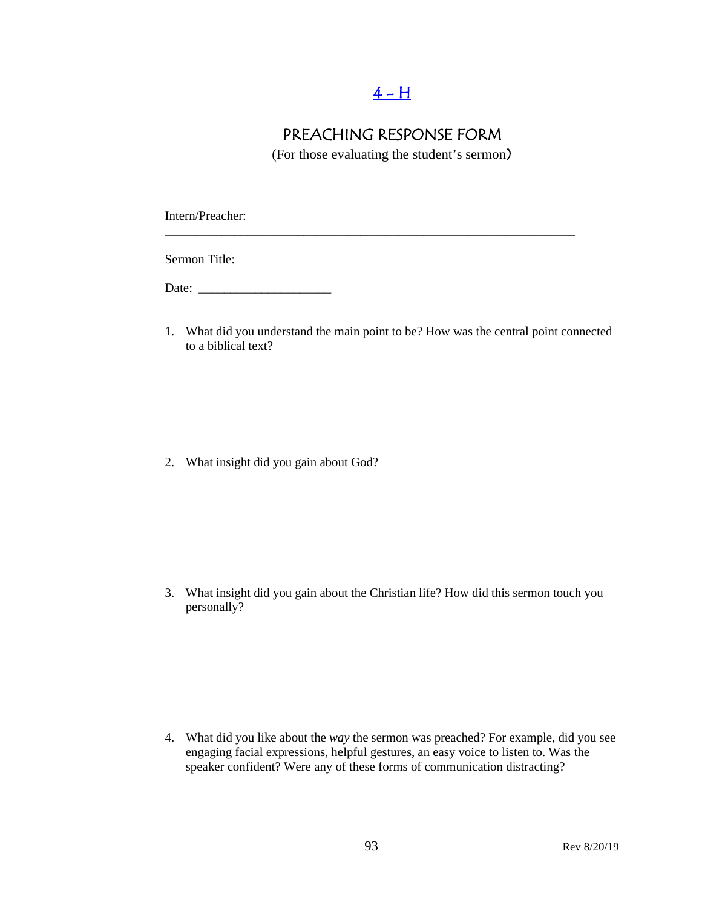[4 – H]

# PREACHING RESPONSE FORM

(For those evaluating the student's sermon)

Intern/Preacher: ___________________________________________________________________

Sermon Title: ________________________________________________________

Date: ____________________

1. What did you understand the main point to be? How was the central point connected to a biblical text?

2. What insight did you gain about God?

3. What insight did you gain about the Christian life? How did this sermon touch you personally?

4. What did you like about the *way* the sermon was preached? For example, did you see engaging facial expressions, helpful gestures, an easy voice to listen to. Was the speaker confident? Were any of these forms of communication distracting?

Rev 8/20/19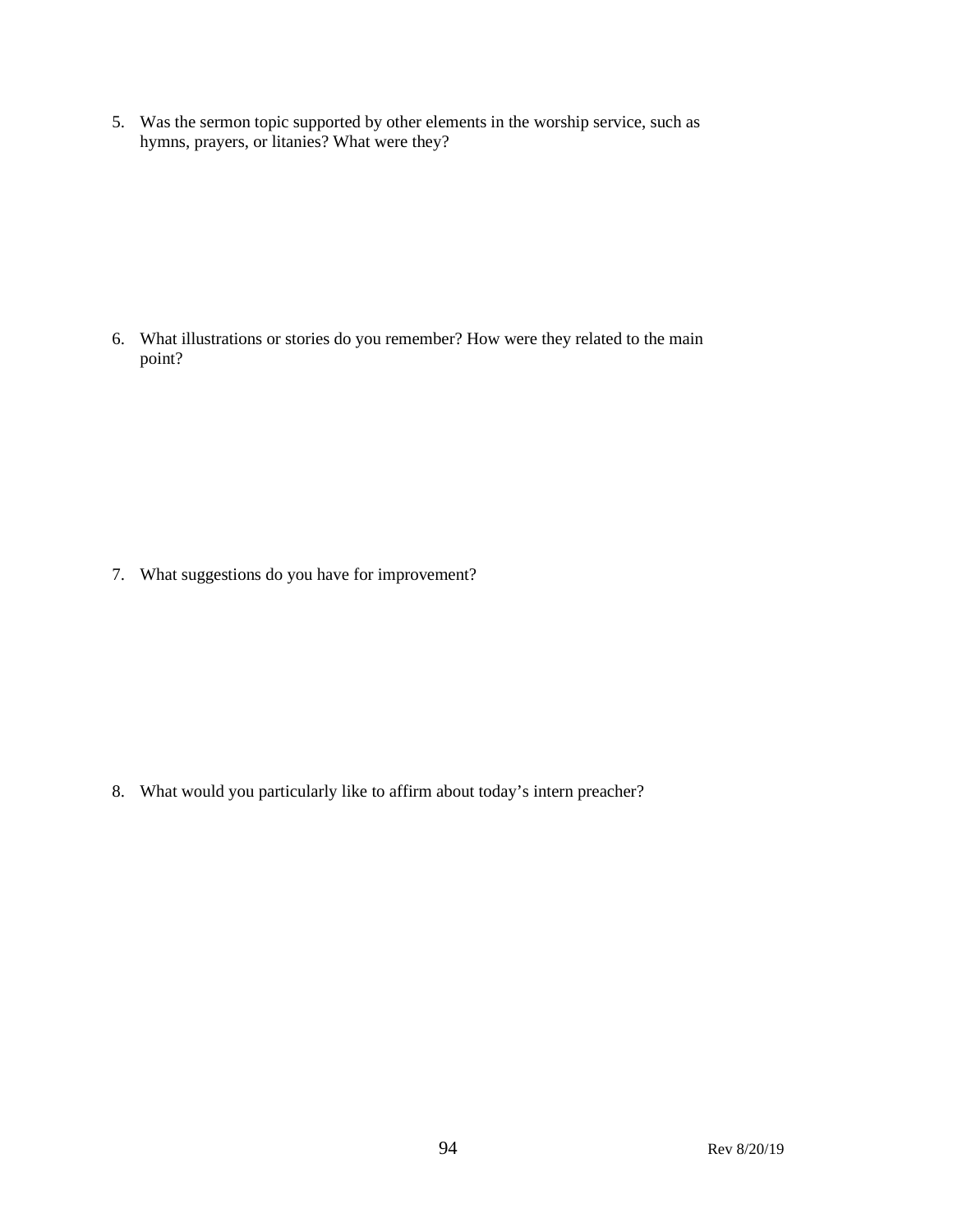5. Was the sermon topic supported by other elements in the worship service, such as hymns, prayers, or litanies? What were they?

6. What illustrations or stories do you remember? How were they related to the main point?

7. What suggestions do you have for improvement?

8. What would you particularly like to affirm about today's intern preacher?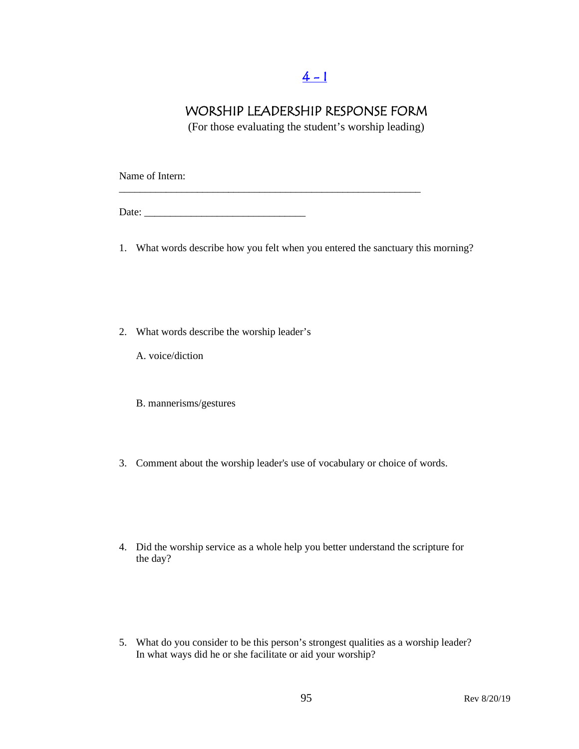[4 - 1]

# WORSHIP LEADERSHIP RESPONSE FORM

(For those evaluating the student's worship leading)

Name of Intern: ____________________________________________________________

Date: _______________________________

1. What words describe how you felt when you entered the sanctuary this morning?

2. What words describe the worship leader's

   A. voice/diction

   B. mannerisms/gestures

3. Comment about the worship leader's use of vocabulary or choice of words.

4. Did the worship service as a whole help you better understand the scripture for the day?

5. What do you consider to be this person's strongest qualities as a worship leader? In what ways did he or she facilitate or aid your worship?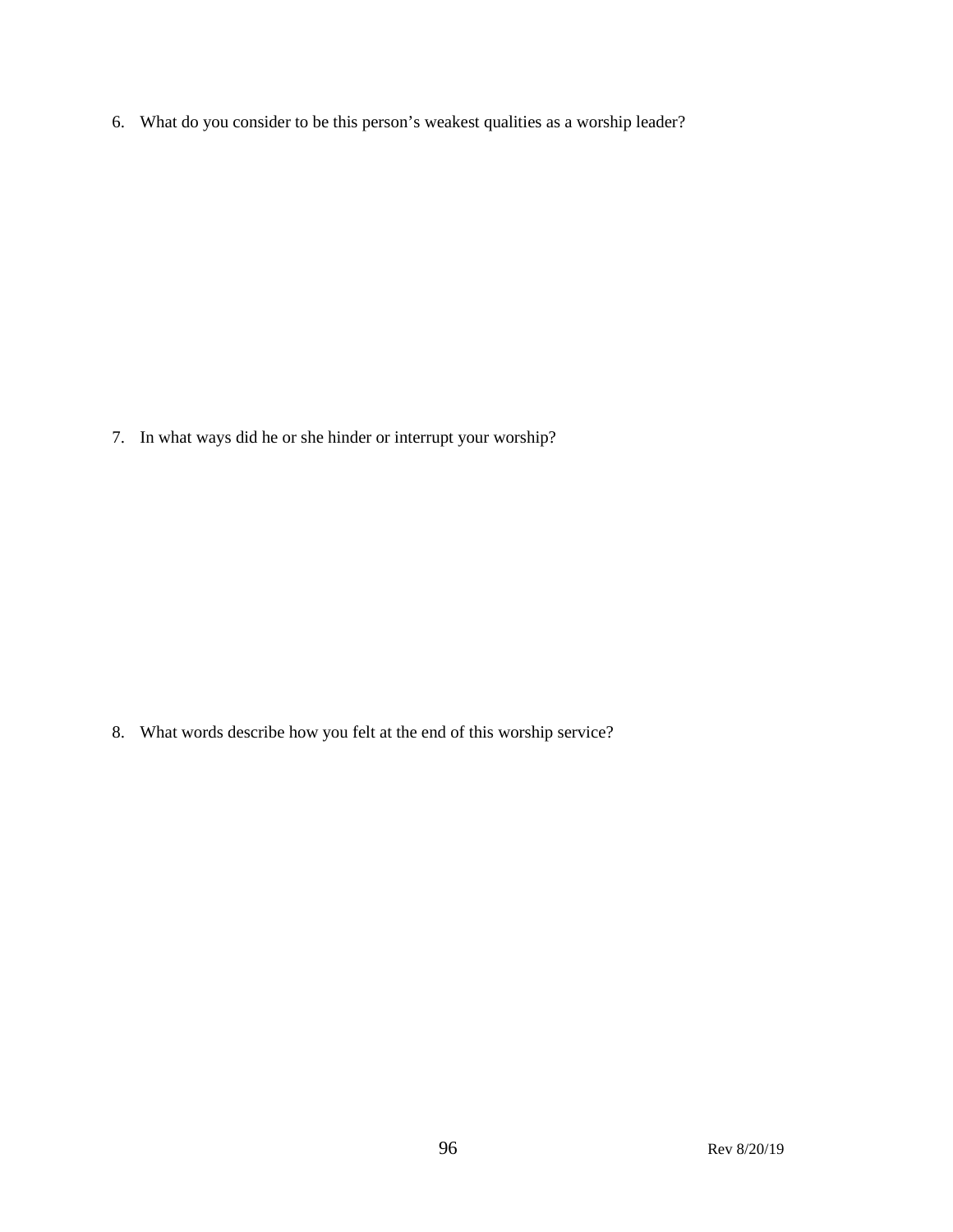6. What do you consider to be this person's weakest qualities as a worship leader?

7. In what ways did he or she hinder or interrupt your worship?

8. What words describe how you felt at the end of this worship service?

Rev 8/20/19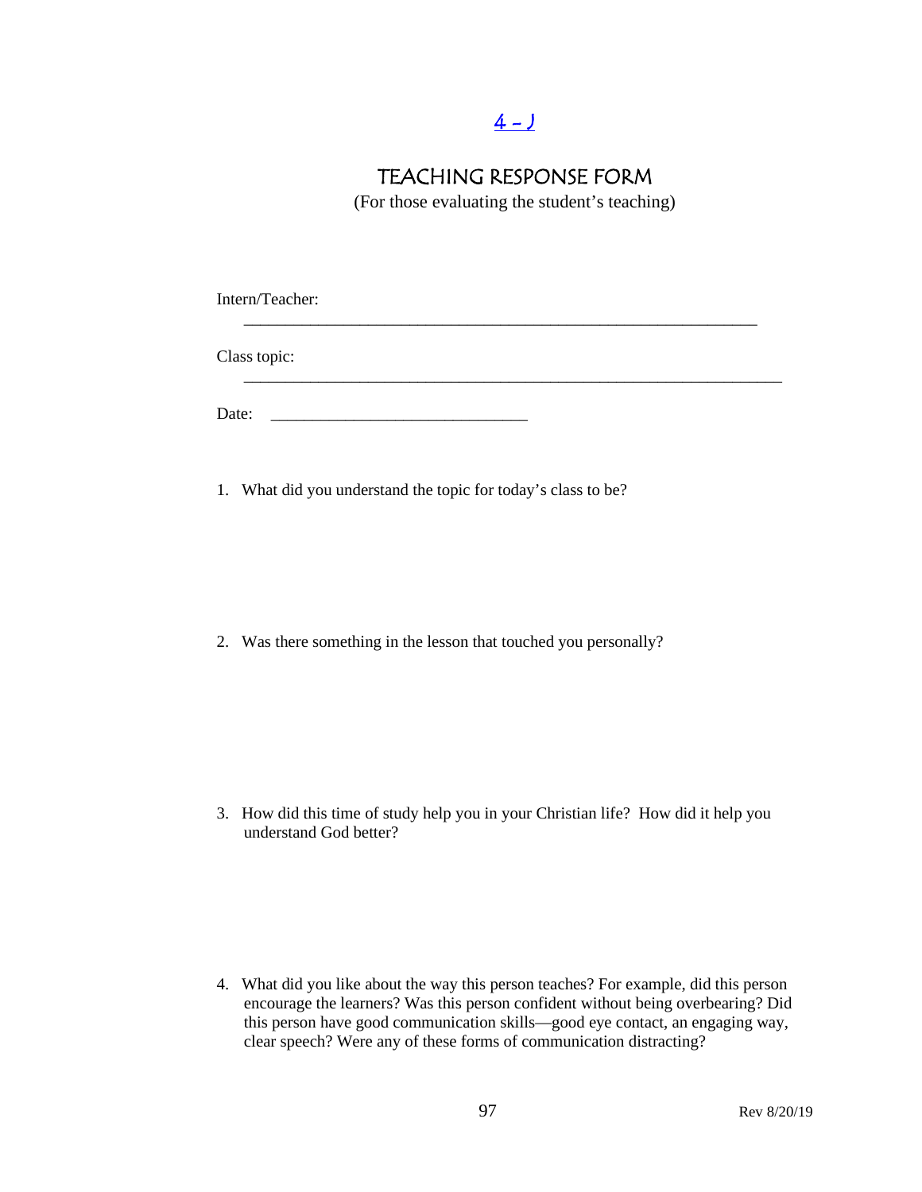[4 – J]

# TEACHING RESPONSE FORM

(For those evaluating the student's teaching)

Intern/Teacher: ________________________________________________________________

Class topic: ___________________________________________________________________

Date: ______________________________

1. What did you understand the topic for today's class to be?

2. Was there something in the lesson that touched you personally?

3. How did this time of study help you in your Christian life? How did it help you understand God better?

4. What did you like about the way this person teaches? For example, did this person encourage the learners? Was this person confident without being overbearing? Did this person have good communication skills—good eye contact, an engaging way, clear speech? Were any of these forms of communication distracting?

Rev 8/20/19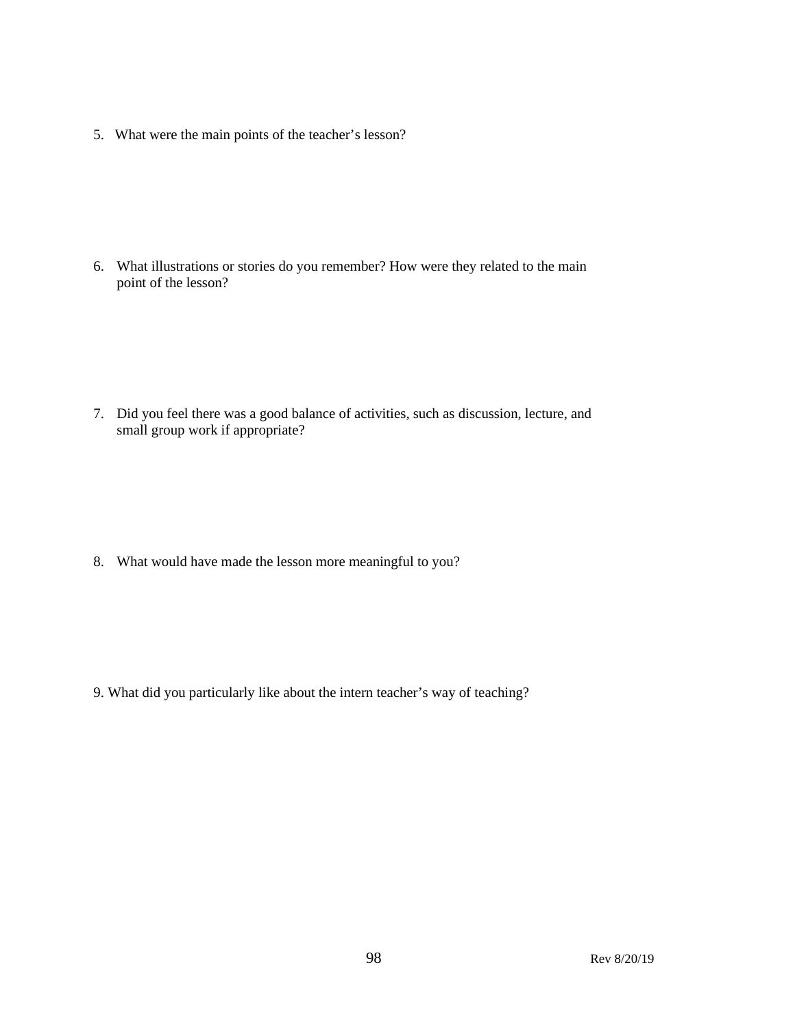5. What were the main points of the teacher's lesson?

6. What illustrations or stories do you remember? How were they related to the main point of the lesson?

7. Did you feel there was a good balance of activities, such as discussion, lecture, and small group work if appropriate?

8. What would have made the lesson more meaningful to you?

9. What did you particularly like about the intern teacher's way of teaching?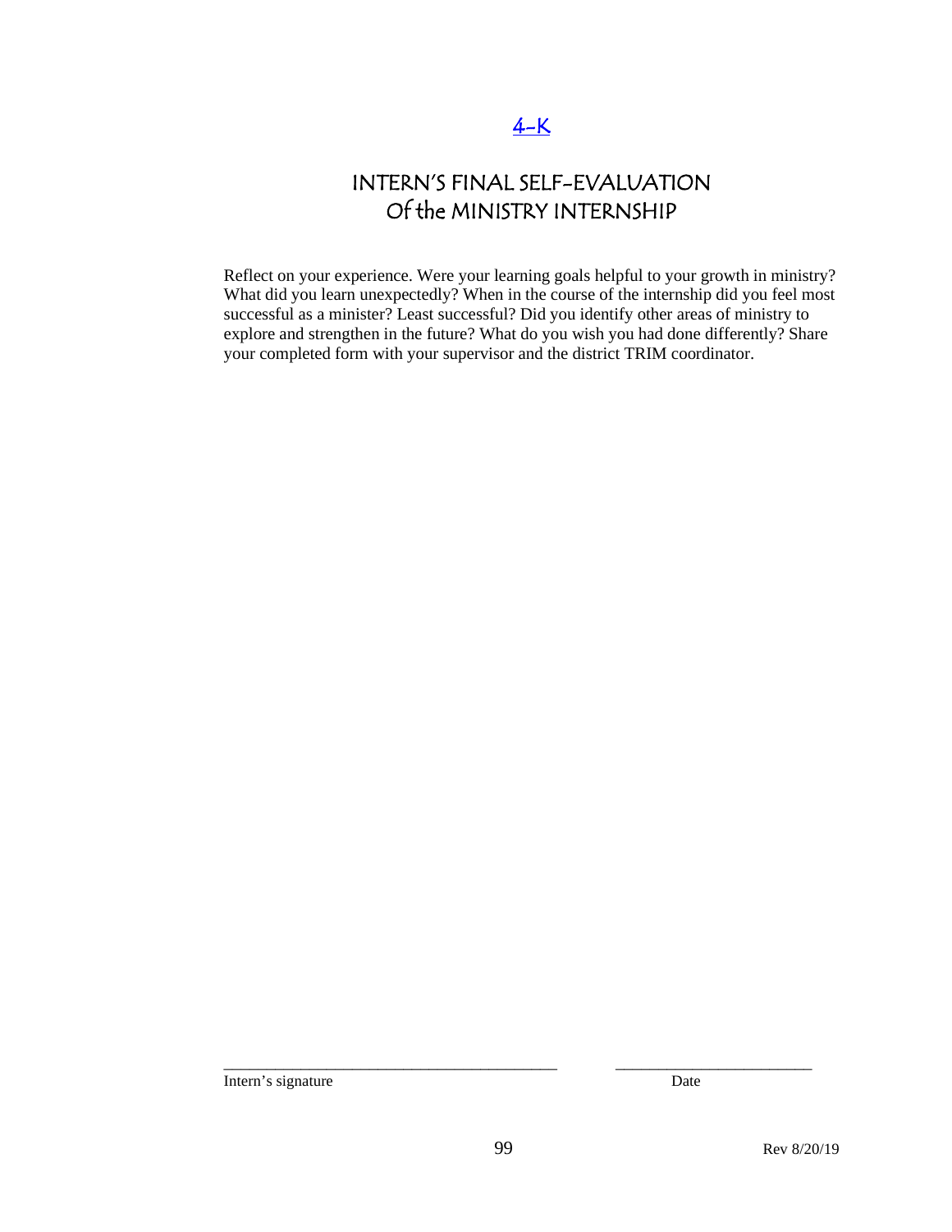[4-K]

# INTERN'S FINAL SELF-EVALUATION
# Of the MINISTRY INTERNSHIP

Reflect on your experience. Were your learning goals helpful to your growth in ministry? What did you learn unexpectedly? When in the course of the internship did you feel most successful as a minister? Least successful? Did you identify other areas of ministry to explore and strengthen in the future? What do you wish you had done differently? Share your completed form with your supervisor and the district TRIM coordinator.

_________________________________________ ________________________
Intern's signature Date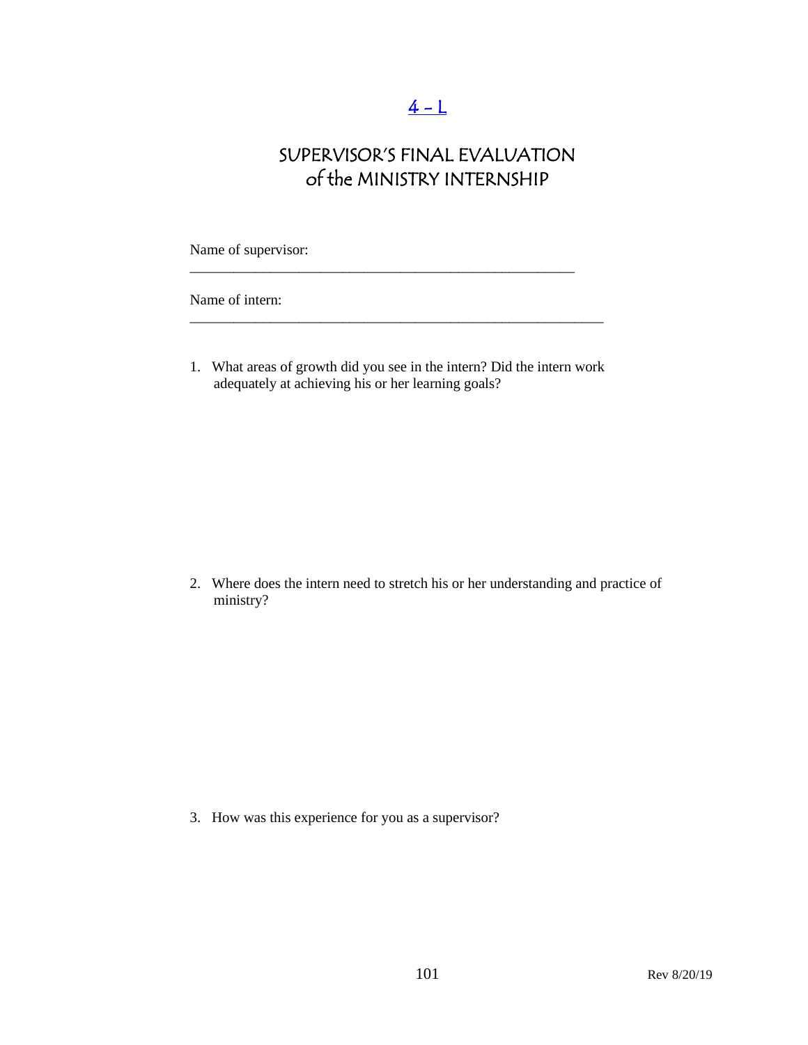4 - L

# SUPERVISOR'S FINAL EVALUATION of the MINISTRY INTERNSHIP

Name of supervisor: ________________________________________________

Name of intern: ____________________________________________________

1. What areas of growth did you see in the intern? Did the intern work adequately at achieving his or her learning goals?

2. Where does the intern need to stretch his or her understanding and practice of ministry?

3. How was this experience for you as a supervisor?

Rev 8/20/19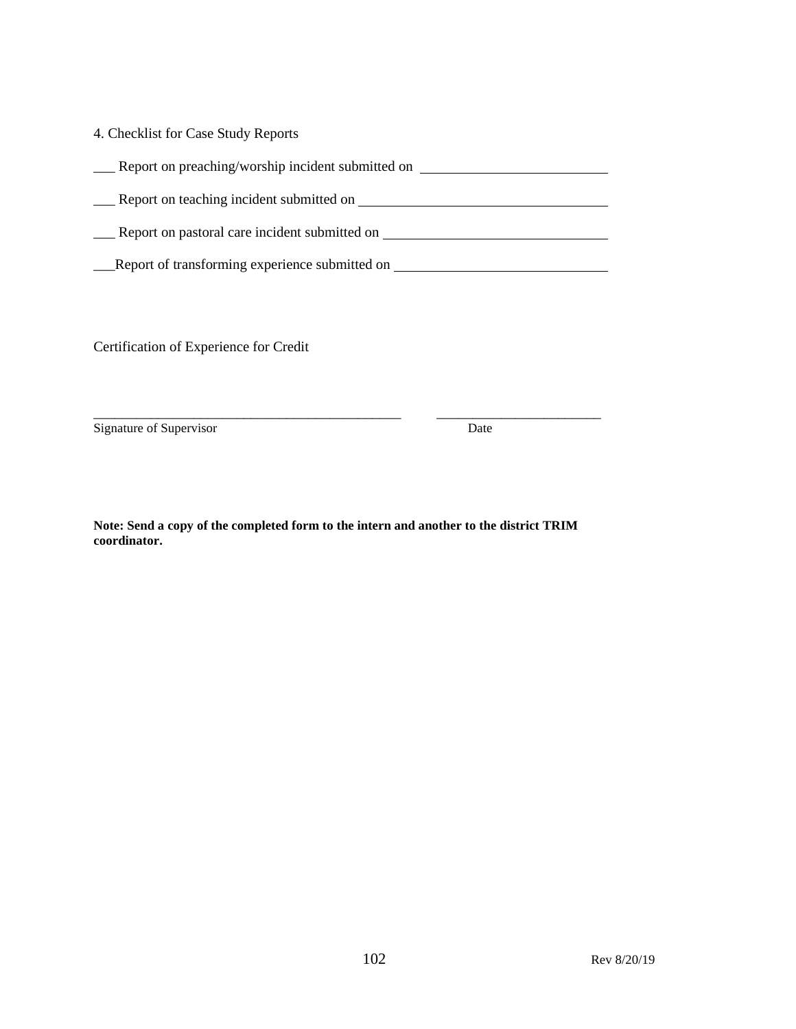4. Checklist for Case Study Reports

___ Report on preaching/worship incident submitted on ______________________________

___ Report on teaching incident submitted on ______________________________

___ Report on pastoral care incident submitted on ______________________________

___Report of transforming experience submitted on ______________________________

Certification of Experience for Credit

_______________________________________________ ________________________

Signature of Supervisor Date

**Note: Send a copy of the completed form to the intern and another to the district TRIM coordinator.**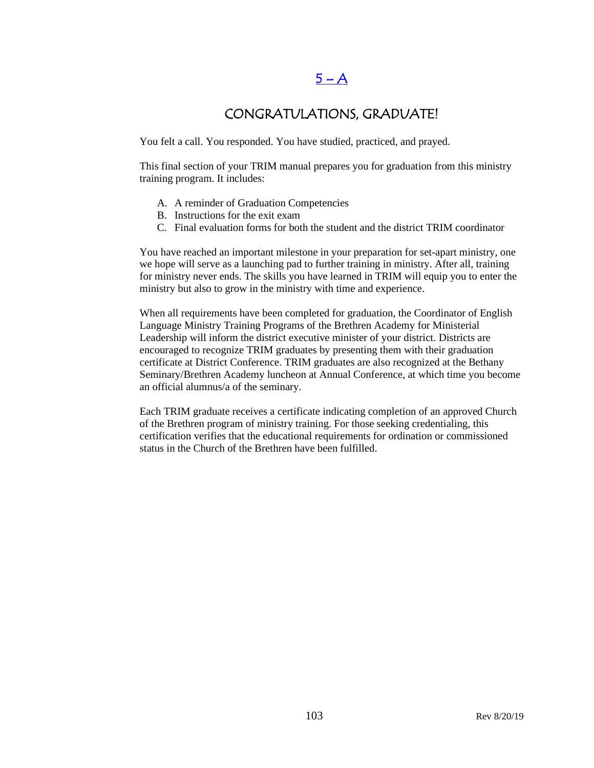## 5 – A

# CONGRATULATIONS, GRADUATE!

You felt a call. You responded. You have studied, practiced, and prayed.

This final section of your TRIM manual prepares you for graduation from this ministry training program. It includes:

A. A reminder of Graduation Competencies
B. Instructions for the exit exam
C. Final evaluation forms for both the student and the district TRIM coordinator

You have reached an important milestone in your preparation for set-apart ministry, one we hope will serve as a launching pad to further training in ministry. After all, training for ministry never ends. The skills you have learned in TRIM will equip you to enter the ministry but also to grow in the ministry with time and experience.

When all requirements have been completed for graduation, the Coordinator of English Language Ministry Training Programs of the Brethren Academy for Ministerial Leadership will inform the district executive minister of your district. Districts are encouraged to recognize TRIM graduates by presenting them with their graduation certificate at District Conference. TRIM graduates are also recognized at the Bethany Seminary/Brethren Academy luncheon at Annual Conference, at which time you become an official alumnus/a of the seminary.

Each TRIM graduate receives a certificate indicating completion of an approved Church of the Brethren program of ministry training. For those seeking credentialing, this certification verifies that the educational requirements for ordination or commissioned status in the Church of the Brethren have been fulfilled.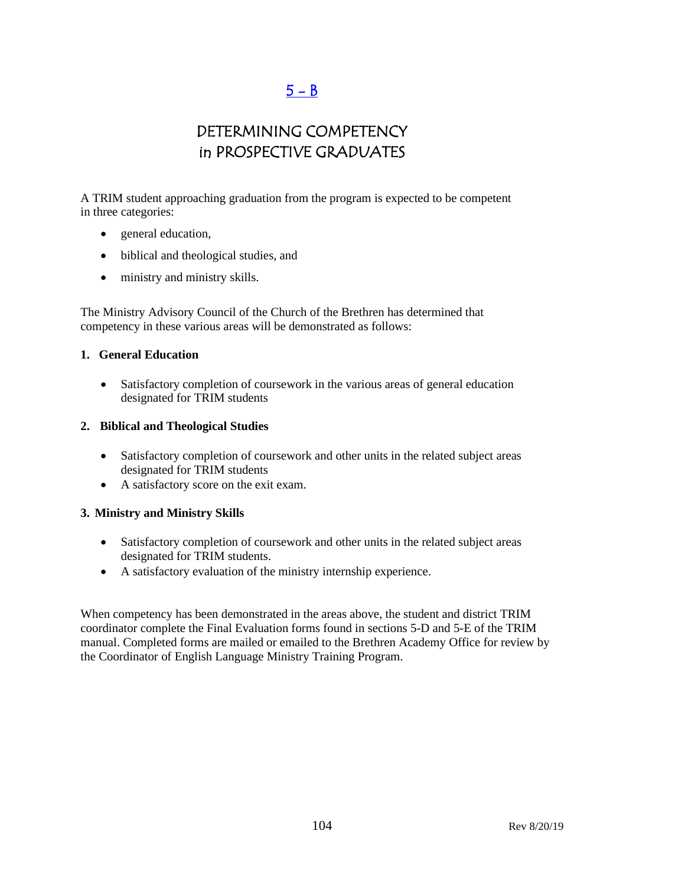## [5 – B]

# DETERMINING COMPETENCY in PROSPECTIVE GRADUATES

A TRIM student approaching graduation from the program is expected to be competent in three categories:

- general education,
- biblical and theological studies, and
- ministry and ministry skills.

The Ministry Advisory Council of the Church of the Brethren has determined that competency in these various areas will be demonstrated as follows:

**1. General Education**

- Satisfactory completion of coursework in the various areas of general education designated for TRIM students

**2. Biblical and Theological Studies**

- Satisfactory completion of coursework and other units in the related subject areas designated for TRIM students
- A satisfactory score on the exit exam.

**3. Ministry and Ministry Skills**

- Satisfactory completion of coursework and other units in the related subject areas designated for TRIM students.
- A satisfactory evaluation of the ministry internship experience.

When competency has been demonstrated in the areas above, the student and district TRIM coordinator complete the Final Evaluation forms found in sections 5-D and 5-E of the TRIM manual. Completed forms are mailed or emailed to the Brethren Academy Office for review by the Coordinator of English Language Ministry Training Program.

Rev 8/20/19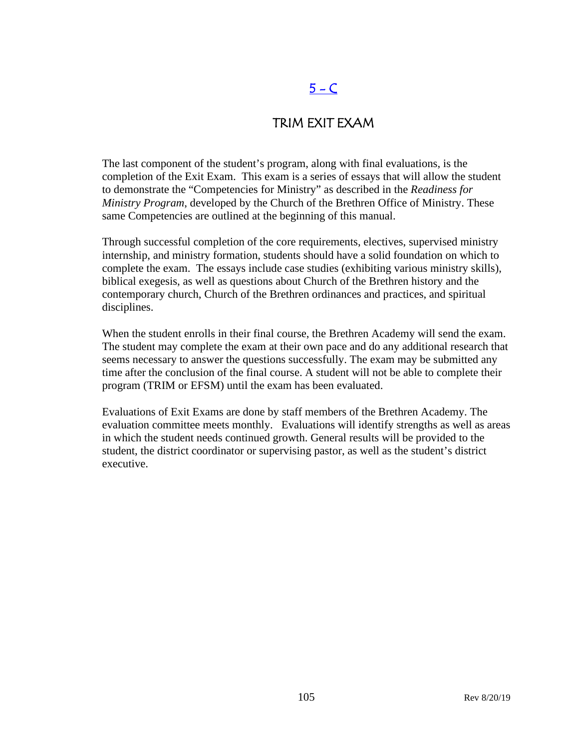## 5 – C

## TRIM EXIT EXAM

The last component of the student's program, along with final evaluations, is the completion of the Exit Exam. This exam is a series of essays that will allow the student to demonstrate the "Competencies for Ministry" as described in the *Readiness for Ministry Program*, developed by the Church of the Brethren Office of Ministry. These same Competencies are outlined at the beginning of this manual.

Through successful completion of the core requirements, electives, supervised ministry internship, and ministry formation, students should have a solid foundation on which to complete the exam. The essays include case studies (exhibiting various ministry skills), biblical exegesis, as well as questions about Church of the Brethren history and the contemporary church, Church of the Brethren ordinances and practices, and spiritual disciplines.

When the student enrolls in their final course, the Brethren Academy will send the exam. The student may complete the exam at their own pace and do any additional research that seems necessary to answer the questions successfully. The exam may be submitted any time after the conclusion of the final course. A student will not be able to complete their program (TRIM or EFSM) until the exam has been evaluated.

Evaluations of Exit Exams are done by staff members of the Brethren Academy. The evaluation committee meets monthly. Evaluations will identify strengths as well as areas in which the student needs continued growth. General results will be provided to the student, the district coordinator or supervising pastor, as well as the student's district executive.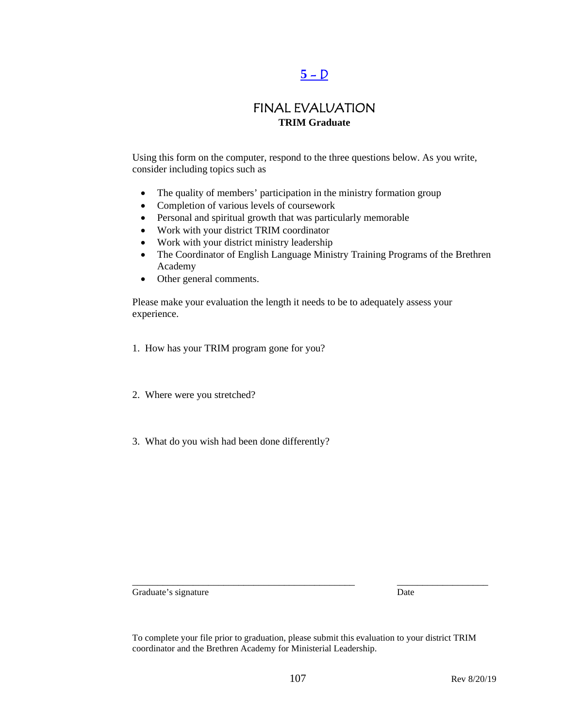[5 – D]

# FINAL EVALUATION

**TRIM Graduate**

Using this form on the computer, respond to the three questions below. As you write, consider including topics such as

- The quality of members' participation in the ministry formation group
- Completion of various levels of coursework
- Personal and spiritual growth that was particularly memorable
- Work with your district TRIM coordinator
- Work with your district ministry leadership
- The Coordinator of English Language Ministry Training Programs of the Brethren Academy
- Other general comments.

Please make your evaluation the length it needs to be to adequately assess your experience.

1. How has your TRIM program gone for you?

2. Where were you stretched?

3. What do you wish had been done differently?

_______________________________________________ ___________________

Graduate's signature Date

To complete your file prior to graduation, please submit this evaluation to your district TRIM coordinator and the Brethren Academy for Ministerial Leadership.

Rev 8/20/19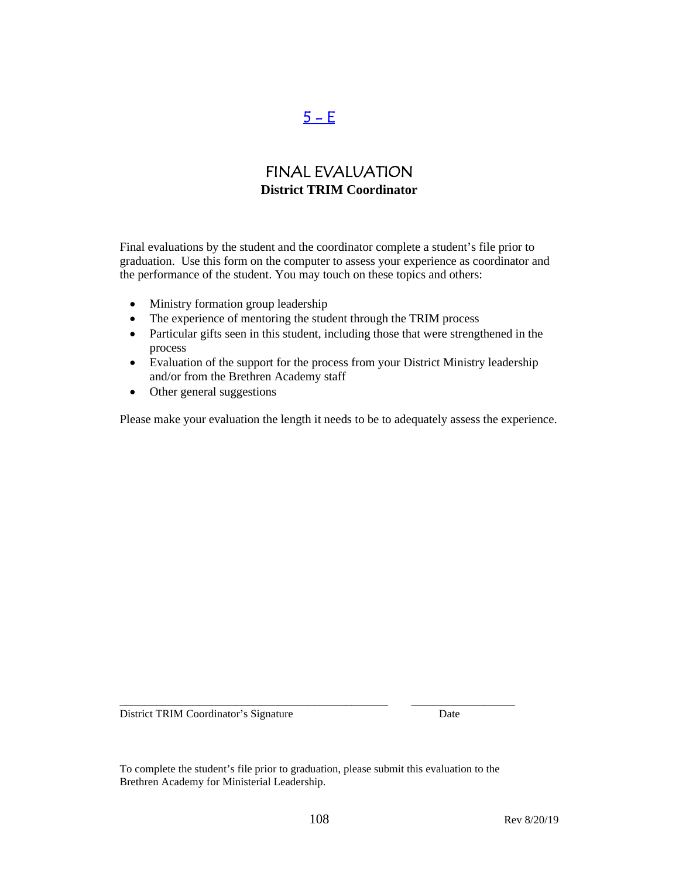[5 – E]

# FINAL EVALUATION

**District TRIM Coordinator**

Final evaluations by the student and the coordinator complete a student's file prior to graduation. Use this form on the computer to assess your experience as coordinator and the performance of the student. You may touch on these topics and others:

- Ministry formation group leadership
- The experience of mentoring the student through the TRIM process
- Particular gifts seen in this student, including those that were strengthened in the process
- Evaluation of the support for the process from your District Ministry leadership and/or from the Brethren Academy staff
- Other general suggestions

Please make your evaluation the length it needs to be to adequately assess the experience.

_______________________________________________ __________________

District TRIM Coordinator's Signature Date

To complete the student's file prior to graduation, please submit this evaluation to the Brethren Academy for Ministerial Leadership.

Rev 8/20/19